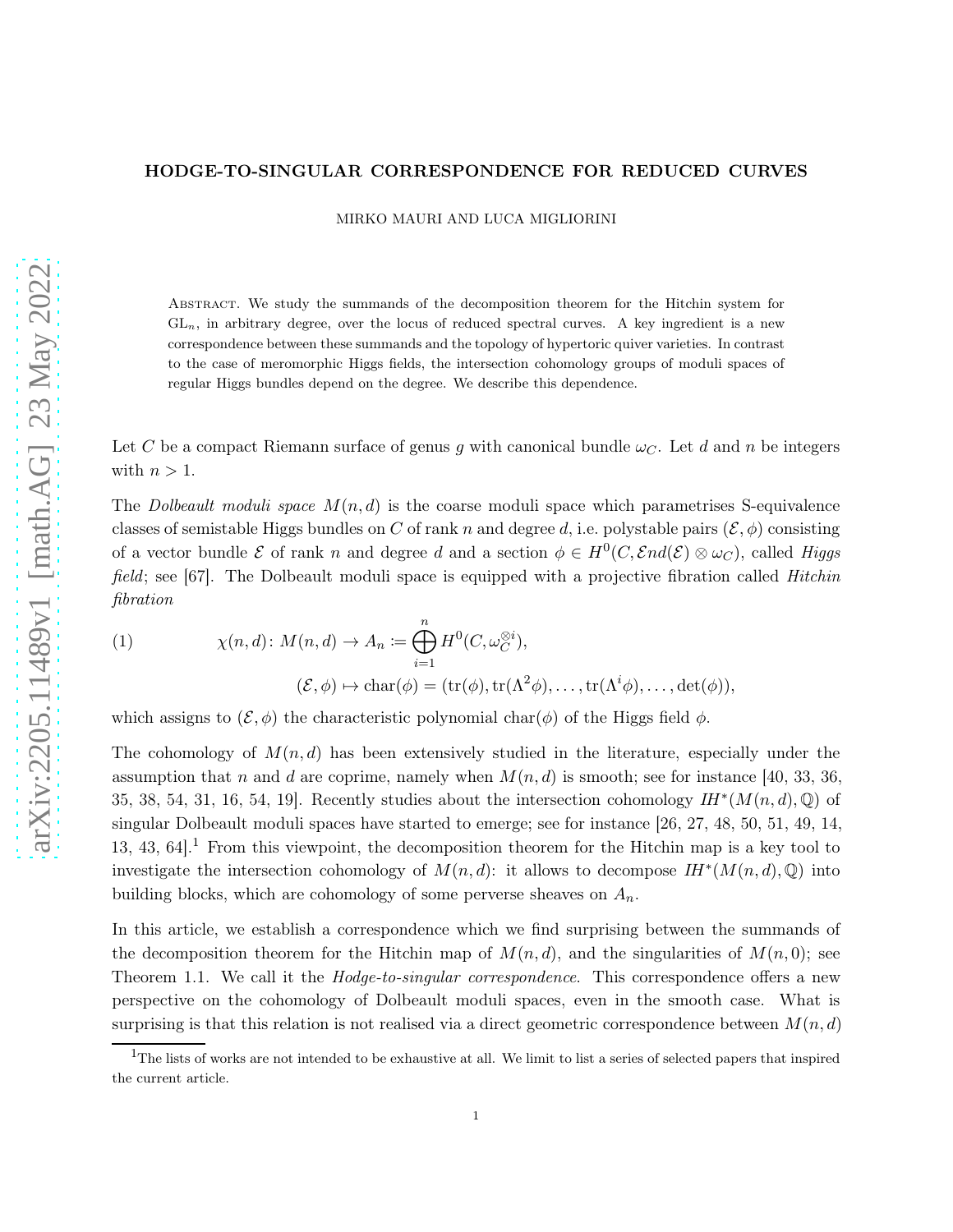# HODGE-TO-SINGULAR CORRESPONDENCE FOR REDUCED CURVES

MIRKO MAURI AND LUCA MIGLIORINI

Abstract. We study the summands of the decomposition theorem for the Hitchin system for $\mathrm{GL}_n$, in arbitrary degree, over the locus of reduced spectral curves. A key ingredient is a new correspondence between these summands and the topology of hypertoric quiver varieties. In contrast to the case of meromorphic Higgs fields, the intersection cohomology groups of moduli spaces of regular Higgs bundles depend on the degree. We describe this dependence.

Let $C$ be a compact Riemann surface of genus $g$ with canonical bundle $\omega_C$. Let $d$ and $n$ be integers with $n > 1$.

The *Dolbeault moduli space* $M(n, d)$ is the coarse moduli space which parametrises S-equivalence classes of semistable Higgs bundles on $C$ of rank $n$ and degree $d$, i.e. polystable pairs $(\mathcal{E}, \phi)$ consisting of a vector bundle $\mathcal{E}$ of rank $n$ and degree $d$ and a section $\phi \in H^0(C, \mathcal{E}nd(\mathcal{E}) \otimes \omega_C)$, called *Higgs field*; see [67]. The Dolbeault moduli space is equipped with a projective fibration called *Hitchin fibration*

$$
\begin{aligned}
(1) \qquad \chi(n, d)\colon M(n, d) &\to A_n := \bigoplus_{i=1}^{n} H^0(C, \omega_C^{\otimes i}),\\
(\mathcal{E}, \phi) &\mapsto \mathrm{char}(\phi) = (\mathrm{tr}(\phi), \mathrm{tr}(\Lambda^2\phi), \ldots, \mathrm{tr}(\Lambda^i\phi), \ldots, \det(\phi)),
\end{aligned}
$$

which assigns to $(\mathcal{E}, \phi)$ the characteristic polynomial $\mathrm{char}(\phi)$ of the Higgs field $\phi$.

The cohomology of $M(n, d)$ has been extensively studied in the literature, especially under the assumption that $n$ and $d$ are coprime, namely when $M(n, d)$ is smooth; see for instance [40, 33, 36, 35, 38, 54, 31, 16, 54, 19]. Recently studies about the intersection cohomology $IH^*(M(n, d), \mathbb{Q})$ of singular Dolbeault moduli spaces have started to emerge; see for instance [26, 27, 48, 50, 51, 49, 14, 13, 43, 64].[1] From this viewpoint, the decomposition theorem for the Hitchin map is a key tool to investigate the intersection cohomology of $M(n, d)$: it allows to decompose $IH^*(M(n, d), \mathbb{Q})$ into building blocks, which are cohomology of some perverse sheaves on $A_n$.

In this article, we establish a correspondence which we find surprising between the summands of the decomposition theorem for the Hitchin map of $M(n, d)$, and the singularities of $M(n, 0)$; see Theorem 1.1. We call it the *Hodge-to-singular correspondence*. This correspondence offers a new perspective on the cohomology of Dolbeault moduli spaces, even in the smooth case. What is surprising is that this relation is not realised via a direct geometric correspondence between $M(n, d)$

[1] The lists of works are not intended to be exhaustive at all. We limit to list a series of selected papers that inspired the current article.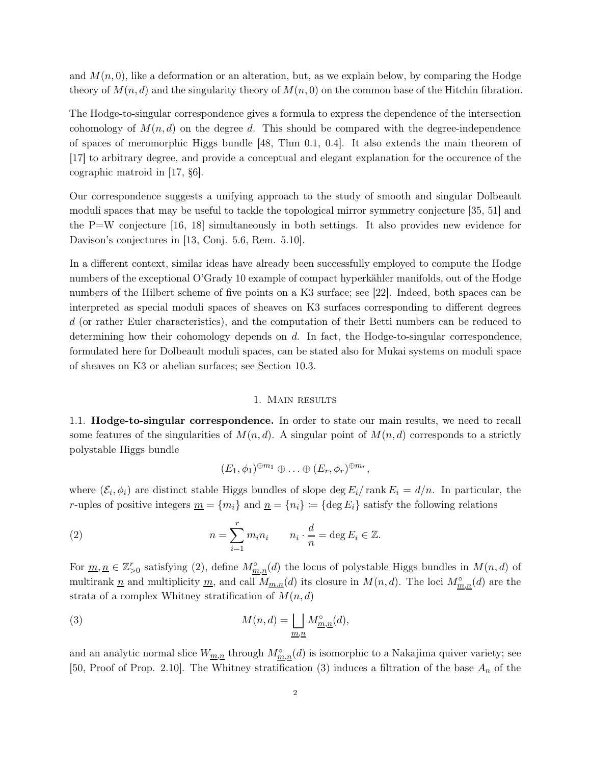and $M(n,0)$, like a deformation or an alteration, but, as we explain below, by comparing the Hodge theory of $M(n,d)$ and the singularity theory of $M(n,0)$ on the common base of the Hitchin fibration.

The Hodge-to-singular correspondence gives a formula to express the dependence of the intersection cohomology of $M(n,d)$ on the degree $d$. This should be compared with the degree-independence of spaces of meromorphic Higgs bundle [48, Thm 0.1, 0.4]. It also extends the main theorem of [17] to arbitrary degree, and provide a conceptual and elegant explanation for the occurence of the cographic matroid in [17, §6].

Our correspondence suggests a unifying approach to the study of smooth and singular Dolbeault moduli spaces that may be useful to tackle the topological mirror symmetry conjecture [35, 51] and the P=W conjecture [16, 18] simultaneously in both settings. It also provides new evidence for Davison's conjectures in [13, Conj. 5.6, Rem. 5.10].

In a different context, similar ideas have already been successfully employed to compute the Hodge numbers of the exceptional O'Grady 10 example of compact hyperkähler manifolds, out of the Hodge numbers of the Hilbert scheme of five points on a K3 surface; see [22]. Indeed, both spaces can be interpreted as special moduli spaces of sheaves on K3 surfaces corresponding to different degrees $d$ (or rather Euler characteristics), and the computation of their Betti numbers can be reduced to determining how their cohomology depends on $d$. In fact, the Hodge-to-singular correspondence, formulated here for Dolbeault moduli spaces, can be stated also for Mukai systems on moduli space of sheaves on K3 or abelian surfaces; see Section 10.3.

## 1. Main results

**1.1. Hodge-to-singular correspondence.** In order to state our main results, we need to recall some features of the singularities of $M(n,d)$. A singular point of $M(n,d)$ corresponds to a strictly polystable Higgs bundle

$$(E_1, \phi_1)^{\oplus m_1} \oplus \ldots \oplus (E_r, \phi_r)^{\oplus m_r},$$

where $(\mathcal{E}_i, \phi_i)$ are distinct stable Higgs bundles of slope $\deg E_i / \operatorname{rank} E_i = d/n$. In particular, the $r$-uples of positive integers $\underline{m} = \{m_i\}$ and $\underline{n} = \{n_i\} \coloneqq \{\deg E_i\}$ satisfy the following relations

$$n = \sum_{i=1}^{r} m_i n_i \qquad n_i \cdot \frac{d}{n} = \deg E_i \in \mathbb{Z}. \tag{2}$$

For $\underline{m}, \underline{n} \in \mathbb{Z}^r_{>0}$ satisfying (2), define $M^{\circ}_{\underline{m},\underline{n}}(d)$ the locus of polystable Higgs bundles in $M(n,d)$ of multirank $\underline{n}$ and multiplicity $\underline{m}$, and call $M_{\underline{m},\underline{n}}(d)$ its closure in $M(n,d)$. The loci $M^{\circ}_{\underline{m},\underline{n}}(d)$ are the strata of a complex Whitney stratification of $M(n,d)$

$$M(n,d) = \bigsqcup_{\underline{m},\underline{n}} M^{\circ}_{\underline{m},\underline{n}}(d), \tag{3}$$

and an analytic normal slice $W_{\underline{m},\underline{n}}$ through $M^{\circ}_{\underline{m},\underline{n}}(d)$ is isomorphic to a Nakajima quiver variety; see [50, Proof of Prop. 2.10]. The Whitney stratification (3) induces a filtration of the base $A_n$ of the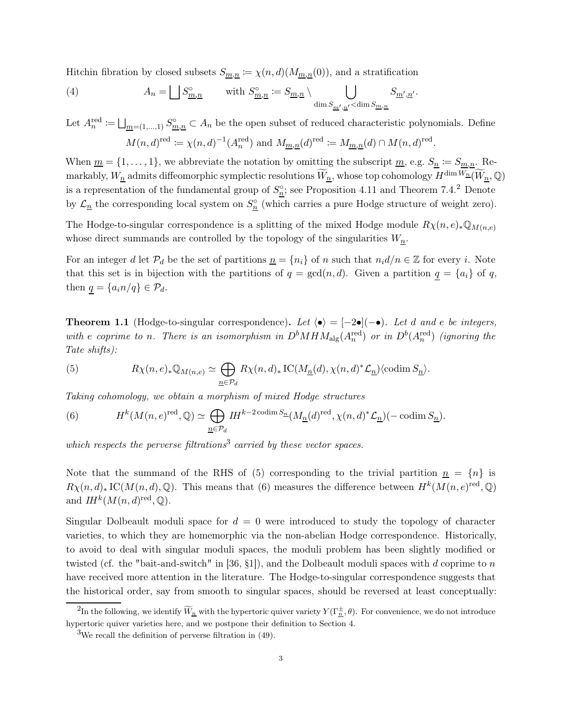Hitchin fibration by closed subsets $S_{\underline{m},\underline{n}} := \chi(n,d)(M_{\underline{m},\underline{n}}(0))$, and a stratification

$$A_n = \bigsqcup S^\circ_{\underline{m},\underline{n}} \qquad \text{with } S^\circ_{\underline{m},\underline{n}} := S_{\underline{m},\underline{n}} \setminus \bigcup_{\dim S_{\underline{m}',\underline{n}'} < \dim S_{\underline{m},\underline{n}}} S_{\underline{m}',\underline{n}'}. \tag{4}$$

Let $A_n^{\mathrm{red}} := \bigsqcup_{\underline{m}=(1,\dots,1)} S^\circ_{\underline{m},\underline{n}} \subset A_n$ be the open subset of reduced characteristic polynomials. Define

$$M(n,d)^{\mathrm{red}} := \chi(n,d)^{-1}(A_n^{\mathrm{red}}) \text{ and } M_{\underline{m},\underline{n}}(d)^{\mathrm{red}} := M_{\underline{m},\underline{n}}(d) \cap M(n,d)^{\mathrm{red}}.$$

When $\underline{m} = \{1,\dots,1\}$, we abbreviate the notation by omitting the subscript $\underline{m}$, e.g. $S_{\underline{n}} := S_{\underline{m},\underline{n}}$. Remarkably, $W_{\underline{n}}$ admits diffeomorphic symplectic resolutions $\widetilde{W}_{\underline{n}}$, whose top cohomology $H^{\dim W_{\underline{n}}}(\widetilde{W}_{\underline{n}}, \mathbb{Q})$ is a representation of the fundamental group of $S^\circ_{\underline{n}}$; see Proposition 4.11 and Theorem 7.4.[2] Denote by $\mathcal{L}_{\underline{n}}$ the corresponding local system on $S^\circ_{\underline{n}}$ (which carries a pure Hodge structure of weight zero).

The Hodge-to-singular correspondence is a splitting of the mixed Hodge module $R\chi(n,e)_*\mathbb{Q}_{M(n,e)}$ whose direct summands are controlled by the topology of the singularities $W_{\underline{n}}$.

For an integer $d$ let $\mathcal{P}_d$ be the set of partitions $\underline{n} = \{n_i\}$ of $n$ such that $n_i d/n \in \mathbb{Z}$ for every $i$. Note that this set is in bijection with the partitions of $q = \gcd(n,d)$. Given a partition $\underline{q} = \{a_i\}$ of $q$, then $\underline{q} = \{a_i n/q\} \in \mathcal{P}_d$.

**Theorem 1.1** (Hodge-to-singular correspondence)**.** *Let $\langle \bullet \rangle = [-2\bullet](-\bullet)$. Let $d$ and $e$ be integers, with $e$ coprime to $n$. There is an isomorphism in $D^b MHM_{\mathrm{alg}}(A_n^{\mathrm{red}})$ or in $D^b(A_n^{\mathrm{red}})$ (ignoring the Tate shifts):*

$$R\chi(n,e)_*\mathbb{Q}_{M(n,e)} \simeq \bigoplus_{\underline{n} \in \mathcal{P}_d} R\chi(n,d)_* \operatorname{IC}(M_{\underline{n}}(d), \chi(n,d)^*\mathcal{L}_{\underline{n}})\langle \operatorname{codim} S_{\underline{n}} \rangle. \tag{5}$$

*Taking cohomology, we obtain a morphism of mixed Hodge structures*

$$H^k(M(n,e)^{\mathrm{red}}, \mathbb{Q}) \simeq \bigoplus_{\underline{n} \in \mathcal{P}_d} I\!H^{k-2\operatorname{codim} S_{\underline{n}}}(M_{\underline{n}}(d)^{\mathrm{red}}, \chi(n,d)^*\mathcal{L}_{\underline{n}})(-\operatorname{codim} S_{\underline{n}}). \tag{6}$$

*which respects the perverse filtrations*[3] *carried by these vector spaces.*

Note that the summand of the RHS of (5) corresponding to the trivial partition $\underline{n} = \{n\}$ is $R\chi(n,d)_* \operatorname{IC}(M(n,d), \mathbb{Q})$. This means that (6) measures the difference between $H^k(M(n,e)^{\mathrm{red}}, \mathbb{Q})$ and $I\!H^k(M(n,d)^{\mathrm{red}}, \mathbb{Q})$.

Singular Dolbeault moduli space for $d = 0$ were introduced to study the topology of character varieties, to which they are homemorphic via the non-abelian Hodge correspondence. Historically, to avoid to deal with singular moduli spaces, the moduli problem has been slightly modified or twisted (cf. the "bait-and-switch" in [36, §1]), and the Dolbeault moduli spaces with $d$ coprime to $n$ have received more attention in the literature. The Hodge-to-singular correspondence suggests that the historical order, say from smooth to singular spaces, should be reversed at least conceptually:

[2] In the following, we identify $\widetilde{W}_{\underline{n}}$ with the hypertoric quiver variety $Y(\Gamma^{\pm}_{\underline{n}}, \theta)$. For convenience, we do not introduce hypertoric quiver varieties here, and we postpone their definition to Section 4.

[3] We recall the definition of perverse filtration in (49).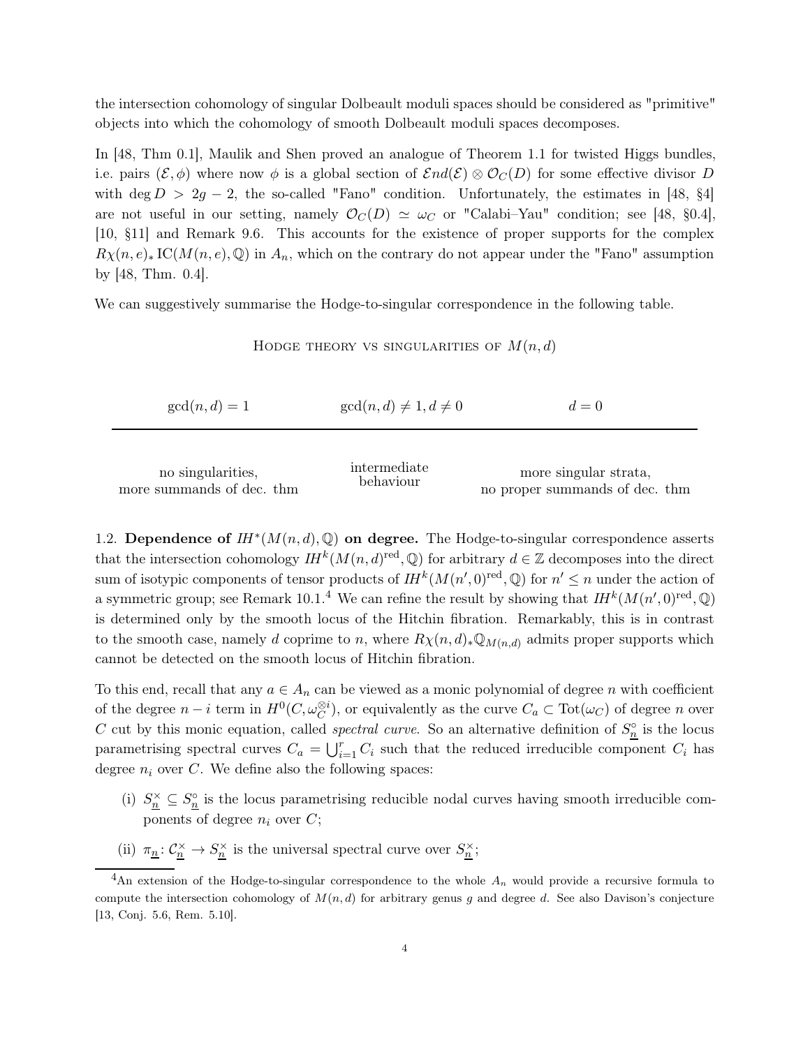the intersection cohomology of singular Dolbeault moduli spaces should be considered as "primitive" objects into which the cohomology of smooth Dolbeault moduli spaces decomposes.

In [48, Thm 0.1], Maulik and Shen proved an analogue of Theorem 1.1 for twisted Higgs bundles, i.e. pairs $(\mathcal{E}, \phi)$ where now $\phi$ is a global section of $\mathcal{E}nd(\mathcal{E}) \otimes \mathcal{O}_C(D)$ for some effective divisor $D$ with $\deg D > 2g-2$, the so-called "Fano" condition. Unfortunately, the estimates in [48, §4] are not useful in our setting, namely $\mathcal{O}_C(D) \simeq \omega_C$ or "Calabi–Yau" condition; see [48, §0.4], [10, §11] and Remark 9.6. This accounts for the existence of proper supports for the complex $R\chi(n,e)_* \mathrm{IC}(M(n,e), \mathbb{Q})$ in $A_n$, which on the contrary do not appear under the "Fano" assumption by [48, Thm. 0.4].

We can suggestively summarise the Hodge-to-singular correspondence in the following table.

Hodge theory vs singularities of $M(n,d)$

| $\gcd(n,d) = 1$ | $\gcd(n,d) \neq 1, d \neq 0$ | $d = 0$ |
|---|---|---|
| no singularities, more summands of dec. thm | intermediate behaviour | more singular strata, no proper summands of dec. thm |

1.2. **Dependence of $\mathit{IH}^*(M(n,d), \mathbb{Q})$ on degree.** The Hodge-to-singular correspondence asserts that the intersection cohomology $\mathit{IH}^k(M(n,d)^{\mathrm{red}}, \mathbb{Q})$ for arbitrary $d \in \mathbb{Z}$ decomposes into the direct sum of isotypic components of tensor products of $\mathit{IH}^k(M(n',0)^{\mathrm{red}}, \mathbb{Q})$ for $n' \leq n$ under the action of a symmetric group; see Remark 10.1.[4] We can refine the result by showing that $\mathit{IH}^k(M(n',0)^{\mathrm{red}}, \mathbb{Q})$ is determined only by the smooth locus of the Hitchin fibration. Remarkably, this is in contrast to the smooth case, namely $d$ coprime to $n$, where $R\chi(n,d)_* \mathbb{Q}_{M(n,d)}$ admits proper supports which cannot be detected on the smooth locus of Hitchin fibration.

To this end, recall that any $a \in A_n$ can be viewed as a monic polynomial of degree $n$ with coefficient of the degree $n-i$ term in $H^0(C, \omega_C^{\otimes i})$, or equivalently as the curve $C_a \subset \mathrm{Tot}(\omega_C)$ of degree $n$ over $C$ cut by this monic equation, called *spectral curve*. So an alternative definition of $S_{\underline{n}}^{\circ}$ is the locus parametrising spectral curves $C_a = \bigcup_{i=1}^{r} C_i$ such that the reduced irreducible component $C_i$ has degree $n_i$ over $C$. We define also the following spaces:

(i) $S_{\underline{n}}^{\times} \subseteq S_{\underline{n}}^{\circ}$ is the locus parametrising reducible nodal curves having smooth irreducible components of degree $n_i$ over $C$;

(ii) $\pi_{\underline{n}} \colon \mathcal{C}_{\underline{n}}^{\times} \to S_{\underline{n}}^{\times}$ is the universal spectral curve over $S_{\underline{n}}^{\times}$;

[4] An extension of the Hodge-to-singular correspondence to the whole $A_n$ would provide a recursive formula to compute the intersection cohomology of $M(n,d)$ for arbitrary genus $g$ and degree $d$. See also Davison's conjecture [13, Conj. 5.6, Rem. 5.10].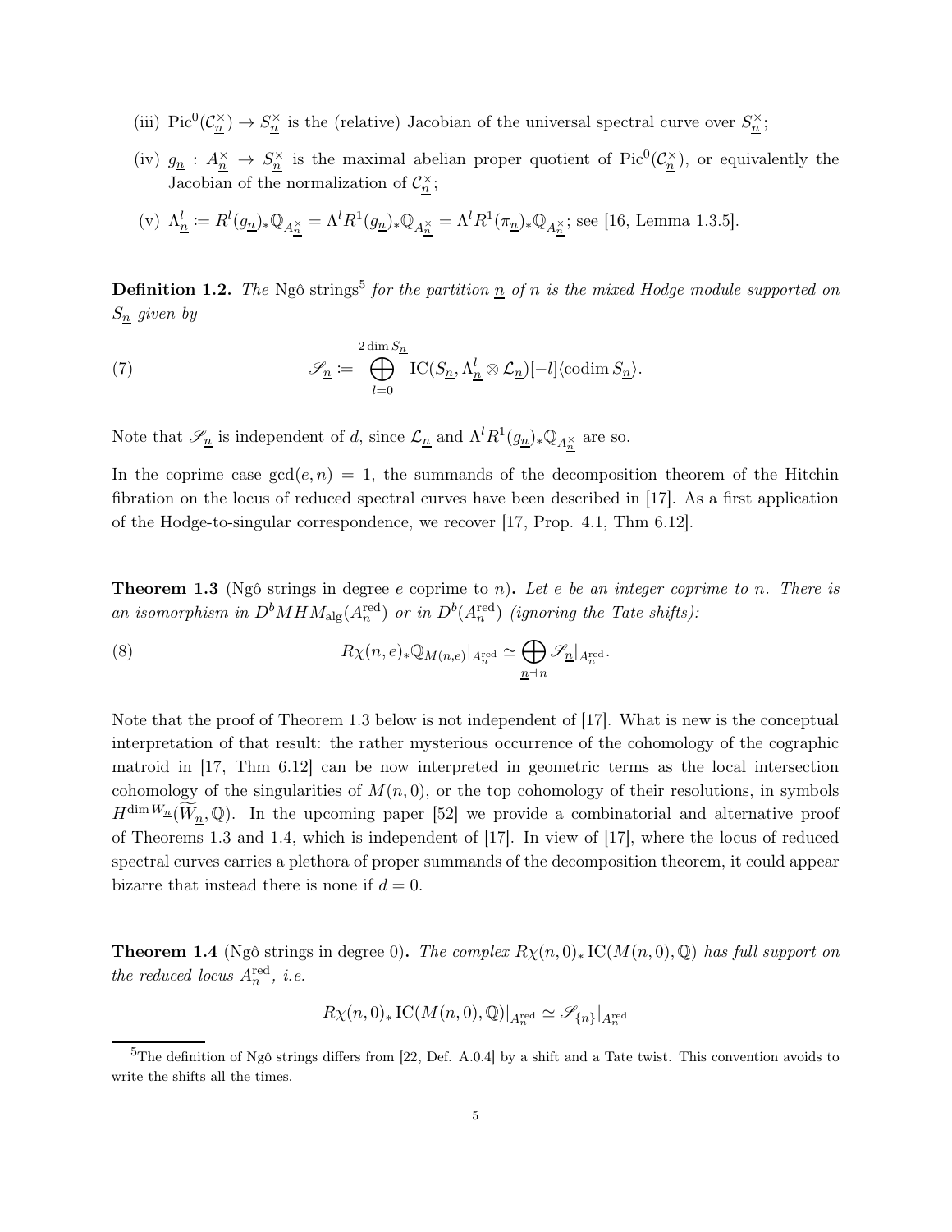(iii) $\mathrm{Pic}^0(\mathcal{C}^\times_{\underline{n}}) \to S^\times_{\underline{n}}$ is the (relative) Jacobian of the universal spectral curve over $S^\times_{\underline{n}}$;

(iv) $g_{\underline{n}} : A^\times_{\underline{n}} \to S^\times_{\underline{n}}$ is the maximal abelian proper quotient of $\mathrm{Pic}^0(\mathcal{C}^\times_{\underline{n}})$, or equivalently the Jacobian of the normalization of $\mathcal{C}^\times_{\underline{n}}$;

(v) $\Lambda^l_{\underline{n}} := R^l(g_{\underline{n}})_*\mathbb{Q}_{A^\times_{\underline{n}}} = \Lambda^l R^1(g_{\underline{n}})_*\mathbb{Q}_{A^\times_{\underline{n}}} = \Lambda^l R^1(\pi_{\underline{n}})_*\mathbb{Q}_{A^\times_{\underline{n}}}$; see [16, Lemma 1.3.5].

**Definition 1.2.** *The* Ngô strings[5] *for the partition $\underline{n}$ of $n$ is the mixed Hodge module supported on $S_{\underline{n}}$ given by*

$$\mathscr{S}_{\underline{n}} := \bigoplus_{l=0}^{2\dim S_{\underline{n}}} \mathrm{IC}(S_{\underline{n}}, \Lambda^l_{\underline{n}} \otimes \mathcal{L}_{\underline{n}})[-l]\langle \mathrm{codim}\, S_{\underline{n}}\rangle. \tag{7}$$

Note that $\mathscr{S}_{\underline{n}}$ is independent of $d$, since $\mathcal{L}_{\underline{n}}$ and $\Lambda^l R^1(g_{\underline{n}})_*\mathbb{Q}_{A^\times_{\underline{n}}}$ are so.

In the coprime case $\gcd(e,n) = 1$, the summands of the decomposition theorem of the Hitchin fibration on the locus of reduced spectral curves have been described in [17]. As a first application of the Hodge-to-singular correspondence, we recover [17, Prop. 4.1, Thm 6.12].

**Theorem 1.3** (Ngô strings in degree $e$ coprime to $n$)**.** *Let $e$ be an integer coprime to $n$. There is an isomorphism in $D^bMHM_{\mathrm{alg}}(A^{\mathrm{red}}_n)$ or in $D^b(A^{\mathrm{red}}_n)$ (ignoring the Tate shifts):*

$$R\chi(n,e)_*\mathbb{Q}_{M(n,e)}|_{A^{\mathrm{red}}_n} \simeq \bigoplus_{\underline{n} \dashv n} \mathscr{S}_{\underline{n}}|_{A^{\mathrm{red}}_n}. \tag{8}$$

Note that the proof of Theorem 1.3 below is not independent of [17]. What is new is the conceptual interpretation of that result: the rather mysterious occurrence of the cohomology of the cographic matroid in [17, Thm 6.12] can be now interpreted in geometric terms as the local intersection cohomology of the singularities of $M(n,0)$, or the top cohomology of their resolutions, in symbols $H^{\dim W_{\underline{n}}}(\widetilde{W}_{\underline{n}}, \mathbb{Q})$. In the upcoming paper [52] we provide a combinatorial and alternative proof of Theorems 1.3 and 1.4, which is independent of [17]. In view of [17], where the locus of reduced spectral curves carries a plethora of proper summands of the decomposition theorem, it could appear bizarre that instead there is none if $d = 0$.

**Theorem 1.4** (Ngô strings in degree 0)**.** *The complex $R\chi(n,0)_*\mathrm{IC}(M(n,0),\mathbb{Q})$ has full support on the reduced locus $A^{\mathrm{red}}_n$, i.e.*

$$R\chi(n,0)_*\mathrm{IC}(M(n,0),\mathbb{Q})|_{A^{\mathrm{red}}_n} \simeq \mathscr{S}_{\{n\}}|_{A^{\mathrm{red}}_n}$$

[5] The definition of Ngô strings differs from [22, Def. A.0.4] by a shift and a Tate twist. This convention avoids to write the shifts all the times.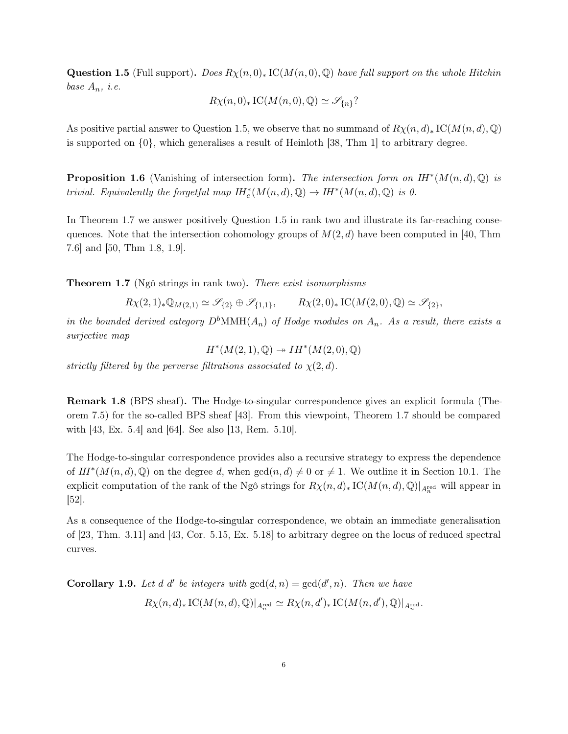**Question 1.5** (Full support)**.** *Does $R\chi(n,0)_* \operatorname{IC}(M(n,0),\mathbb{Q})$ have full support on the whole Hitchin base $A_n$, i.e.*

$$R\chi(n,0)_* \operatorname{IC}(M(n,0),\mathbb{Q}) \simeq \mathscr{S}_{\{n\}}?$$

As positive partial answer to Question 1.5, we observe that no summand of $R\chi(n,d)_* \operatorname{IC}(M(n,d),\mathbb{Q})$ is supported on $\{0\}$, which generalises a result of Heinloth [38, Thm 1] to arbitrary degree.

**Proposition 1.6** (Vanishing of intersection form)**.** *The intersection form on $IH^*(M(n,d),\mathbb{Q})$ is trivial. Equivalently the forgetful map $IH^*_c(M(n,d),\mathbb{Q}) \to IH^*(M(n,d),\mathbb{Q})$ is 0.*

In Theorem 1.7 we answer positively Question 1.5 in rank two and illustrate its far-reaching consequences. Note that the intersection cohomology groups of $M(2,d)$ have been computed in [40, Thm 7.6] and [50, Thm 1.8, 1.9].

**Theorem 1.7** (Ngô strings in rank two)**.** *There exist isomorphisms*

$$R\chi(2,1)_*\mathbb{Q}_{M(2,1)} \simeq \mathscr{S}_{\{2\}} \oplus \mathscr{S}_{\{1,1\}}, \qquad R\chi(2,0)_* \operatorname{IC}(M(2,0),\mathbb{Q}) \simeq \mathscr{S}_{\{2\}},$$

*in the bounded derived category $D^b\mathrm{MMH}(A_n)$ of Hodge modules on $A_n$. As a result, there exists a surjective map*

$$H^*(M(2,1),\mathbb{Q}) \twoheadrightarrow IH^*(M(2,0),\mathbb{Q})$$

*strictly filtered by the perverse filtrations associated to $\chi(2,d)$.*

**Remark 1.8** (BPS sheaf)**.** The Hodge-to-singular correspondence gives an explicit formula (Theorem 7.5) for the so-called BPS sheaf [43]. From this viewpoint, Theorem 1.7 should be compared with [43, Ex. 5.4] and [64]. See also [13, Rem. 5.10].

The Hodge-to-singular correspondence provides also a recursive strategy to express the dependence of $IH^*(M(n,d),\mathbb{Q})$ on the degree $d$, when $\gcd(n,d) \neq 0$ or $\neq 1$. We outline it in Section 10.1. The explicit computation of the rank of the Ngô strings for $R\chi(n,d)_* \operatorname{IC}(M(n,d),\mathbb{Q})|_{A_n^{\mathrm{red}}}$ will appear in [52].

As a consequence of the Hodge-to-singular correspondence, we obtain an immediate generalisation of [23, Thm. 3.11] and [43, Cor. 5.15, Ex. 5.18] to arbitrary degree on the locus of reduced spectral curves.

**Corollary 1.9.** *Let $d$ $d'$ be integers with $\gcd(d,n) = \gcd(d',n)$. Then we have*

$$R\chi(n,d)_* \operatorname{IC}(M(n,d),\mathbb{Q})|_{A_n^{\mathrm{red}}} \simeq R\chi(n,d')_* \operatorname{IC}(M(n,d'),\mathbb{Q})|_{A_n^{\mathrm{red}}}.$$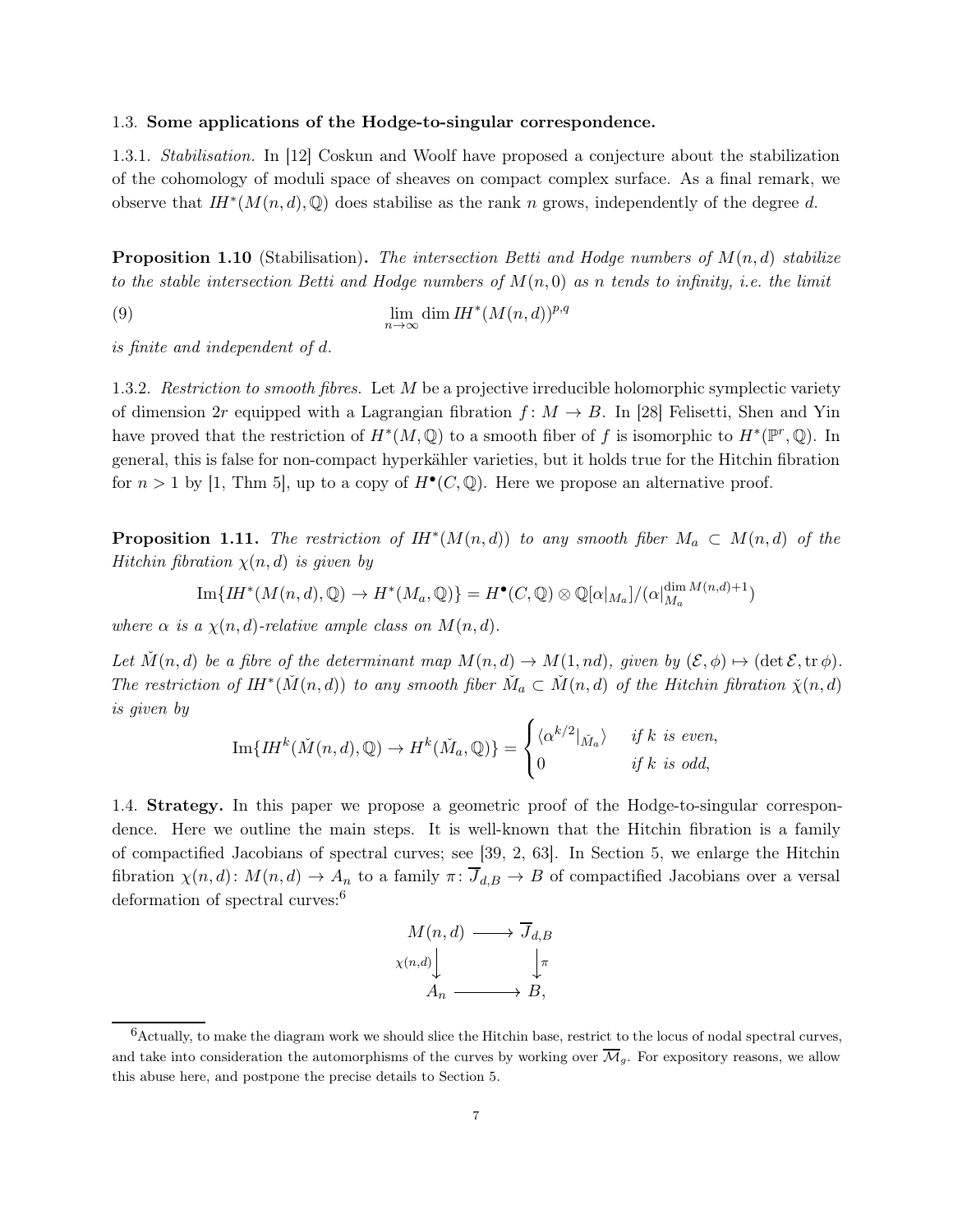### 1.3. **Some applications of the Hodge-to-singular correspondence.**

1.3.1. *Stabilisation.* In [12] Coskun and Woolf have proposed a conjecture about the stabilization of the cohomology of moduli space of sheaves on compact complex surface. As a final remark, we observe that $IH^*(M(n,d),\mathbb{Q})$ does stabilise as the rank $n$ grows, independently of the degree $d$.

**Proposition 1.10** (Stabilisation)**.** *The intersection Betti and Hodge numbers of $M(n,d)$ stabilize to the stable intersection Betti and Hodge numbers of $M(n,0)$ as $n$ tends to infinity, i.e. the limit*

$$\lim_{n\to\infty} \dim IH^*(M(n,d))^{p,q} \tag{9}$$

*is finite and independent of $d$.*

1.3.2. *Restriction to smooth fibres.* Let $M$ be a projective irreducible holomorphic symplectic variety of dimension $2r$ equipped with a Lagrangian fibration $f\colon M \to B$. In [28] Felisetti, Shen and Yin have proved that the restriction of $H^*(M,\mathbb{Q})$ to a smooth fiber of $f$ is isomorphic to $H^*(\mathbb{P}^r,\mathbb{Q})$. In general, this is false for non-compact hyperkähler varieties, but it holds true for the Hitchin fibration for $n>1$ by [1, Thm 5], up to a copy of $H^\bullet(C,\mathbb{Q})$. Here we propose an alternative proof.

**Proposition 1.11.** *The restriction of $IH^*(M(n,d))$ to any smooth fiber $M_a \subset M(n,d)$ of the Hitchin fibration $\chi(n,d)$ is given by*

$$\operatorname{Im}\{IH^*(M(n,d),\mathbb{Q}) \to H^*(M_a,\mathbb{Q})\} = H^\bullet(C,\mathbb{Q}) \otimes \mathbb{Q}[\alpha|_{M_a}]/(\alpha|_{M_a}^{\dim M(n,d)+1})$$

*where $\alpha$ is a $\chi(n,d)$-relative ample class on $M(n,d)$.*

*Let $\check{M}(n,d)$ be a fibre of the determinant map $M(n,d) \to M(1,nd)$, given by $(\mathcal{E},\phi) \mapsto (\det \mathcal{E}, \operatorname{tr}\phi)$. The restriction of $IH^*(\check{M}(n,d))$ to any smooth fiber $\check{M}_a \subset \check{M}(n,d)$ of the Hitchin fibration $\check{\chi}(n,d)$ is given by*

$$\operatorname{Im}\{IH^k(\check{M}(n,d),\mathbb{Q}) \to H^k(\check{M}_a,\mathbb{Q})\} = \begin{cases} \langle \alpha^{k/2}|_{\check{M}_a}\rangle & \text{if } k \text{ is even,} \\ 0 & \text{if } k \text{ is odd,} \end{cases}$$

### 1.4. **Strategy.**

In this paper we propose a geometric proof of the Hodge-to-singular correspondence. Here we outline the main steps. It is well-known that the Hitchin fibration is a family of compactified Jacobians of spectral curves; see [39, 2, 63]. In Section 5, we enlarge the Hitchin fibration $\chi(n,d)\colon M(n,d) \to A_n$ to a family $\pi\colon \overline{J}_{d,B} \to B$ of compactified Jacobians over a versal deformation of spectral curves:[6]

$$\begin{array}{ccc} M(n,d) & \longrightarrow & \overline{J}_{d,B} \\ {\scriptstyle \chi(n,d)}\downarrow & & \downarrow{\scriptstyle \pi} \\ A_n & \longrightarrow & B, \end{array}$$

[6] Actually, to make the diagram work we should slice the Hitchin base, restrict to the locus of nodal spectral curves, and take into consideration the automorphisms of the curves by working over $\overline{\mathcal{M}}_g$. For expository reasons, we allow this abuse here, and postpone the precise details to Section 5.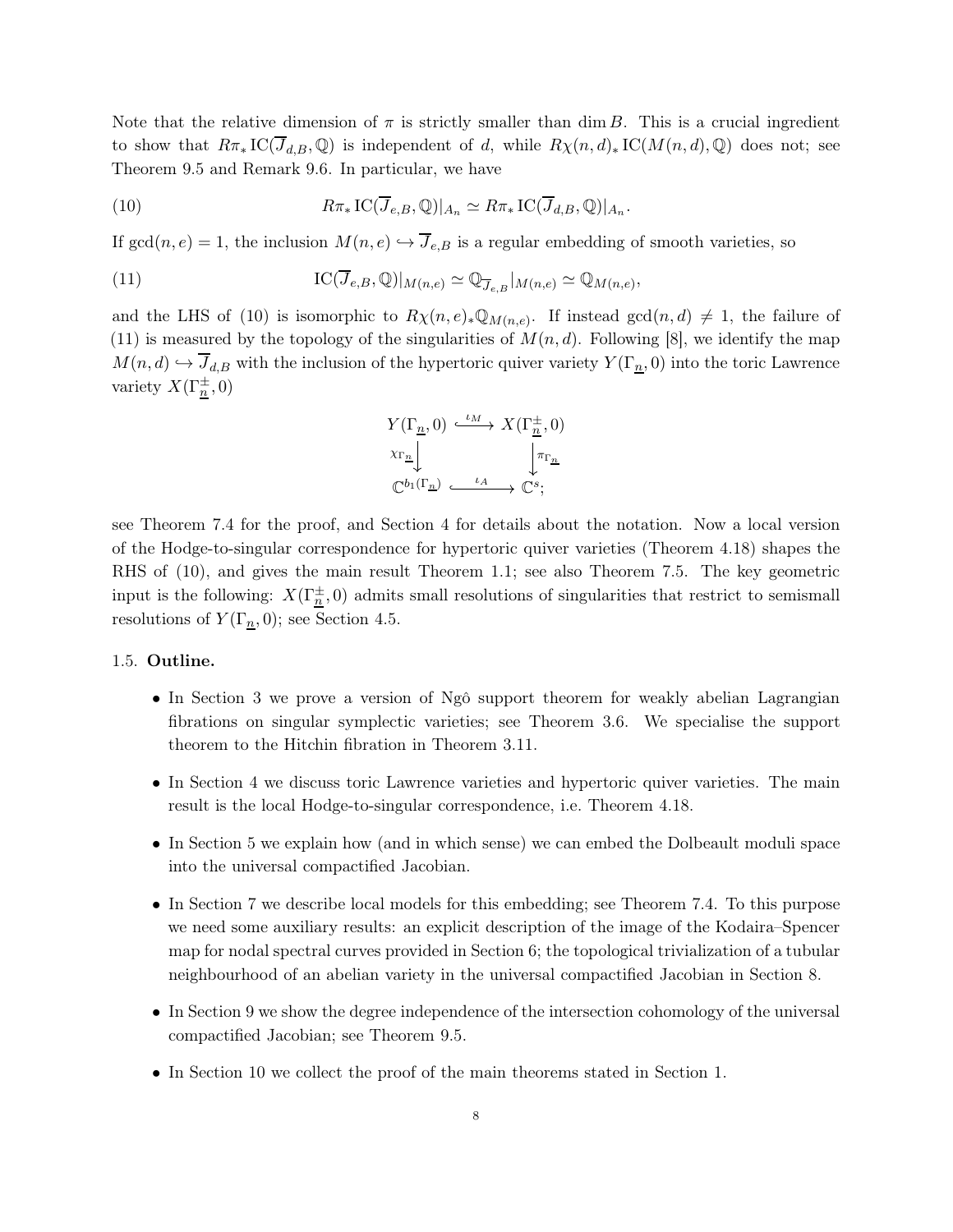Note that the relative dimension of $\pi$ is strictly smaller than $\dim B$. This is a crucial ingredient to show that $R\pi_* \operatorname{IC}(\overline{J}_{d,B}, \mathbb{Q})$ is independent of $d$, while $R\chi(n,d)_* \operatorname{IC}(M(n,d), \mathbb{Q})$ does not; see Theorem 9.5 and Remark 9.6. In particular, we have

$$R\pi_* \operatorname{IC}(\overline{J}_{e,B}, \mathbb{Q})|_{A_n} \simeq R\pi_* \operatorname{IC}(\overline{J}_{d,B}, \mathbb{Q})|_{A_n}. \tag{10}$$

If $\gcd(n,e) = 1$, the inclusion $M(n,e) \hookrightarrow \overline{J}_{e,B}$ is a regular embedding of smooth varieties, so

$$\operatorname{IC}(\overline{J}_{e,B}, \mathbb{Q})|_{M(n,e)} \simeq \mathbb{Q}_{\overline{J}_{e,B}}|_{M(n,e)} \simeq \mathbb{Q}_{M(n,e)}, \tag{11}$$

and the LHS of (10) is isomorphic to $R\chi(n,e)_* \mathbb{Q}_{M(n,e)}$. If instead $\gcd(n,d) \neq 1$, the failure of (11) is measured by the topology of the singularities of $M(n,d)$. Following [8], we identify the map $M(n,d) \hookrightarrow \overline{J}_{d,B}$ with the inclusion of the hypertoric quiver variety $Y(\Gamma_{\underline{n}}, 0)$ into the toric Lawrence variety $X(\Gamma^{\pm}_{\underline{n}}, 0)$

$$\begin{array}{ccc} Y(\Gamma_{\underline{n}}, 0) & \xhookrightarrow{\iota_M} & X(\Gamma^{\pm}_{\underline{n}}, 0) \\ {\scriptstyle \chi_{\Gamma_{\underline{n}}}} \downarrow & & \downarrow {\scriptstyle \pi_{\Gamma_{\underline{n}}}} \\ \mathbb{C}^{b_1(\Gamma_{\underline{n}})} & \xhookrightarrow{\iota_A} & \mathbb{C}^s; \end{array}$$

see Theorem 7.4 for the proof, and Section 4 for details about the notation. Now a local version of the Hodge-to-singular correspondence for hypertoric quiver varieties (Theorem 4.18) shapes the RHS of (10), and gives the main result Theorem 1.1; see also Theorem 7.5. The key geometric input is the following: $X(\Gamma^{\pm}_{\underline{n}}, 0)$ admits small resolutions of singularities that restrict to semismall resolutions of $Y(\Gamma_{\underline{n}}, 0)$; see Section 4.5.

### 1.5. Outline.

- In Section 3 we prove a version of Ngô support theorem for weakly abelian Lagrangian fibrations on singular symplectic varieties; see Theorem 3.6. We specialise the support theorem to the Hitchin fibration in Theorem 3.11.
- In Section 4 we discuss toric Lawrence varieties and hypertoric quiver varieties. The main result is the local Hodge-to-singular correspondence, i.e. Theorem 4.18.
- In Section 5 we explain how (and in which sense) we can embed the Dolbeault moduli space into the universal compactified Jacobian.
- In Section 7 we describe local models for this embedding; see Theorem 7.4. To this purpose we need some auxiliary results: an explicit description of the image of the Kodaira–Spencer map for nodal spectral curves provided in Section 6; the topological trivialization of a tubular neighbourhood of an abelian variety in the universal compactified Jacobian in Section 8.
- In Section 9 we show the degree independence of the intersection cohomology of the universal compactified Jacobian; see Theorem 9.5.
- In Section 10 we collect the proof of the main theorems stated in Section 1.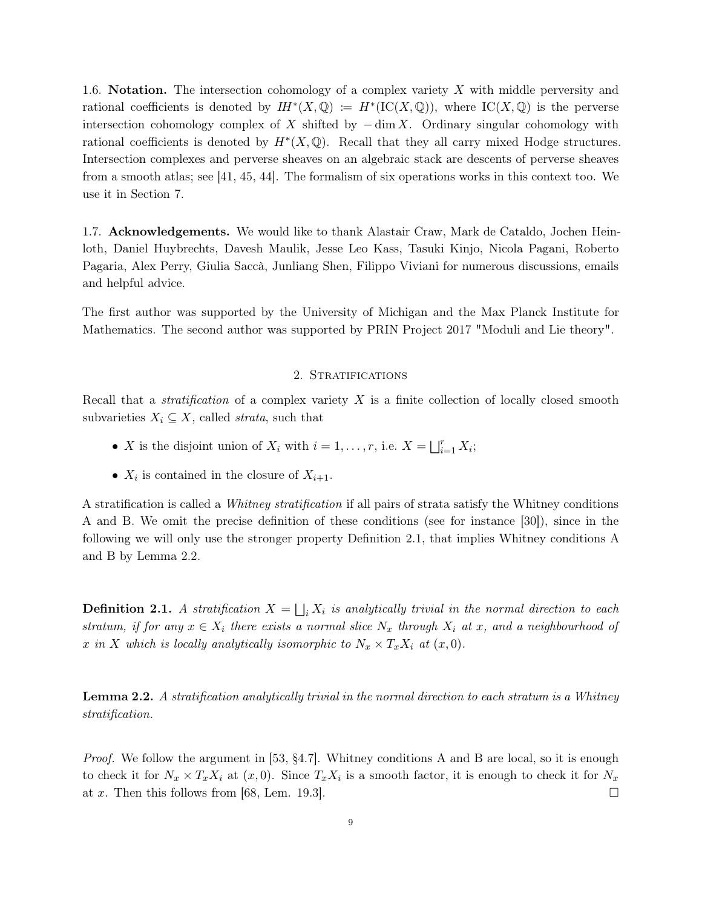1.6. **Notation.** The intersection cohomology of a complex variety $X$ with middle perversity and rational coefficients is denoted by $IH^*(X,\mathbb{Q}) := H^*(\mathrm{IC}(X,\mathbb{Q}))$, where $\mathrm{IC}(X,\mathbb{Q})$ is the perverse intersection cohomology complex of $X$ shifted by $-\dim X$. Ordinary singular cohomology with rational coefficients is denoted by $H^*(X,\mathbb{Q})$. Recall that they all carry mixed Hodge structures. Intersection complexes and perverse sheaves on an algebraic stack are descents of perverse sheaves from a smooth atlas; see [41, 45, 44]. The formalism of six operations works in this context too. We use it in Section 7.

1.7. **Acknowledgements.** We would like to thank Alastair Craw, Mark de Cataldo, Jochen Heinloth, Daniel Huybrechts, Davesh Maulik, Jesse Leo Kass, Tasuki Kinjo, Nicola Pagani, Roberto Pagaria, Alex Perry, Giulia Saccà, Junliang Shen, Filippo Viviani for numerous discussions, emails and helpful advice.

The first author was supported by the University of Michigan and the Max Planck Institute for Mathematics. The second author was supported by PRIN Project 2017 "Moduli and Lie theory".

## 2. Stratifications

Recall that a *stratification* of a complex variety $X$ is a finite collection of locally closed smooth subvarieties $X_i \subseteq X$, called *strata*, such that

- $X$ is the disjoint union of $X_i$ with $i = 1, \dots, r$, i.e. $X = \bigsqcup_{i=1}^r X_i$;
- $X_i$ is contained in the closure of $X_{i+1}$.

A stratification is called a *Whitney stratification* if all pairs of strata satisfy the Whitney conditions A and B. We omit the precise definition of these conditions (see for instance [30]), since in the following we will only use the stronger property Definition 2.1, that implies Whitney conditions A and B by Lemma 2.2.

**Definition 2.1.** *A stratification $X = \bigsqcup_i X_i$ is analytically trivial in the normal direction to each stratum, if for any $x \in X_i$ there exists a normal slice $N_x$ through $X_i$ at $x$, and a neighbourhood of $x$ in $X$ which is locally analytically isomorphic to $N_x \times T_x X_i$ at $(x, 0)$.*

**Lemma 2.2.** *A stratification analytically trivial in the normal direction to each stratum is a Whitney stratification.*

*Proof.* We follow the argument in [53, §4.7]. Whitney conditions A and B are local, so it is enough to check it for $N_x \times T_x X_i$ at $(x, 0)$. Since $T_x X_i$ is a smooth factor, it is enough to check it for $N_x$ at $x$. Then this follows from [68, Lem. 19.3]. $\square$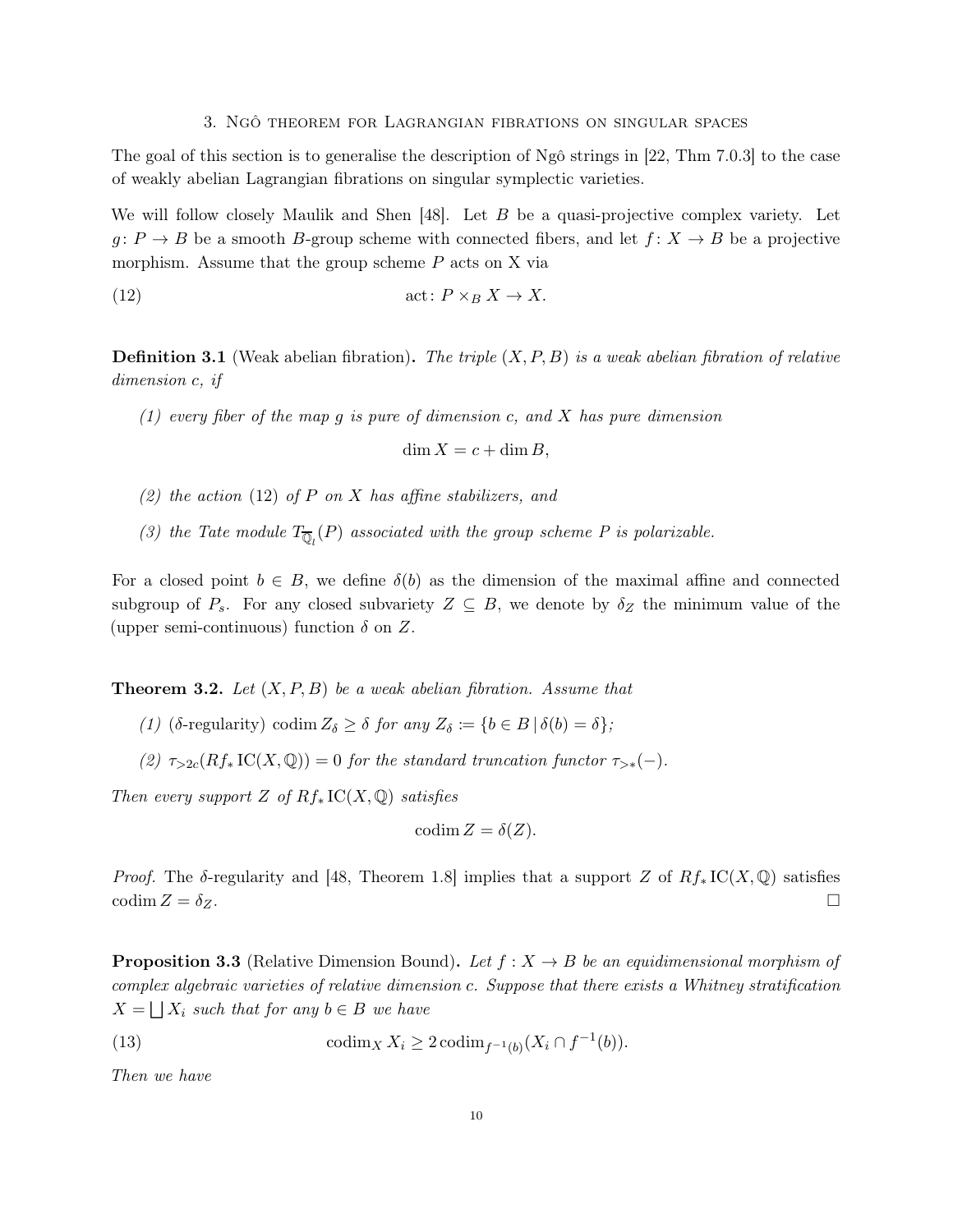## 3. Ngô theorem for Lagrangian fibrations on singular spaces

The goal of this section is to generalise the description of Ngô strings in [22, Thm 7.0.3] to the case of weakly abelian Lagrangian fibrations on singular symplectic varieties.

We will follow closely Maulik and Shen [48]. Let $B$ be a quasi-projective complex variety. Let $g\colon P \to B$ be a smooth $B$-group scheme with connected fibers, and let $f\colon X \to B$ be a projective morphism. Assume that the group scheme $P$ acts on X via

$$\text{act}\colon P \times_B X \to X. \tag{12}$$

**Definition 3.1** (Weak abelian fibration)**.** *The triple $(X, P, B)$ is a weak abelian fibration of relative dimension c, if*

*(1) every fiber of the map g is pure of dimension c, and X has pure dimension*

$$\dim X = c + \dim B,$$

*(2) the action (12) of P on X has affine stabilizers, and*

*(3) the Tate module $T_{\overline{\mathbb{Q}}_l}(P)$ associated with the group scheme P is polarizable.*

For a closed point $b \in B$, we define $\delta(b)$ as the dimension of the maximal affine and connected subgroup of $P_s$. For any closed subvariety $Z \subseteq B$, we denote by $\delta_Z$ the minimum value of the (upper semi-continuous) function $\delta$ on $Z$.

**Theorem 3.2.** *Let $(X, P, B)$ be a weak abelian fibration. Assume that*

*(1) ($\delta$-regularity) $\operatorname{codim} Z_\delta \geq \delta$ for any $Z_\delta := \{b \in B \mid \delta(b) = \delta\}$;*

*(2) $\tau_{>2c}(Rf_* \operatorname{IC}(X, \mathbb{Q})) = 0$ for the standard truncation functor $\tau_{>*}(-)$.*

*Then every support Z of $Rf_* \operatorname{IC}(X, \mathbb{Q})$ satisfies*

$$\operatorname{codim} Z = \delta(Z).$$

*Proof.* The $\delta$-regularity and [48, Theorem 1.8] implies that a support $Z$ of $Rf_* \operatorname{IC}(X, \mathbb{Q})$ satisfies $\operatorname{codim} Z = \delta_Z$. $\square$

**Proposition 3.3** (Relative Dimension Bound)**.** *Let $f : X \to B$ be an equidimensional morphism of complex algebraic varieties of relative dimension c. Suppose that there exists a Whitney stratification $X = \bigsqcup X_i$ such that for any $b \in B$ we have*

$$\operatorname{codim}_X X_i \geq 2 \operatorname{codim}_{f^{-1}(b)}(X_i \cap f^{-1}(b)). \tag{13}$$

*Then we have*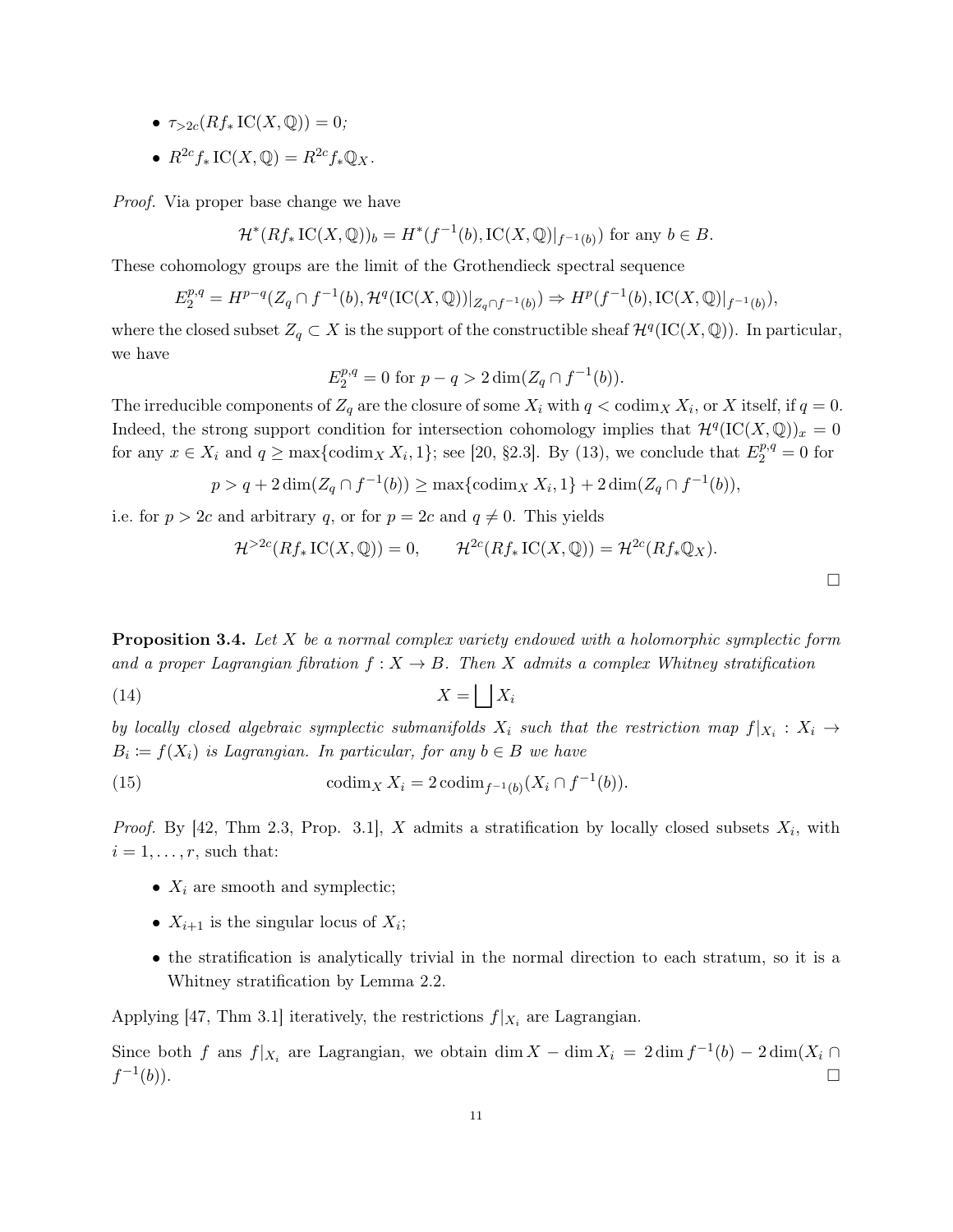- $\tau_{>2c}(Rf_* \operatorname{IC}(X, \mathbb{Q})) = 0$;
- $R^{2c} f_* \operatorname{IC}(X, \mathbb{Q}) = R^{2c} f_* \mathbb{Q}_X$.

*Proof.* Via proper base change we have

$$\mathcal{H}^*(Rf_* \operatorname{IC}(X, \mathbb{Q}))_b = H^*(f^{-1}(b), \operatorname{IC}(X, \mathbb{Q})|_{f^{-1}(b)}) \text{ for any } b \in B.$$

These cohomology groups are the limit of the Grothendieck spectral sequence

$$E_2^{p,q} = H^{p-q}(Z_q \cap f^{-1}(b), \mathcal{H}^q(\operatorname{IC}(X, \mathbb{Q}))|_{Z_q \cap f^{-1}(b)}) \Rightarrow H^p(f^{-1}(b), \operatorname{IC}(X, \mathbb{Q})|_{f^{-1}(b)}),$$

where the closed subset $Z_q \subset X$ is the support of the constructible sheaf $\mathcal{H}^q(\operatorname{IC}(X, \mathbb{Q}))$. In particular, we have

$$E_2^{p,q} = 0 \text{ for } p - q > 2 \dim(Z_q \cap f^{-1}(b)).$$

The irreducible components of $Z_q$ are the closure of some $X_i$ with $q < \operatorname{codim}_X X_i$, or $X$ itself, if $q = 0$. Indeed, the strong support condition for intersection cohomology implies that $\mathcal{H}^q(\operatorname{IC}(X, \mathbb{Q}))_x = 0$ for any $x \in X_i$ and $q \geq \max\{\operatorname{codim}_X X_i, 1\}$; see [20, §2.3]. By (13), we conclude that $E_2^{p,q} = 0$ for

$$p > q + 2 \dim(Z_q \cap f^{-1}(b)) \geq \max\{\operatorname{codim}_X X_i, 1\} + 2 \dim(Z_q \cap f^{-1}(b)),$$

i.e. for $p > 2c$ and arbitrary $q$, or for $p = 2c$ and $q \neq 0$. This yields

$$\mathcal{H}^{>2c}(Rf_* \operatorname{IC}(X, \mathbb{Q})) = 0, \qquad \mathcal{H}^{2c}(Rf_* \operatorname{IC}(X, \mathbb{Q})) = \mathcal{H}^{2c}(Rf_* \mathbb{Q}_X).$$

□

**Proposition 3.4.** *Let $X$ be a normal complex variety endowed with a holomorphic symplectic form and a proper Lagrangian fibration $f : X \to B$. Then $X$ admits a complex Whitney stratification*

$$X = \bigsqcup X_i \tag{14}$$

*by locally closed algebraic symplectic submanifolds $X_i$ such that the restriction map $f|_{X_i} : X_i \to B_i := f(X_i)$ is Lagrangian. In particular, for any $b \in B$ we have*

$$\operatorname{codim}_X X_i = 2 \operatorname{codim}_{f^{-1}(b)}(X_i \cap f^{-1}(b)). \tag{15}$$

*Proof.* By [42, Thm 2.3, Prop. 3.1], $X$ admits a stratification by locally closed subsets $X_i$, with $i = 1, \ldots, r$, such that:

- $X_i$ are smooth and symplectic;
- $X_{i+1}$ is the singular locus of $X_i$;
- the stratification is analytically trivial in the normal direction to each stratum, so it is a Whitney stratification by Lemma 2.2.

Applying [47, Thm 3.1] iteratively, the restrictions $f|_{X_i}$ are Lagrangian.

Since both $f$ ans $f|_{X_i}$ are Lagrangian, we obtain $\dim X - \dim X_i = 2 \dim f^{-1}(b) - 2 \dim(X_i \cap f^{-1}(b))$. □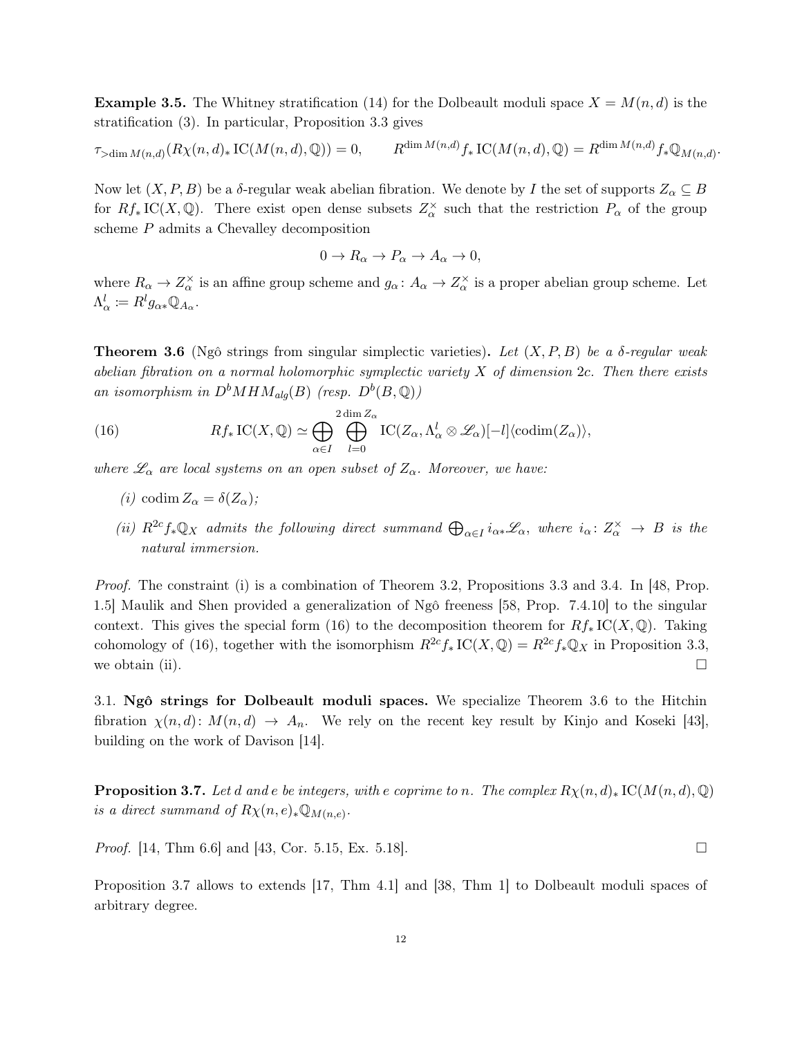**Example 3.5.** The Whitney stratification (14) for the Dolbeault moduli space $X = M(n,d)$ is the stratification (3). In particular, Proposition 3.3 gives

$$\tau_{>\dim M(n,d)}(R\chi(n,d)_* \operatorname{IC}(M(n,d),\mathbb{Q})) = 0, \qquad R^{\dim M(n,d)} f_* \operatorname{IC}(M(n,d),\mathbb{Q}) = R^{\dim M(n,d)} f_* \mathbb{Q}_{M(n,d)}.$$

Now let $(X,P,B)$ be a $\delta$-regular weak abelian fibration. We denote by $I$ the set of supports $Z_\alpha \subseteq B$ for $Rf_* \operatorname{IC}(X,\mathbb{Q})$. There exist open dense subsets $Z_\alpha^\times$ such that the restriction $P_\alpha$ of the group scheme $P$ admits a Chevalley decomposition

$$0 \to R_\alpha \to P_\alpha \to A_\alpha \to 0,$$

where $R_\alpha \to Z_\alpha^\times$ is an affine group scheme and $g_\alpha \colon A_\alpha \to Z_\alpha^\times$ is a proper abelian group scheme. Let $\Lambda_\alpha^l := R^l g_{\alpha *}\mathbb{Q}_{A_\alpha}$.

**Theorem 3.6** (Ngô strings from singular simplectic varieties)**.** *Let $(X,P,B)$ be a $\delta$-regular weak abelian fibration on a normal holomorphic symplectic variety $X$ of dimension $2c$. Then there exists an isomorphism in $D^bMHM_{alg}(B)$ (resp. $D^b(B,\mathbb{Q})$)*

$$Rf_* \operatorname{IC}(X,\mathbb{Q}) \simeq \bigoplus_{\alpha\in I} \bigoplus_{l=0}^{2\dim Z_\alpha} \operatorname{IC}(Z_\alpha, \Lambda_\alpha^l \otimes \mathscr{L}_\alpha)[-l]\langle \operatorname{codim}(Z_\alpha)\rangle, \tag{16}$$

*where $\mathscr{L}_\alpha$ are local systems on an open subset of $Z_\alpha$. Moreover, we have:*

*(i)* $\operatorname{codim} Z_\alpha = \delta(Z_\alpha)$;

*(ii)* $R^{2c} f_* \mathbb{Q}_X$ *admits the following direct summand* $\bigoplus_{\alpha \in I} i_{\alpha *}\mathscr{L}_\alpha$, *where* $i_\alpha \colon Z_\alpha^\times \to B$ *is the natural immersion.*

*Proof.* The constraint (i) is a combination of Theorem 3.2, Propositions 3.3 and 3.4. In [48, Prop. 1.5] Maulik and Shen provided a generalization of Ngô freeness [58, Prop. 7.4.10] to the singular context. This gives the special form (16) to the decomposition theorem for $Rf_* \operatorname{IC}(X,\mathbb{Q})$. Taking cohomology of (16), together with the isomorphism $R^{2c} f_* \operatorname{IC}(X,\mathbb{Q}) = R^{2c} f_* \mathbb{Q}_X$ in Proposition 3.3, we obtain (ii). □

3.1. **Ngô strings for Dolbeault moduli spaces.** We specialize Theorem 3.6 to the Hitchin fibration $\chi(n,d) \colon M(n,d) \to A_n$. We rely on the recent key result by Kinjo and Koseki [43], building on the work of Davison [14].

**Proposition 3.7.** *Let $d$ and $e$ be integers, with $e$ coprime to $n$. The complex $R\chi(n,d)_* \operatorname{IC}(M(n,d),\mathbb{Q})$ is a direct summand of $R\chi(n,e)_* \mathbb{Q}_{M(n,e)}$.*

*Proof.* [14, Thm 6.6] and [43, Cor. 5.15, Ex. 5.18]. □

Proposition 3.7 allows to extends [17, Thm 4.1] and [38, Thm 1] to Dolbeault moduli spaces of arbitrary degree.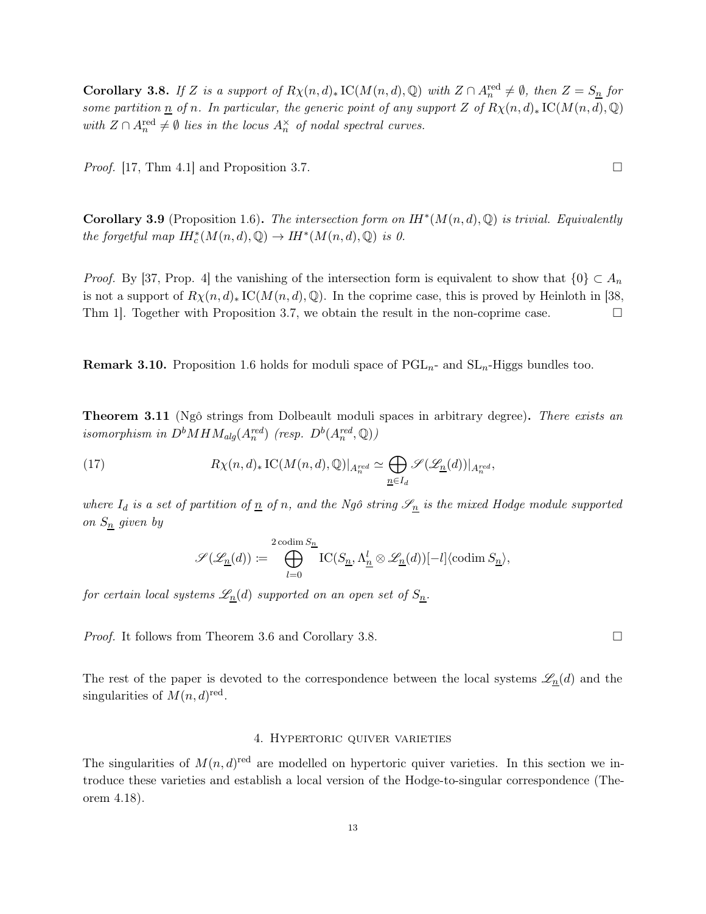**Corollary 3.8.** *If $Z$ is a support of $R\chi(n,d)_* \operatorname{IC}(M(n,d),\mathbb{Q})$ with $Z \cap A_n^{\mathrm{red}} \neq \emptyset$, then $Z = S_{\underline{n}}$ for some partition $\underline{n}$ of $n$. In particular, the generic point of any support $Z$ of $R\chi(n,d)_* \operatorname{IC}(M(n,d),\mathbb{Q})$ with $Z \cap A_n^{\mathrm{red}} \neq \emptyset$ lies in the locus $A_n^{\times}$ of nodal spectral curves.*

*Proof.* [17, Thm 4.1] and Proposition 3.7. □

**Corollary 3.9** (Proposition 1.6)**.** *The intersection form on $IH^*(M(n,d),\mathbb{Q})$ is trivial. Equivalently the forgetful map $IH^*_c(M(n,d),\mathbb{Q}) \to IH^*(M(n,d),\mathbb{Q})$ is 0.*

*Proof.* By [37, Prop. 4] the vanishing of the intersection form is equivalent to show that $\{0\} \subset A_n$ is not a support of $R\chi(n,d)_* \operatorname{IC}(M(n,d),\mathbb{Q})$. In the coprime case, this is proved by Heinloth in [38, Thm 1]. Together with Proposition 3.7, we obtain the result in the non-coprime case. □

**Remark 3.10.** Proposition 1.6 holds for moduli space of $\mathrm{PGL}_n$- and $\mathrm{SL}_n$-Higgs bundles too.

**Theorem 3.11** (Ngô strings from Dolbeault moduli spaces in arbitrary degree)**.** *There exists an isomorphism in $D^bMHM_{alg}(A_n^{red})$ (resp. $D^b(A_n^{red},\mathbb{Q})$)*

$$R\chi(n,d)_* \operatorname{IC}(M(n,d),\mathbb{Q})|_{A_n^{red}} \simeq \bigoplus_{\underline{n} \in I_d} \mathscr{S}(\mathscr{L}_{\underline{n}}(d))|_{A_n^{red}}, \tag{17}$$

*where $I_d$ is a set of partition of $\underline{n}$ of $n$, and the Ngô string $\mathscr{S}_{\underline{n}}$ is the mixed Hodge module supported on $S_{\underline{n}}$ given by*

$$\mathscr{S}(\mathscr{L}_{\underline{n}}(d)) \coloneqq \bigoplus_{l=0}^{2 \operatorname{codim} S_{\underline{n}}} \operatorname{IC}(S_{\underline{n}}, \Lambda^l_{\underline{n}} \otimes \mathscr{L}_{\underline{n}}(d))[-l]\langle \operatorname{codim} S_{\underline{n}} \rangle,$$

*for certain local systems $\mathscr{L}_{\underline{n}}(d)$ supported on an open set of $S_{\underline{n}}$.*

*Proof.* It follows from Theorem 3.6 and Corollary 3.8. □

The rest of the paper is devoted to the correspondence between the local systems $\mathscr{L}_{\underline{n}}(d)$ and the singularities of $M(n,d)^{\mathrm{red}}$.

## 4. Hypertoric quiver varieties

The singularities of $M(n,d)^{\mathrm{red}}$ are modelled on hypertoric quiver varieties. In this section we introduce these varieties and establish a local version of the Hodge-to-singular correspondence (Theorem 4.18).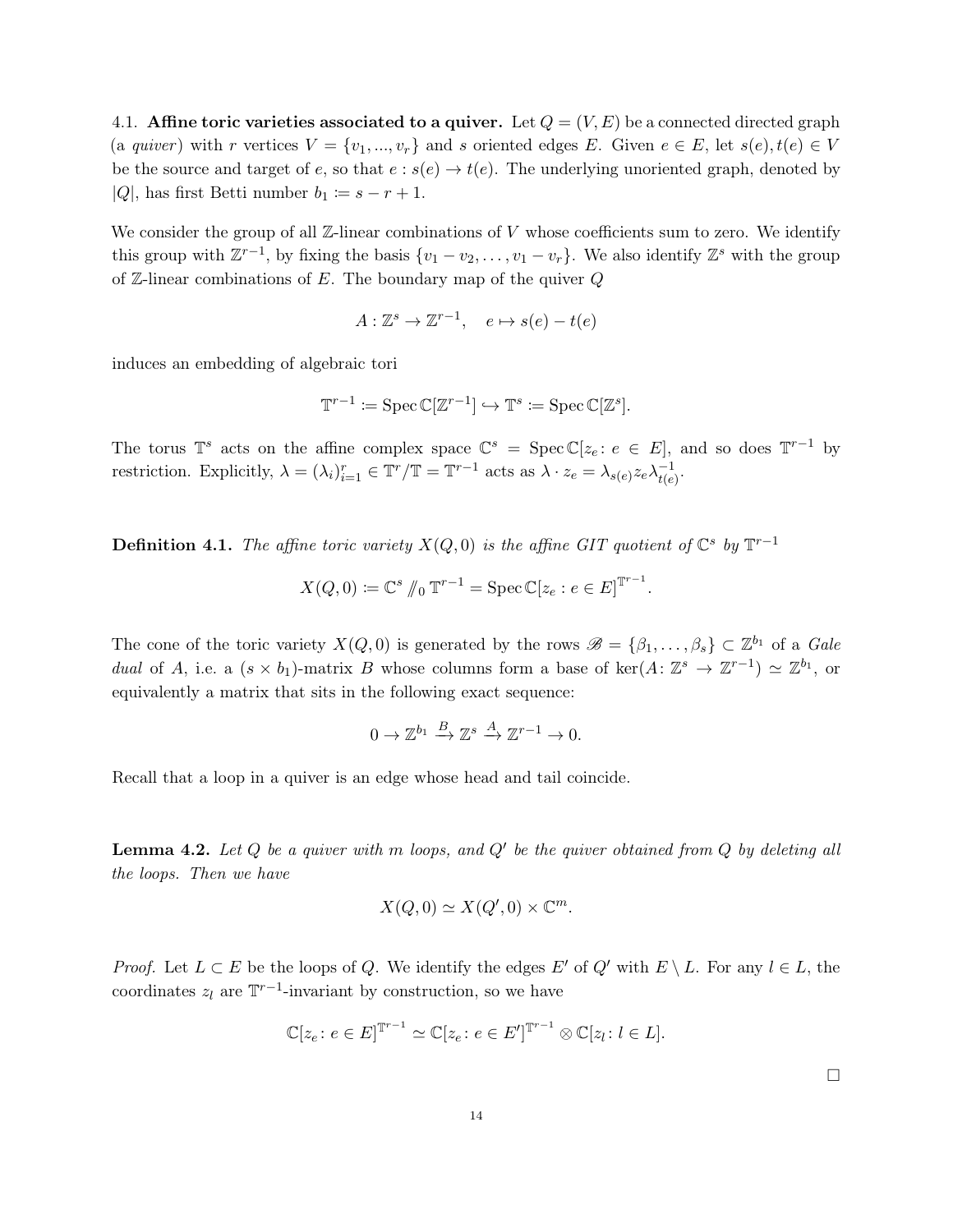4.1. **Affine toric varieties associated to a quiver.** Let $Q = (V, E)$ be a connected directed graph (a *quiver*) with $r$ vertices $V = \{v_1, ..., v_r\}$ and $s$ oriented edges $E$. Given $e \in E$, let $s(e), t(e) \in V$ be the source and target of $e$, so that $e : s(e) \to t(e)$. The underlying unoriented graph, denoted by $|Q|$, has first Betti number $b_1 := s - r + 1$.

We consider the group of all $\mathbb{Z}$-linear combinations of $V$ whose coefficients sum to zero. We identify this group with $\mathbb{Z}^{r-1}$, by fixing the basis $\{v_1 - v_2, \dots, v_1 - v_r\}$. We also identify $\mathbb{Z}^s$ with the group of $\mathbb{Z}$-linear combinations of $E$. The boundary map of the quiver $Q$

$$A : \mathbb{Z}^s \to \mathbb{Z}^{r-1}, \quad e \mapsto s(e) - t(e)$$

induces an embedding of algebraic tori

$$\mathbb{T}^{r-1} := \operatorname{Spec} \mathbb{C}[\mathbb{Z}^{r-1}] \hookrightarrow \mathbb{T}^s := \operatorname{Spec} \mathbb{C}[\mathbb{Z}^s].$$

The torus $\mathbb{T}^s$ acts on the affine complex space $\mathbb{C}^s = \operatorname{Spec} \mathbb{C}[z_e \colon e \in E]$, and so does $\mathbb{T}^{r-1}$ by restriction. Explicitly, $\lambda = (\lambda_i)_{i=1}^r \in \mathbb{T}^r/\mathbb{T} = \mathbb{T}^{r-1}$ acts as $\lambda \cdot z_e = \lambda_{s(e)} z_e \lambda_{t(e)}^{-1}$.

**Definition 4.1.** *The affine toric variety $X(Q, 0)$ is the affine GIT quotient of $\mathbb{C}^s$ by $\mathbb{T}^{r-1}$*

$$X(Q, 0) := \mathbb{C}^s /\!\!/_0\, \mathbb{T}^{r-1} = \operatorname{Spec} \mathbb{C}[z_e : e \in E]^{\mathbb{T}^{r-1}}.$$

The cone of the toric variety $X(Q, 0)$ is generated by the rows $\mathscr{B} = \{\beta_1, \dots, \beta_s\} \subset \mathbb{Z}^{b_1}$ of a *Gale dual* of $A$, i.e. a $(s \times b_1)$-matrix $B$ whose columns form a base of $\ker(A \colon \mathbb{Z}^s \to \mathbb{Z}^{r-1}) \simeq \mathbb{Z}^{b_1}$, or equivalently a matrix that sits in the following exact sequence:

$$0 \to \mathbb{Z}^{b_1} \xrightarrow{B} \mathbb{Z}^s \xrightarrow{A} \mathbb{Z}^{r-1} \to 0.$$

Recall that a loop in a quiver is an edge whose head and tail coincide.

**Lemma 4.2.** *Let $Q$ be a quiver with $m$ loops, and $Q'$ be the quiver obtained from $Q$ by deleting all the loops. Then we have*

$$X(Q, 0) \simeq X(Q', 0) \times \mathbb{C}^m.$$

*Proof.* Let $L \subset E$ be the loops of $Q$. We identify the edges $E'$ of $Q'$ with $E \setminus L$. For any $l \in L$, the coordinates $z_l$ are $\mathbb{T}^{r-1}$-invariant by construction, so we have

$$\mathbb{C}[z_e \colon e \in E]^{\mathbb{T}^{r-1}} \simeq \mathbb{C}[z_e \colon e \in E']^{\mathbb{T}^{r-1}} \otimes \mathbb{C}[z_l \colon l \in L].$$

□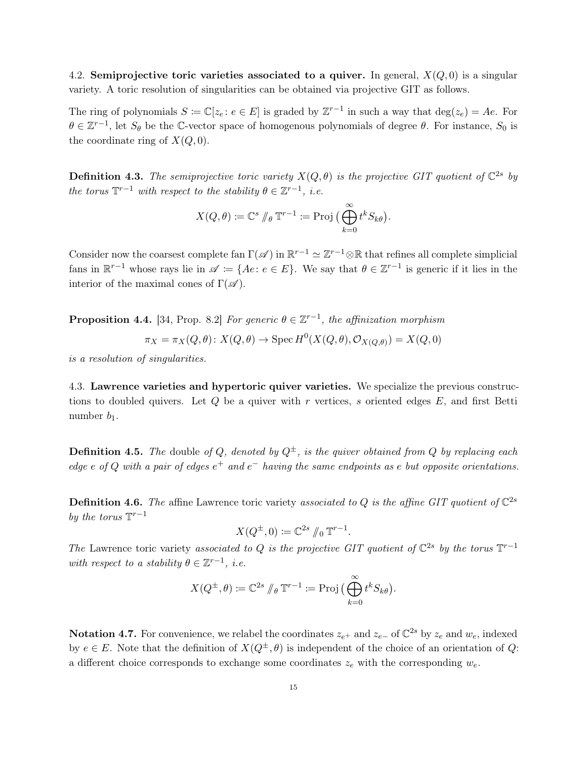4.2. **Semiprojective toric varieties associated to a quiver.** In general, $X(Q, 0)$ is a singular variety. A toric resolution of singularities can be obtained via projective GIT as follows.

The ring of polynomials $S \coloneqq \mathbb{C}[z_e \colon e \in E]$ is graded by $\mathbb{Z}^{r-1}$ in such a way that $\deg(z_e) = Ae$. For $\theta \in \mathbb{Z}^{r-1}$, let $S_\theta$ be the $\mathbb{C}$-vector space of homogenous polynomials of degree $\theta$. For instance, $S_0$ is the coordinate ring of $X(Q, 0)$.

**Definition 4.3.** *The semiprojective toric variety $X(Q, \theta)$ is the projective GIT quotient of $\mathbb{C}^{2s}$ by the torus $\mathbb{T}^{r-1}$ with respect to the stability $\theta \in \mathbb{Z}^{r-1}$, i.e.*

$$X(Q, \theta) \coloneqq \mathbb{C}^s /\!\!/_\theta\, \mathbb{T}^{r-1} \coloneqq \operatorname{Proj}\big(\bigoplus_{k=0}^{\infty} t^k S_{k\theta}\big).$$

Consider now the coarsest complete fan $\Gamma(\mathscr{A})$ in $\mathbb{R}^{r-1} \simeq \mathbb{Z}^{r-1} \otimes \mathbb{R}$ that refines all complete simplicial fans in $\mathbb{R}^{r-1}$ whose rays lie in $\mathscr{A} \coloneqq \{Ae \colon e \in E\}$. We say that $\theta \in \mathbb{Z}^{r-1}$ is generic if it lies in the interior of the maximal cones of $\Gamma(\mathscr{A})$.

**Proposition 4.4.** [34, Prop. 8.2] *For generic $\theta \in \mathbb{Z}^{r-1}$, the affinization morphism*

$$\pi_X = \pi_X(Q, \theta) \colon X(Q, \theta) \to \operatorname{Spec} H^0(X(Q, \theta), \mathcal{O}_{X(Q,\theta)}) = X(Q, 0)$$

*is a resolution of singularities.*

4.3. **Lawrence varieties and hypertoric quiver varieties.** We specialize the previous constructions to doubled quivers. Let $Q$ be a quiver with $r$ vertices, $s$ oriented edges $E$, and first Betti number $b_1$.

**Definition 4.5.** *The* double *of $Q$, denoted by $Q^{\pm}$, is the quiver obtained from $Q$ by replacing each edge $e$ of $Q$ with a pair of edges $e^+$ and $e^-$ having the same endpoints as $e$ but opposite orientations.*

**Definition 4.6.** *The* affine Lawrence toric variety *associated to $Q$ is the affine GIT quotient of $\mathbb{C}^{2s}$ by the torus $\mathbb{T}^{r-1}$*

$$X(Q^{\pm}, 0) \coloneqq \mathbb{C}^{2s} /\!\!/_0\, \mathbb{T}^{r-1}.$$

*The* Lawrence toric variety *associated to $Q$ is the projective GIT quotient of $\mathbb{C}^{2s}$ by the torus $\mathbb{T}^{r-1}$ with respect to a stability $\theta \in \mathbb{Z}^{r-1}$, i.e.*

$$X(Q^{\pm}, \theta) \coloneqq \mathbb{C}^{2s} /\!\!/_\theta\, \mathbb{T}^{r-1} \coloneqq \operatorname{Proj}\big(\bigoplus_{k=0}^{\infty} t^k S_{k\theta}\big).$$

**Notation 4.7.** For convenience, we relabel the coordinates $z_{e^+}$ and $z_{e^-}$ of $\mathbb{C}^{2s}$ by $z_e$ and $w_e$, indexed by $e \in E$. Note that the definition of $X(Q^{\pm}, \theta)$ is independent of the choice of an orientation of $Q$: a different choice corresponds to exchange some coordinates $z_e$ with the corresponding $w_e$.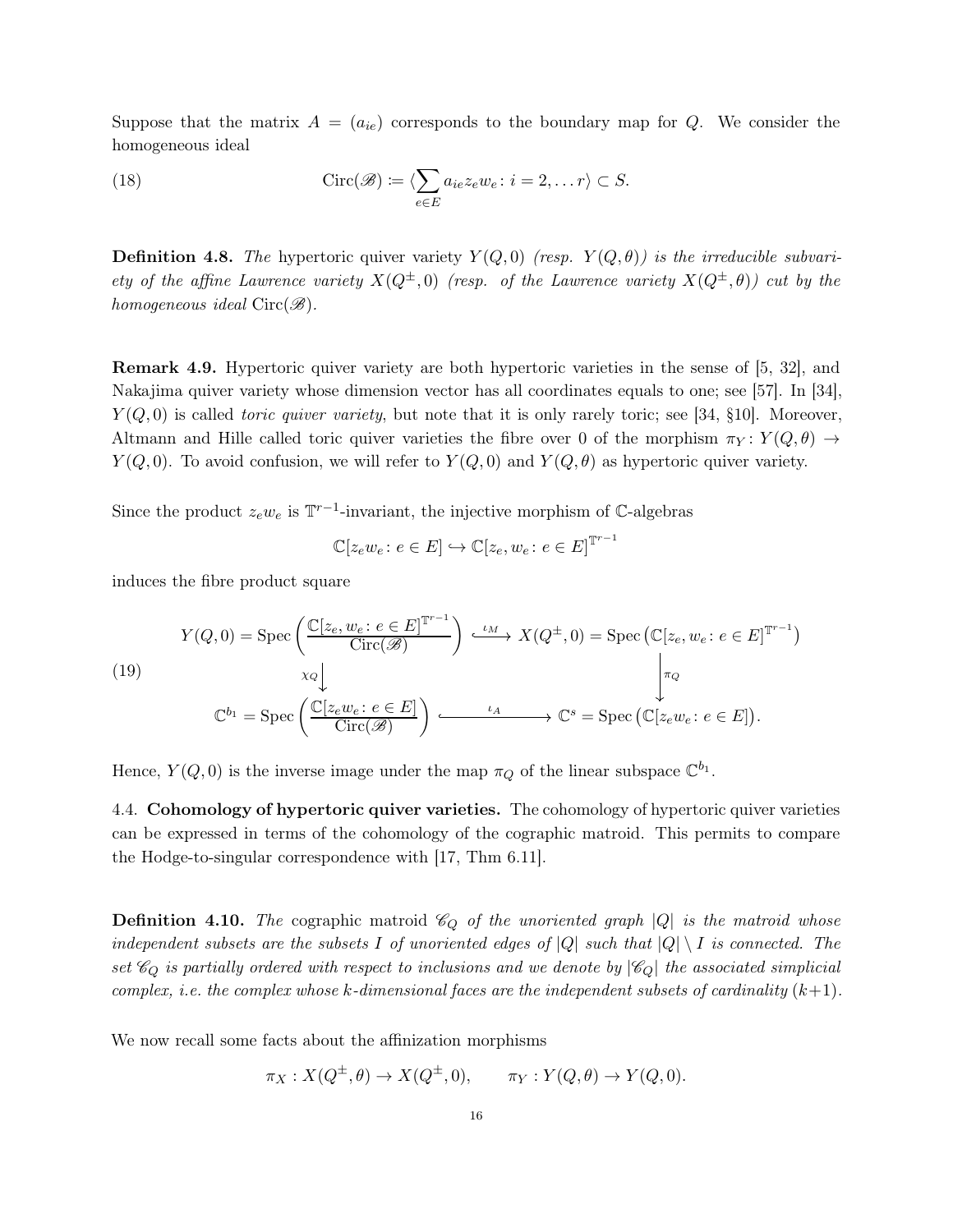Suppose that the matrix $A = (a_{ie})$ corresponds to the boundary map for $Q$. We consider the homogeneous ideal

$$\operatorname{Circ}(\mathscr{B}) \coloneqq \langle \sum_{e\in E} a_{ie} z_e w_e \colon i = 2, \dots r \rangle \subset S. \tag{18}$$

**Definition 4.8.** *The* hypertoric quiver variety $Y(Q,0)$ *(resp.* $Y(Q,\theta)$*) is the irreducible subvariety of the affine Lawrence variety* $X(Q^{\pm},0)$ *(resp. of the Lawrence variety* $X(Q^{\pm},\theta)$*) cut by the homogeneous ideal* $\operatorname{Circ}(\mathscr{B})$*.*

**Remark 4.9.** Hypertoric quiver variety are both hypertoric varieties in the sense of [5, 32], and Nakajima quiver variety whose dimension vector has all coordinates equals to one; see [57]. In [34], $Y(Q,0)$ is called *toric quiver variety*, but note that it is only rarely toric; see [34, §10]. Moreover, Altmann and Hille called toric quiver varieties the fibre over 0 of the morphism $\pi_Y \colon Y(Q,\theta) \to Y(Q,0)$. To avoid confusion, we will refer to $Y(Q,0)$ and $Y(Q,\theta)$ as hypertoric quiver variety.

Since the product $z_e w_e$ is $\mathbb{T}^{r-1}$-invariant, the injective morphism of $\mathbb{C}$-algebras

$$\mathbb{C}[z_e w_e \colon e \in E] \hookrightarrow \mathbb{C}[z_e, w_e \colon e \in E]^{\mathbb{T}^{r-1}}$$

induces the fibre product square

$$\begin{array}{ccc}
Y(Q,0) = \operatorname{Spec}\left(\dfrac{\mathbb{C}[z_e, w_e \colon e \in E]^{\mathbb{T}^{r-1}}}{\operatorname{Circ}(\mathscr{B})}\right) & \xhookrightarrow{\iota_M} & X(Q^{\pm},0) = \operatorname{Spec}\left(\mathbb{C}[z_e, w_e \colon e \in E]^{\mathbb{T}^{r-1}}\right) \\
\Big\downarrow \chi_Q & & \Big\downarrow \pi_Q \\
\mathbb{C}^{b_1} = \operatorname{Spec}\left(\dfrac{\mathbb{C}[z_e w_e \colon e \in E]}{\operatorname{Circ}(\mathscr{B})}\right) & \xhookrightarrow{\iota_A} & \mathbb{C}^s = \operatorname{Spec}\left(\mathbb{C}[z_e w_e \colon e \in E]\right).
\end{array} \tag{19}$$

Hence, $Y(Q,0)$ is the inverse image under the map $\pi_Q$ of the linear subspace $\mathbb{C}^{b_1}$.

4.4. **Cohomology of hypertoric quiver varieties.** The cohomology of hypertoric quiver varieties can be expressed in terms of the cohomology of the cographic matroid. This permits to compare the Hodge-to-singular correspondence with [17, Thm 6.11].

**Definition 4.10.** *The* cographic matroid $\mathscr{C}_Q$ *of the unoriented graph* $|Q|$ *is the matroid whose independent subsets are the subsets* $I$ *of unoriented edges of* $|Q|$ *such that* $|Q| \setminus I$ *is connected. The set* $\mathscr{C}_Q$ *is partially ordered with respect to inclusions and we denote by* $|\mathscr{C}_Q|$ *the associated simplicial complex, i.e. the complex whose* $k$*-dimensional faces are the independent subsets of cardinality* $(k+1)$*.*

We now recall some facts about the affinization morphisms

$$\pi_X : X(Q^{\pm},\theta) \to X(Q^{\pm},0), \qquad \pi_Y : Y(Q,\theta) \to Y(Q,0).$$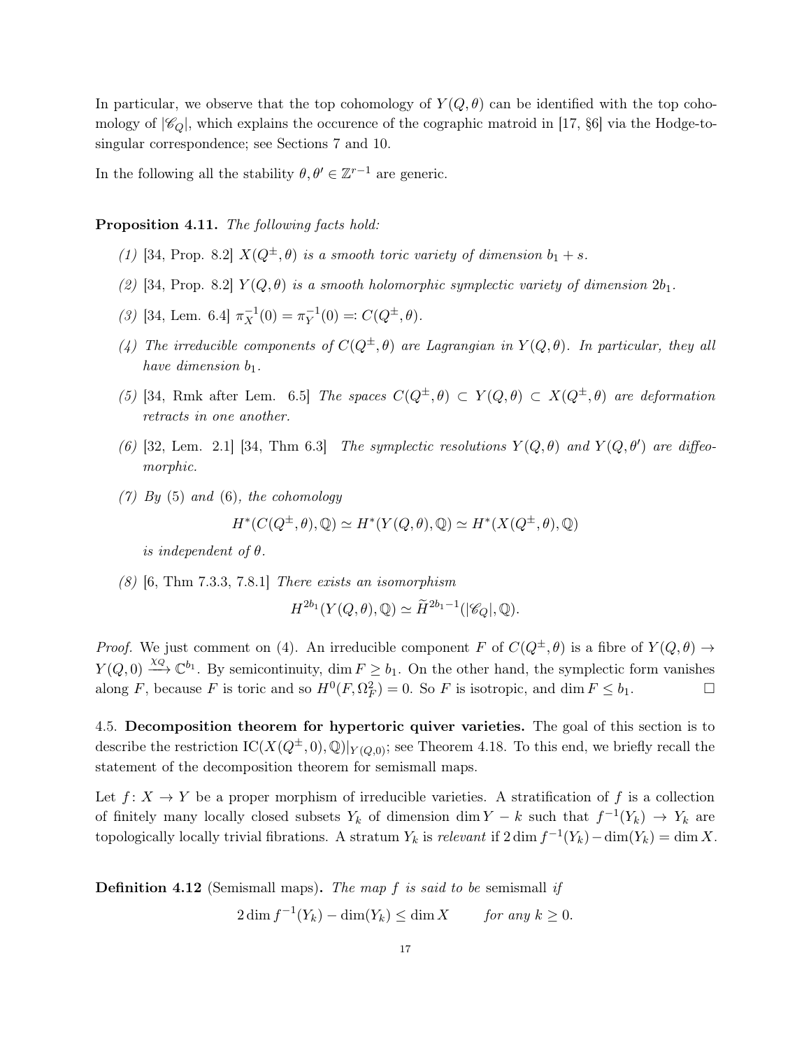In particular, we observe that the top cohomology of $Y(Q,\theta)$ can be identified with the top cohomology of $|\mathscr{C}_Q|$, which explains the occurence of the cographic matroid in [17, §6] via the Hodge-to-singular correspondence; see Sections 7 and 10.

In the following all the stability $\theta, \theta' \in \mathbb{Z}^{r-1}$ are generic.

**Proposition 4.11.** *The following facts hold:*

1. [34, Prop. 8.2] *$X(Q^{\pm},\theta)$ is a smooth toric variety of dimension $b_1 + s$.*
2. [34, Prop. 8.2] *$Y(Q,\theta)$ is a smooth holomorphic symplectic variety of dimension $2b_1$.*
3. [34, Lem. 6.4] *$\pi_X^{-1}(0) = \pi_Y^{-1}(0) =: C(Q^{\pm},\theta)$.*
4. *The irreducible components of $C(Q^{\pm},\theta)$ are Lagrangian in $Y(Q,\theta)$. In particular, they all have dimension $b_1$.*
5. [34, Rmk after Lem. 6.5] *The spaces $C(Q^{\pm},\theta) \subset Y(Q,\theta) \subset X(Q^{\pm},\theta)$ are deformation retracts in one another.*
6. [32, Lem. 2.1] [34, Thm 6.3] *The symplectic resolutions $Y(Q,\theta)$ and $Y(Q,\theta')$ are diffeomorphic.*
7. *By* (5) *and* (6)*, the cohomology*
$$H^*(C(Q^{\pm},\theta),\mathbb{Q}) \simeq H^*(Y(Q,\theta),\mathbb{Q}) \simeq H^*(X(Q^{\pm},\theta),\mathbb{Q})$$
*is independent of $\theta$.*
8. [6, Thm 7.3.3, 7.8.1] *There exists an isomorphism*
$$H^{2b_1}(Y(Q,\theta),\mathbb{Q}) \simeq \widetilde{H}^{2b_1-1}(|\mathscr{C}_Q|,\mathbb{Q}).$$

*Proof.* We just comment on (4). An irreducible component $F$ of $C(Q^{\pm},\theta)$ is a fibre of $Y(Q,\theta) \to Y(Q,0) \xrightarrow{\chi_Q} \mathbb{C}^{b_1}$. By semicontinuity, $\dim F \geq b_1$. On the other hand, the symplectic form vanishes along $F$, because $F$ is toric and so $H^0(F,\Omega_F^2) = 0$. So $F$ is isotropic, and $\dim F \leq b_1$. □

4.5. **Decomposition theorem for hypertoric quiver varieties.** The goal of this section is to describe the restriction $\mathrm{IC}(X(Q^{\pm},0),\mathbb{Q})|_{Y(Q,0)}$; see Theorem 4.18. To this end, we briefly recall the statement of the decomposition theorem for semismall maps.

Let $f\colon X \to Y$ be a proper morphism of irreducible varieties. A stratification of $f$ is a collection of finitely many locally closed subsets $Y_k$ of dimension $\dim Y - k$ such that $f^{-1}(Y_k) \to Y_k$ are topologically locally trivial fibrations. A stratum $Y_k$ is *relevant* if $2\dim f^{-1}(Y_k) - \dim(Y_k) = \dim X$.

**Definition 4.12** (Semismall maps)**.** *The map $f$ is said to be* semismall *if*
$$2\dim f^{-1}(Y_k) - \dim(Y_k) \leq \dim X \qquad \textit{for any } k \geq 0.$$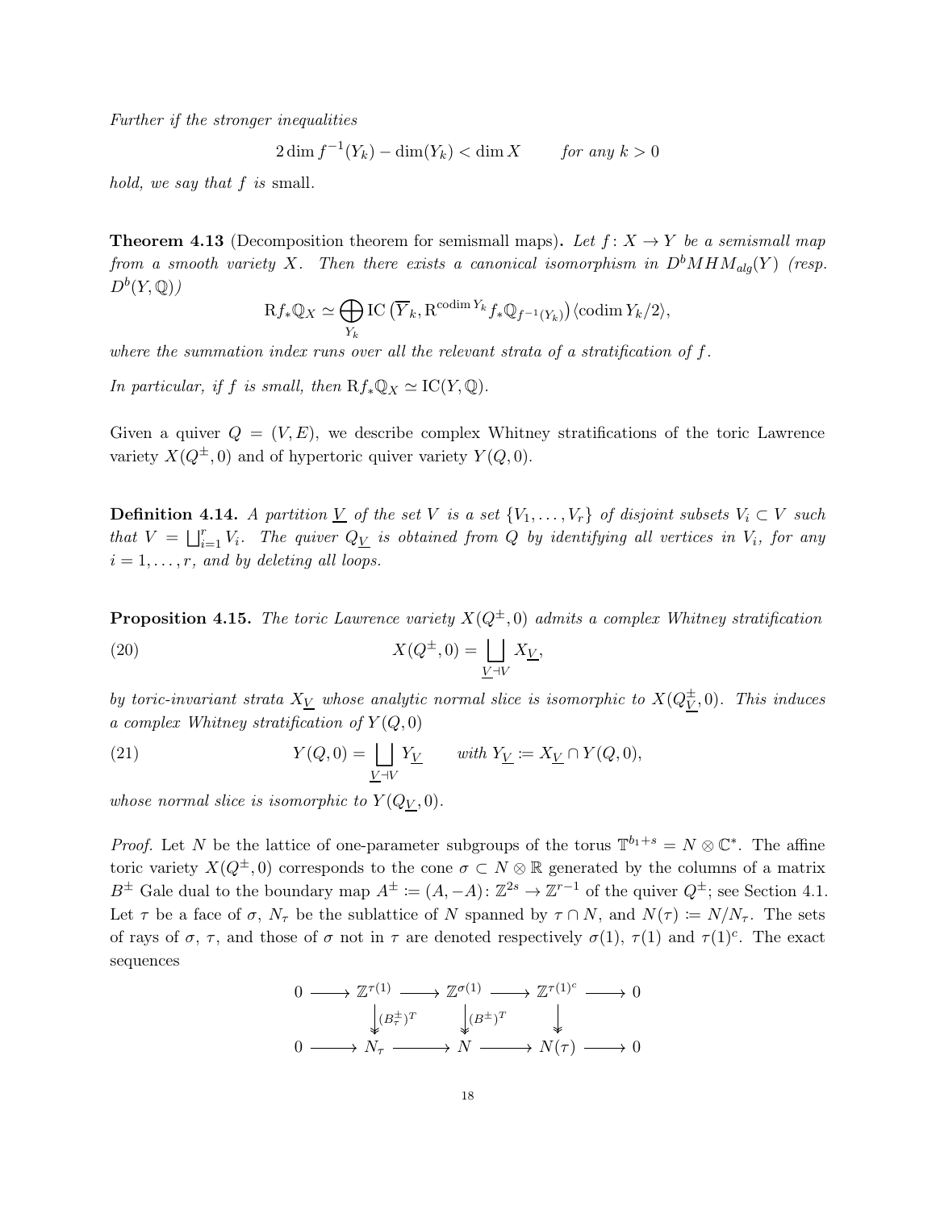*Further if the stronger inequalities*

$$2\dim f^{-1}(Y_k) - \dim(Y_k) < \dim X \qquad \text{for any } k > 0$$

*hold, we say that $f$ is* small.

**Theorem 4.13** (Decomposition theorem for semismall maps)**.** *Let $f\colon X \to Y$ be a semismall map from a smooth variety $X$. Then there exists a canonical isomorphism in $D^bMHM_{alg}(Y)$ (resp. $D^b(Y,\mathbb{Q})$)*

$$\mathrm{R}f_*\mathbb{Q}_X \simeq \bigoplus_{Y_k} \mathrm{IC}\left(\overline{Y}_k, \mathrm{R}^{\operatorname{codim} Y_k} f_*\mathbb{Q}_{f^{-1}(Y_k)}\right)\langle \operatorname{codim} Y_k/2\rangle,$$

*where the summation index runs over all the relevant strata of a stratification of $f$.*

*In particular, if $f$ is small, then $\mathrm{R}f_*\mathbb{Q}_X \simeq \mathrm{IC}(Y,\mathbb{Q})$.*

Given a quiver $Q = (V,E)$, we describe complex Whitney stratifications of the toric Lawrence variety $X(Q^{\pm},0)$ and of hypertoric quiver variety $Y(Q,0)$.

**Definition 4.14.** *A partition $\underline{V}$ of the set $V$ is a set $\{V_1,\dots,V_r\}$ of disjoint subsets $V_i \subset V$ such that $V = \bigsqcup_{i=1}^r V_i$. The quiver $Q_{\underline{V}}$ is obtained from $Q$ by identifying all vertices in $V_i$, for any $i = 1,\dots,r$, and by deleting all loops.*

**Proposition 4.15.** *The toric Lawrence variety $X(Q^{\pm},0)$ admits a complex Whitney stratification*

$$X(Q^{\pm},0) = \bigsqcup_{\underline{V}\dashv V} X_{\underline{V}}, \tag{20}$$

*by toric-invariant strata $X_{\underline{V}}$ whose analytic normal slice is isomorphic to $X(Q^{\pm}_{\underline{V}},0)$. This induces a complex Whitney stratification of $Y(Q,0)$*

$$Y(Q,0) = \bigsqcup_{\underline{V}\dashv V} Y_{\underline{V}} \qquad \text{with } Y_{\underline{V}} \coloneqq X_{\underline{V}} \cap Y(Q,0), \tag{21}$$

*whose normal slice is isomorphic to $Y(Q_{\underline{V}},0)$.*

*Proof.* Let $N$ be the lattice of one-parameter subgroups of the torus $\mathbb{T}^{b_1+s} = N \otimes \mathbb{C}^*$. The affine toric variety $X(Q^{\pm},0)$ corresponds to the cone $\sigma \subset N\otimes\mathbb{R}$ generated by the columns of a matrix $B^{\pm}$ Gale dual to the boundary map $A^{\pm} \coloneqq (A,-A)\colon \mathbb{Z}^{2s} \to \mathbb{Z}^{r-1}$ of the quiver $Q^{\pm}$; see Section 4.1. Let $\tau$ be a face of $\sigma$, $N_\tau$ be the sublattice of $N$ spanned by $\tau\cap N$, and $N(\tau) \coloneqq N/N_\tau$. The sets of rays of $\sigma$, $\tau$, and those of $\sigma$ not in $\tau$ are denoted respectively $\sigma(1)$, $\tau(1)$ and $\tau(1)^c$. The exact sequences

$$\begin{array}{ccccccccc}
0 & \longrightarrow & \mathbb{Z}^{\tau(1)} & \longrightarrow & \mathbb{Z}^{\sigma(1)} & \longrightarrow & \mathbb{Z}^{\tau(1)^c} & \longrightarrow & 0 \\
 & & \Big\downarrow{\scriptstyle (B^{\pm}_\tau)^T} & & \Big\downarrow{\scriptstyle (B^{\pm})^T} & & \Big\downarrow & & \\
0 & \longrightarrow & N_\tau & \longrightarrow & N & \longrightarrow & N(\tau) & \longrightarrow & 0
\end{array}$$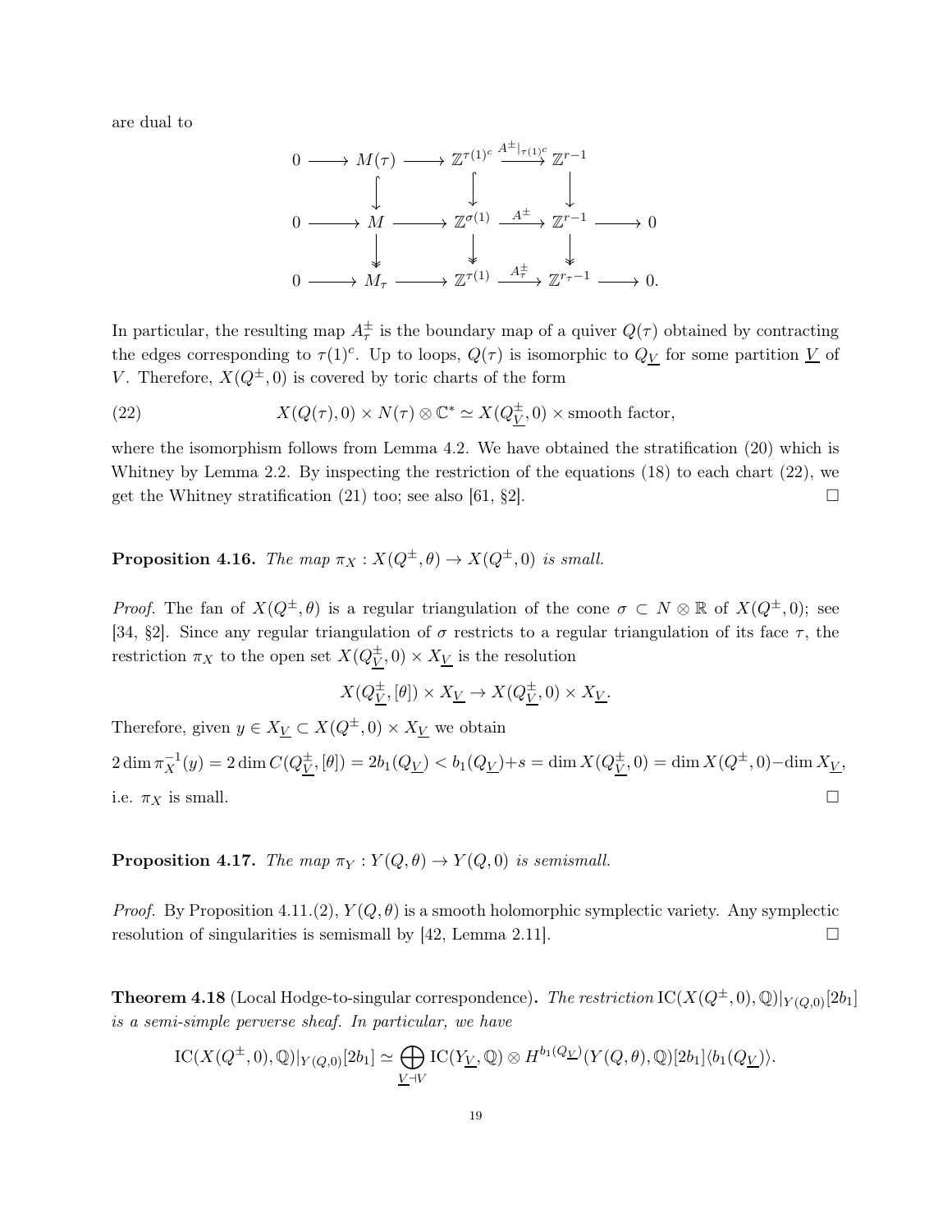are dual to

$$
\begin{array}{ccccccccc}
0 & \longrightarrow & M(\tau) & \longrightarrow & \mathbb{Z}^{\tau(1)^c} & \xrightarrow{A^{\pm}|_{\tau(1)^c}} & \mathbb{Z}^{r-1} & & \\
 & & \big\downarrow & & \big\downarrow & & \big\downarrow & & \\
0 & \longrightarrow & M & \longrightarrow & \mathbb{Z}^{\sigma(1)} & \xrightarrow{A^{\pm}} & \mathbb{Z}^{r-1} & \longrightarrow & 0 \\
 & & \big\downarrow & & \big\downarrow & & \big\downarrow & & \\
0 & \longrightarrow & M_{\tau} & \longrightarrow & \mathbb{Z}^{\tau(1)} & \xrightarrow{A^{\pm}_{\tau}} & \mathbb{Z}^{r_{\tau}-1} & \longrightarrow & 0.
\end{array}
$$

In particular, the resulting map $A^{\pm}_{\tau}$ is the boundary map of a quiver $Q(\tau)$ obtained by contracting the edges corresponding to $\tau(1)^c$. Up to loops, $Q(\tau)$ is isomorphic to $Q_{\underline{V}}$ for some partition $\underline{V}$ of $V$. Therefore, $X(Q^{\pm}, 0)$ is covered by toric charts of the form

$$
X(Q(\tau), 0) \times N(\tau) \otimes \mathbb{C}^* \simeq X(Q^{\pm}_{\underline{V}}, 0) \times \text{smooth factor}, \tag{22}
$$

where the isomorphism follows from Lemma 4.2. We have obtained the stratification (20) which is Whitney by Lemma 2.2. By inspecting the restriction of the equations (18) to each chart (22), we get the Whitney stratification (21) too; see also [61, §2]. □

**Proposition 4.16.** *The map $\pi_X : X(Q^{\pm}, \theta) \to X(Q^{\pm}, 0)$ is small.*

*Proof.* The fan of $X(Q^{\pm}, \theta)$ is a regular triangulation of the cone $\sigma \subset N \otimes \mathbb{R}$ of $X(Q^{\pm}, 0)$; see [34, §2]. Since any regular triangulation of $\sigma$ restricts to a regular triangulation of its face $\tau$, the restriction $\pi_X$ to the open set $X(Q^{\pm}_{\underline{V}}, 0) \times X_{\underline{V}}$ is the resolution

$$
X(Q^{\pm}_{\underline{V}}, [\theta]) \times X_{\underline{V}} \to X(Q^{\pm}_{\underline{V}}, 0) \times X_{\underline{V}}.
$$

Therefore, given $y \in X_{\underline{V}} \subset X(Q^{\pm}, 0) \times X_{\underline{V}}$ we obtain

$$
2 \dim \pi_X^{-1}(y) = 2 \dim C(Q^{\pm}_{\underline{V}}, [\theta]) = 2b_1(Q_{\underline{V}}) < b_1(Q_{\underline{V}}) + s = \dim X(Q^{\pm}_{\underline{V}}, 0) = \dim X(Q^{\pm}, 0) - \dim X_{\underline{V}},
$$

i.e. $\pi_X$ is small. □

**Proposition 4.17.** *The map $\pi_Y : Y(Q, \theta) \to Y(Q, 0)$ is semismall.*

*Proof.* By Proposition 4.11.(2), $Y(Q, \theta)$ is a smooth holomorphic symplectic variety. Any symplectic resolution of singularities is semismall by [42, Lemma 2.11]. □

**Theorem 4.18** (Local Hodge-to-singular correspondence)**.** *The restriction $\mathrm{IC}(X(Q^{\pm}, 0), \mathbb{Q})|_{Y(Q,0)}[2b_1]$ is a semi-simple perverse sheaf. In particular, we have*

$$
\mathrm{IC}(X(Q^{\pm}, 0), \mathbb{Q})|_{Y(Q,0)}[2b_1] \simeq \bigoplus_{\underline{V} \dashv V} \mathrm{IC}(Y_{\underline{V}}, \mathbb{Q}) \otimes H^{b_1(Q_{\underline{V}})}(Y(Q, \theta), \mathbb{Q})[2b_1]\langle b_1(Q_{\underline{V}}) \rangle.
$$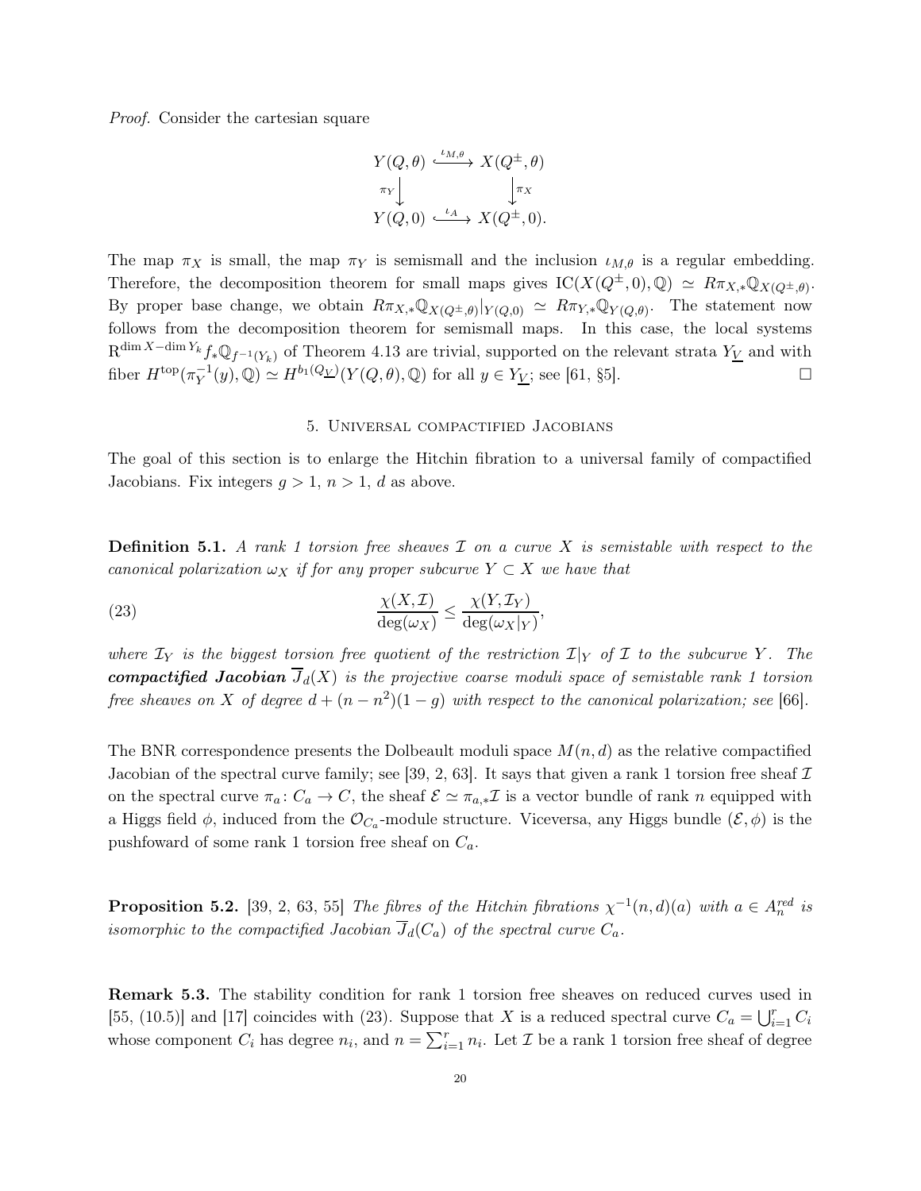*Proof.* Consider the cartesian square

$$\begin{array}{ccc} Y(Q,\theta) & \xhookrightarrow{\iota_{M,\theta}} & X(Q^{\pm},\theta) \\ \pi_Y \big\downarrow & & \big\downarrow \pi_X \\ Y(Q,0) & \xhookrightarrow{\iota_A} & X(Q^{\pm},0). \end{array}$$

The map $\pi_X$ is small, the map $\pi_Y$ is semismall and the inclusion $\iota_{M,\theta}$ is a regular embedding. Therefore, the decomposition theorem for small maps gives $\mathrm{IC}(X(Q^{\pm},0),\mathbb{Q}) \simeq R\pi_{X,*}\mathbb{Q}_{X(Q^{\pm},\theta)}$. By proper base change, we obtain $R\pi_{X,*}\mathbb{Q}_{X(Q^{\pm},\theta)}|_{Y(Q,0)} \simeq R\pi_{Y,*}\mathbb{Q}_{Y(Q,\theta)}$. The statement now follows from the decomposition theorem for semismall maps. In this case, the local systems $\mathrm{R}^{\dim X - \dim Y_k} f_* \mathbb{Q}_{f^{-1}(Y_k)}$ of Theorem 4.13 are trivial, supported on the relevant strata $Y_{\underline{V}}$ and with fiber $H^{\mathrm{top}}(\pi_Y^{-1}(y),\mathbb{Q}) \simeq H^{b_1(Q_{\underline{V}})}(Y(Q,\theta),\mathbb{Q})$ for all $y \in Y_{\underline{V}}$; see [61, §5]. □

## 5. Universal compactified Jacobians

The goal of this section is to enlarge the Hitchin fibration to a universal family of compactified Jacobians. Fix integers $g > 1$, $n > 1$, $d$ as above.

**Definition 5.1.** *A rank 1 torsion free sheaves $\mathcal{I}$ on a curve $X$ is semistable with respect to the canonical polarization $\omega_X$ if for any proper subcurve $Y \subset X$ we have that*

$$\frac{\chi(X,\mathcal{I})}{\deg(\omega_X)} \leq \frac{\chi(Y,\mathcal{I}_Y)}{\deg(\omega_X|_Y)}, \tag{23}$$

*where $\mathcal{I}_Y$ is the biggest torsion free quotient of the restriction $\mathcal{I}|_Y$ of $\mathcal{I}$ to the subcurve $Y$. The **compactified Jacobian** $\overline{J}_d(X)$ is the projective coarse moduli space of semistable rank 1 torsion free sheaves on $X$ of degree $d + (n-n^2)(1-g)$ with respect to the canonical polarization; see [66].*

The BNR correspondence presents the Dolbeault moduli space $M(n,d)$ as the relative compactified Jacobian of the spectral curve family; see [39, 2, 63]. It says that given a rank 1 torsion free sheaf $\mathcal{I}$ on the spectral curve $\pi_a \colon C_a \to C$, the sheaf $\mathcal{E} \simeq \pi_{a,*}\mathcal{I}$ is a vector bundle of rank $n$ equipped with a Higgs field $\phi$, induced from the $\mathcal{O}_{C_a}$-module structure. Viceversa, any Higgs bundle $(\mathcal{E},\phi)$ is the pushfoward of some rank 1 torsion free sheaf on $C_a$.

**Proposition 5.2.** [39, 2, 63, 55] *The fibres of the Hitchin fibrations $\chi^{-1}(n,d)(a)$ with $a \in A_n^{red}$ is isomorphic to the compactified Jacobian $\overline{J}_d(C_a)$ of the spectral curve $C_a$.*

**Remark 5.3.** The stability condition for rank 1 torsion free sheaves on reduced curves used in [55, (10.5)] and [17] coincides with (23). Suppose that $X$ is a reduced spectral curve $C_a = \bigcup_{i=1}^r C_i$ whose component $C_i$ has degree $n_i$, and $n = \sum_{i=1}^r n_i$. Let $\mathcal{I}$ be a rank 1 torsion free sheaf of degree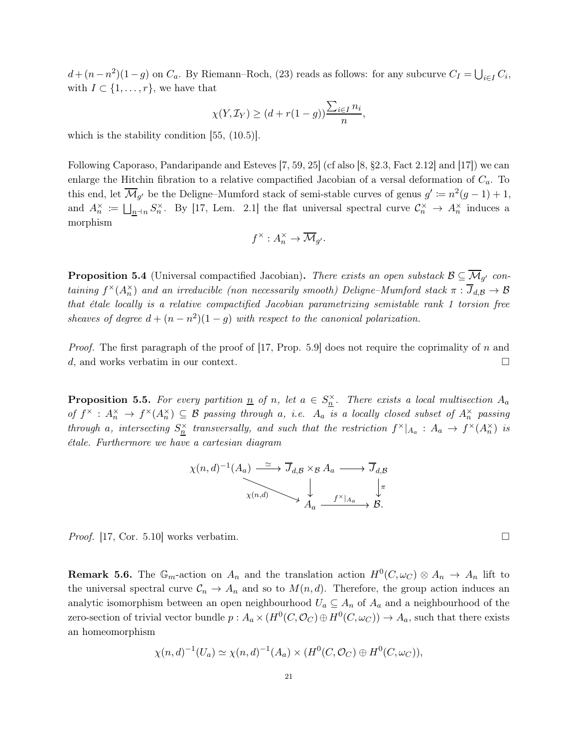$d+(n-n^2)(1-g)$ on $C_a$. By Riemann–Roch, (23) reads as follows: for any subcurve $C_I = \bigcup_{i\in I} C_i$, with $I \subset \{1,\ldots,r\}$, we have that

$$\chi(Y,\mathcal{I}_Y) \geq (d+r(1-g))\frac{\sum_{i\in I} n_i}{n},$$

which is the stability condition [55, (10.5)].

Following Caporaso, Pandaripande and Esteves [7, 59, 25] (cf also [8, §2.3, Fact 2.12] and [17]) we can enlarge the Hitchin fibration to a relative compactified Jacobian of a versal deformation of $C_a$. To this end, let $\overline{\mathcal{M}}_{g'}$ be the Deligne–Mumford stack of semi-stable curves of genus $g' \coloneqq n^2(g-1)+1$, and $A_n^\times \coloneqq \bigsqcup_{\underline{n}\dashv n} S_n^\times$. By [17, Lem. 2.1] the flat universal spectral curve $\mathcal{C}_n^\times \to A_n^\times$ induces a morphism

$$f^\times : A_n^\times \to \overline{\mathcal{M}}_{g'}.$$

**Proposition 5.4** (Universal compactified Jacobian)**.** *There exists an open substack $\mathcal{B} \subseteq \overline{\mathcal{M}}_{g'}$ containing $f^\times(A_n^\times)$ and an irreducible (non necessarily smooth) Deligne–Mumford stack $\pi : \overline{J}_{d,\mathcal{B}} \to \mathcal{B}$ that étale locally is a relative compactified Jacobian parametrizing semistable rank 1 torsion free sheaves of degree $d+(n-n^2)(1-g)$ with respect to the canonical polarization.*

*Proof.* The first paragraph of the proof of [17, Prop. 5.9] does not require the coprimality of $n$ and $d$, and works verbatim in our context. □

**Proposition 5.5.** *For every partition $\underline{n}$ of $n$, let $a \in S_{\underline{n}}^\times$. There exists a local multisection $A_a$ of $f^\times : A_n^\times \to f^\times(A_n^\times) \subseteq \mathcal{B}$ passing through $a$, i.e. $A_a$ is a locally closed subset of $A_n^\times$ passing through $a$, intersecting $S_{\underline{n}}^\times$ transversally, and such that the restriction $f^\times|_{A_a} : A_a \to f^\times(A_n^\times)$ is étale. Furthermore we have a cartesian diagram*

$$\begin{array}{ccccc}
\chi(n,d)^{-1}(A_a) & \xrightarrow{\ \simeq\ } & \overline{J}_{d,\mathcal{B}} \times_{\mathcal{B}} A_a & \longrightarrow & \overline{J}_{d,\mathcal{B}} \\
& \searrow^{\chi(n,d)} & \downarrow & & \downarrow \pi \\
& & A_a & \xrightarrow{\ f^\times|_{A_a}\ } & \mathcal{B}.
\end{array}$$

*Proof.* [17, Cor. 5.10] works verbatim. □

**Remark 5.6.** The $\mathbb{G}_m$-action on $A_n$ and the translation action $H^0(C,\omega_C) \otimes A_n \to A_n$ lift to the universal spectral curve $\mathcal{C}_n \to A_n$ and so to $M(n,d)$. Therefore, the group action induces an analytic isomorphism between an open neighbourhood $U_a \subseteq A_n$ of $A_a$ and a neighbourhood of the zero-section of trivial vector bundle $p : A_a \times (H^0(C,\mathcal{O}_C) \oplus H^0(C,\omega_C)) \to A_a$, such that there exists an homeomorphism

$$\chi(n,d)^{-1}(U_a) \simeq \chi(n,d)^{-1}(A_a) \times (H^0(C,\mathcal{O}_C) \oplus H^0(C,\omega_C)),$$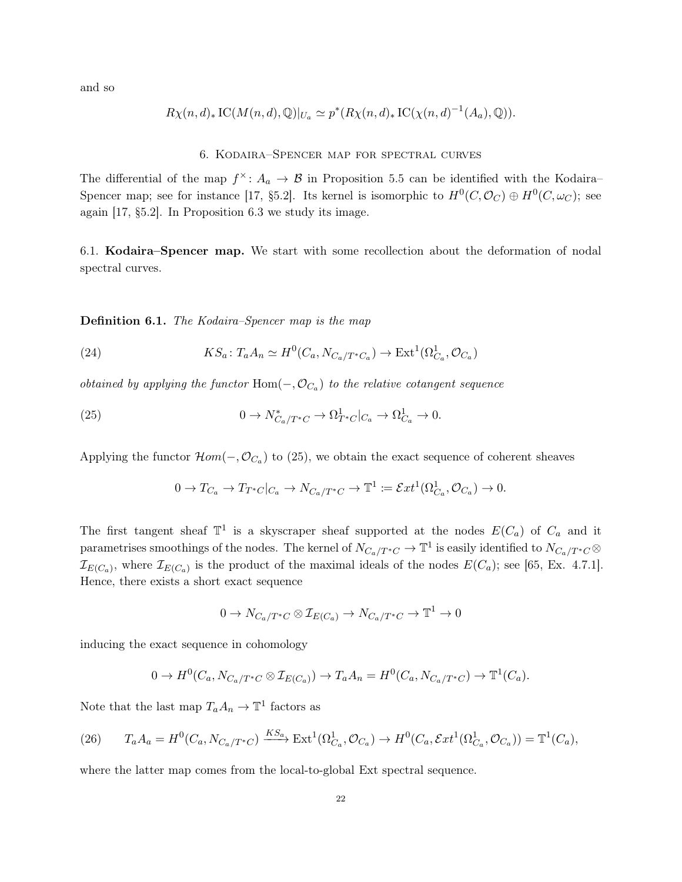and so

$$R\chi(n,d)_* \operatorname{IC}(M(n,d),\mathbb{Q})|_{U_a} \simeq p^*(R\chi(n,d)_* \operatorname{IC}(\chi(n,d)^{-1}(A_a),\mathbb{Q})).$$

## 6. Kodaira–Spencer map for spectral curves

The differential of the map $f^\times \colon A_a \to \mathcal{B}$ in Proposition 5.5 can be identified with the Kodaira–Spencer map; see for instance [17, §5.2]. Its kernel is isomorphic to $H^0(C,\mathcal{O}_C) \oplus H^0(C,\omega_C)$; see again [17, §5.2]. In Proposition 6.3 we study its image.

### 6.1. Kodaira–Spencer map.

We start with some recollection about the deformation of nodal spectral curves.

**Definition 6.1.** *The Kodaira–Spencer map is the map*

$$KS_a \colon T_a A_n \simeq H^0(C_a, N_{C_a/T^*C_a}) \to \operatorname{Ext}^1(\Omega^1_{C_a},\mathcal{O}_{C_a}) \tag{24}$$

*obtained by applying the functor* $\operatorname{Hom}(-,\mathcal{O}_{C_a})$ *to the relative cotangent sequence*

$$0 \to N^*_{C_a/T^*C} \to \Omega^1_{T^*C}|_{C_a} \to \Omega^1_{C_a} \to 0. \tag{25}$$

Applying the functor $\mathcal{H}om(-,\mathcal{O}_{C_a})$ to (25), we obtain the exact sequence of coherent sheaves

$$0 \to T_{C_a} \to T_{T^*C}|_{C_a} \to N_{C_a/T^*C} \to \mathbb{T}^1 := \mathcal{E}xt^1(\Omega^1_{C_a},\mathcal{O}_{C_a}) \to 0.$$

The first tangent sheaf $\mathbb{T}^1$ is a skyscraper sheaf supported at the nodes $E(C_a)$ of $C_a$ and it parametrises smoothings of the nodes. The kernel of $N_{C_a/T^*C} \to \mathbb{T}^1$ is easily identified to $N_{C_a/T^*C} \otimes \mathcal{I}_{E(C_a)}$, where $\mathcal{I}_{E(C_a)}$ is the product of the maximal ideals of the nodes $E(C_a)$; see [65, Ex. 4.7.1]. Hence, there exists a short exact sequence

$$0 \to N_{C_a/T^*C} \otimes \mathcal{I}_{E(C_a)} \to N_{C_a/T^*C} \to \mathbb{T}^1 \to 0$$

inducing the exact sequence in cohomology

$$0 \to H^0(C_a, N_{C_a/T^*C} \otimes \mathcal{I}_{E(C_a)}) \to T_a A_n = H^0(C_a, N_{C_a/T^*C}) \to \mathbb{T}^1(C_a).$$

Note that the last map $T_a A_n \to \mathbb{T}^1$ factors as

$$T_a A_a = H^0(C_a, N_{C_a/T^*C}) \xrightarrow{KS_a} \operatorname{Ext}^1(\Omega^1_{C_a},\mathcal{O}_{C_a}) \to H^0(C_a, \mathcal{E}xt^1(\Omega^1_{C_a},\mathcal{O}_{C_a})) = \mathbb{T}^1(C_a), \tag{26}$$

where the latter map comes from the local-to-global Ext spectral sequence.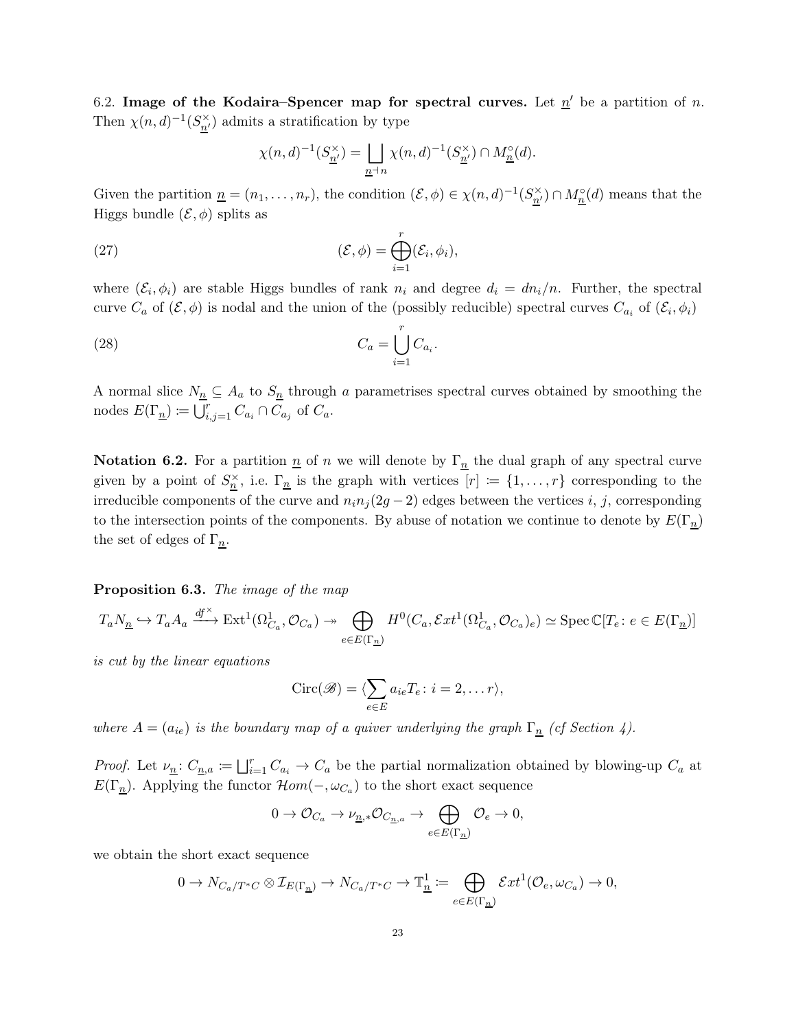6.2. **Image of the Kodaira–Spencer map for spectral curves.** Let $\underline{n}'$ be a partition of $n$. Then $\chi(n,d)^{-1}(S^{\times}_{\underline{n}'})$ admits a stratification by type

$$\chi(n,d)^{-1}(S^{\times}_{\underline{n}'}) = \bigsqcup_{\underline{n} \dashv n} \chi(n,d)^{-1}(S^{\times}_{\underline{n}'}) \cap M^{\circ}_{\underline{n}}(d).$$

Given the partition $\underline{n} = (n_1, \ldots, n_r)$, the condition $(\mathcal{E}, \phi) \in \chi(n,d)^{-1}(S^{\times}_{\underline{n}'}) \cap M^{\circ}_{\underline{n}}(d)$ means that the Higgs bundle $(\mathcal{E}, \phi)$ splits as

$$(\mathcal{E}, \phi) = \bigoplus_{i=1}^{r} (\mathcal{E}_i, \phi_i), \tag{27}$$

where $(\mathcal{E}_i, \phi_i)$ are stable Higgs bundles of rank $n_i$ and degree $d_i = dn_i/n$. Further, the spectral curve $C_a$ of $(\mathcal{E}, \phi)$ is nodal and the union of the (possibly reducible) spectral curves $C_{a_i}$ of $(\mathcal{E}_i, \phi_i)$

$$C_a = \bigcup_{i=1}^{r} C_{a_i}. \tag{28}$$

A normal slice $N_{\underline{n}} \subseteq A_a$ to $S_{\underline{n}}$ through $a$ parametrises spectral curves obtained by smoothing the nodes $E(\Gamma_{\underline{n}}) \coloneqq \bigcup_{i,j=1}^{r} C_{a_i} \cap C_{a_j}$ of $C_a$.

**Notation 6.2.** For a partition $\underline{n}$ of $n$ we will denote by $\Gamma_{\underline{n}}$ the dual graph of any spectral curve given by a point of $S^{\times}_{\underline{n}}$, i.e. $\Gamma_{\underline{n}}$ is the graph with vertices $[r] \coloneqq \{1, \ldots, r\}$ corresponding to the irreducible components of the curve and $n_i n_j (2g-2)$ edges between the vertices $i$, $j$, corresponding to the intersection points of the components. By abuse of notation we continue to denote by $E(\Gamma_{\underline{n}})$ the set of edges of $\Gamma_{\underline{n}}$.

**Proposition 6.3.** *The image of the map*

$$T_a N_{\underline{n}} \hookrightarrow T_a A_a \xrightarrow{df^{\times}} \operatorname{Ext}^1(\Omega^1_{C_a}, \mathcal{O}_{C_a}) \twoheadrightarrow \bigoplus_{e \in E(\Gamma_{\underline{n}})} H^0(C_a, \mathcal{E}xt^1(\Omega^1_{C_a}, \mathcal{O}_{C_a})_e) \simeq \operatorname{Spec} \mathbb{C}[T_e \colon e \in E(\Gamma_{\underline{n}})]$$

*is cut by the linear equations*

$$\operatorname{Circ}(\mathscr{B}) = \langle \sum_{e \in E} a_{ie} T_e \colon i = 2, \ldots r \rangle,$$

*where $A = (a_{ie})$ is the boundary map of a quiver underlying the graph $\Gamma_{\underline{n}}$ (cf Section 4).*

*Proof.* Let $\nu_{\underline{n}} \colon C_{\underline{n},a} \coloneqq \bigsqcup_{i=1}^{r} C_{a_i} \to C_a$ be the partial normalization obtained by blowing-up $C_a$ at $E(\Gamma_{\underline{n}})$. Applying the functor $\mathcal{H}om(-, \omega_{C_a})$ to the short exact sequence

$$0 \to \mathcal{O}_{C_a} \to \nu_{\underline{n},*}\mathcal{O}_{C_{\underline{n},a}} \to \bigoplus_{e \in E(\Gamma_{\underline{n}})} \mathcal{O}_e \to 0,$$

we obtain the short exact sequence

$$0 \to N_{C_a/T^*C} \otimes \mathcal{I}_{E(\Gamma_{\underline{n}})} \to N_{C_a/T^*C} \to \mathbb{T}^1_{\underline{n}} \coloneqq \bigoplus_{e \in E(\Gamma_{\underline{n}})} \mathcal{E}xt^1(\mathcal{O}_e, \omega_{C_a}) \to 0,$$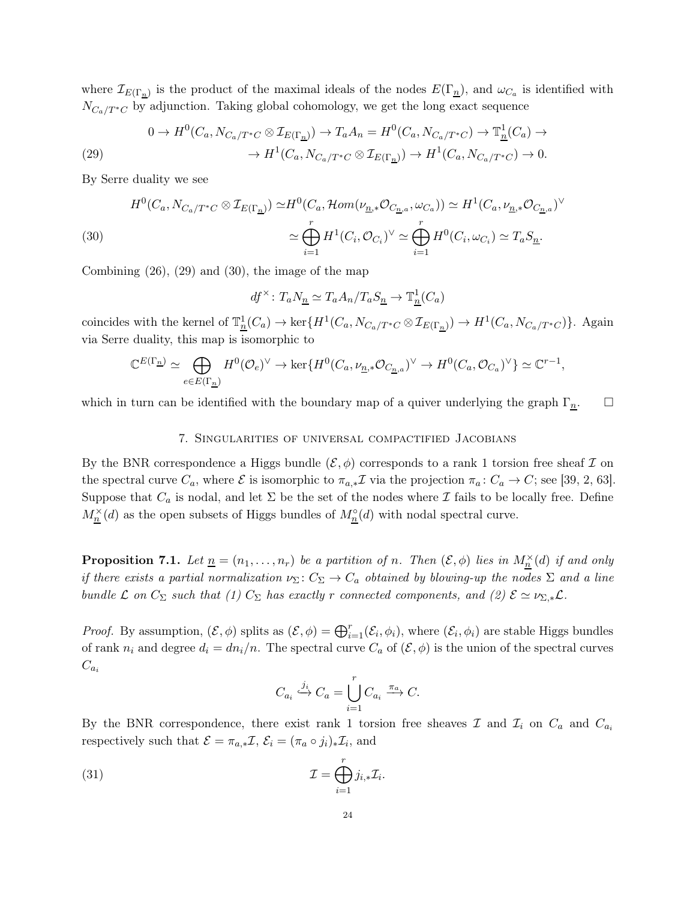where $\mathcal{I}_{E(\Gamma_{\underline{n}})}$ is the product of the maximal ideals of the nodes $E(\Gamma_{\underline{n}})$, and $\omega_{C_a}$ is identified with $N_{C_a/T^*C}$ by adjunction. Taking global cohomology, we get the long exact sequence

$$
\begin{aligned}
0 \to H^0(C_a, N_{C_a/T^*C} \otimes \mathcal{I}_{E(\Gamma_{\underline{n}})}) \to T_a A_n = H^0(C_a, N_{C_a/T^*C}) \to \mathbb{T}^1_{\underline{n}}(C_a) \to \\
\to H^1(C_a, N_{C_a/T^*C} \otimes \mathcal{I}_{E(\Gamma_{\underline{n}})}) \to H^1(C_a, N_{C_a/T^*C}) \to 0.
\end{aligned} \tag{29}
$$

By Serre duality we see

$$
\begin{aligned}
H^0(C_a, N_{C_a/T^*C} \otimes \mathcal{I}_{E(\Gamma_{\underline{n}})}) &\simeq H^0(C_a, \mathcal{H}om(\nu_{\underline{n},*}\mathcal{O}_{C_{\underline{n},a}}, \omega_{C_a})) \simeq H^1(C_a, \nu_{\underline{n},*}\mathcal{O}_{C_{\underline{n},a}})^\vee \\
&\simeq \bigoplus_{i=1}^r H^1(C_i, \mathcal{O}_{C_i})^\vee \simeq \bigoplus_{i=1}^r H^0(C_i, \omega_{C_i}) \simeq T_a S_{\underline{n}}.
\end{aligned} \tag{30}
$$

Combining (26), (29) and (30), the image of the map

$$
df^\times \colon T_a N_{\underline{n}} \simeq T_a A_n / T_a S_{\underline{n}} \to \mathbb{T}^1_{\underline{n}}(C_a)
$$

coincides with the kernel of $\mathbb{T}^1_{\underline{n}}(C_a) \to \ker\{H^1(C_a, N_{C_a/T^*C} \otimes \mathcal{I}_{E(\Gamma_{\underline{n}})}) \to H^1(C_a, N_{C_a/T^*C})\}$. Again via Serre duality, this map is isomorphic to

$$
\mathbb{C}^{E(\Gamma_{\underline{n}})} \simeq \bigoplus_{e \in E(\Gamma_{\underline{n}})} H^0(\mathcal{O}_e)^\vee \to \ker\{H^0(C_a, \nu_{\underline{n},*}\mathcal{O}_{C_{\underline{n},a}})^\vee \to H^0(C_a, \mathcal{O}_{C_a})^\vee\} \simeq \mathbb{C}^{r-1},
$$

which in turn can be identified with the boundary map of a quiver underlying the graph $\Gamma_{\underline{n}}$. $\square$

## 7. Singularities of universal compactified Jacobians

By the BNR correspondence a Higgs bundle $(\mathcal{E}, \phi)$ corresponds to a rank 1 torsion free sheaf $\mathcal{I}$ on the spectral curve $C_a$, where $\mathcal{E}$ is isomorphic to $\pi_{a,*}\mathcal{I}$ via the projection $\pi_a \colon C_a \to C$; see [39, 2, 63]. Suppose that $C_a$ is nodal, and let $\Sigma$ be the set of the nodes where $\mathcal{I}$ fails to be locally free. Define $M^\times_{\underline{n}}(d)$ as the open subsets of Higgs bundles of $M^\circ_{\underline{n}}(d)$ with nodal spectral curve.

**Proposition 7.1.** *Let $\underline{n} = (n_1, \ldots, n_r)$ be a partition of $n$. Then $(\mathcal{E}, \phi)$ lies in $M^\times_{\underline{n}}(d)$ if and only if there exists a partial normalization $\nu_\Sigma \colon C_\Sigma \to C_a$ obtained by blowing-up the nodes $\Sigma$ and a line bundle $\mathcal{L}$ on $C_\Sigma$ such that (1) $C_\Sigma$ has exactly $r$ connected components, and (2) $\mathcal{E} \simeq \nu_{\Sigma,*}\mathcal{L}$.*

*Proof.* By assumption, $(\mathcal{E}, \phi)$ splits as $(\mathcal{E}, \phi) = \bigoplus_{i=1}^r (\mathcal{E}_i, \phi_i)$, where $(\mathcal{E}_i, \phi_i)$ are stable Higgs bundles of rank $n_i$ and degree $d_i = dn_i/n$. The spectral curve $C_a$ of $(\mathcal{E}, \phi)$ is the union of the spectral curves $C_{a_i}$

$$
C_{a_i} \overset{j_i}{\hookrightarrow} C_a = \bigcup_{i=1}^r C_{a_i} \xrightarrow{\pi_a} C.
$$

By the BNR correspondence, there exist rank 1 torsion free sheaves $\mathcal{I}$ and $\mathcal{I}_i$ on $C_a$ and $C_{a_i}$ respectively such that $\mathcal{E} = \pi_{a,*}\mathcal{I}$, $\mathcal{E}_i = (\pi_a \circ j_i)_*\mathcal{I}_i$, and

$$
\mathcal{I} = \bigoplus_{i=1}^r j_{i,*}\mathcal{I}_i. \tag{31}
$$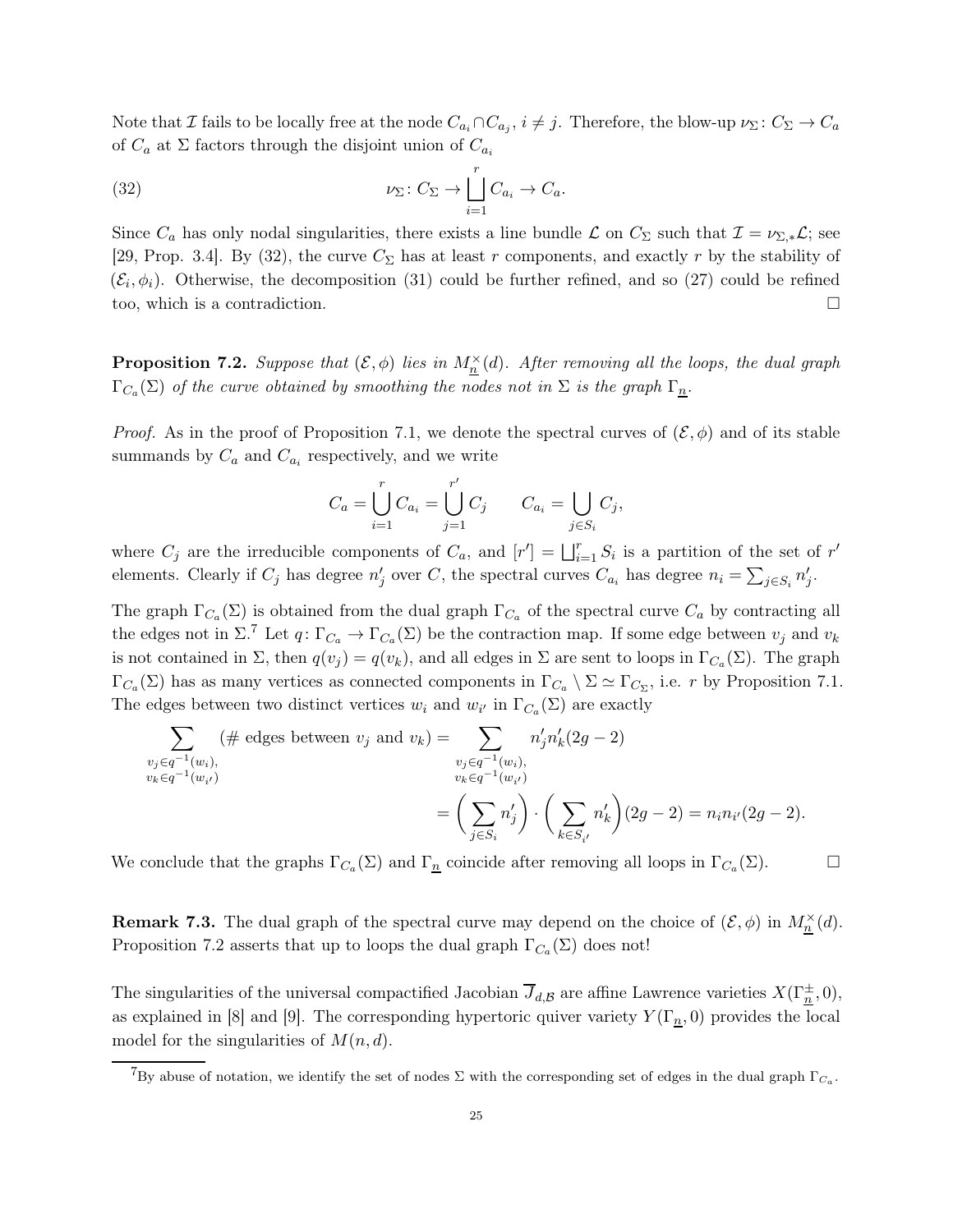Note that $\mathcal{I}$ fails to be locally free at the node $C_{a_i} \cap C_{a_j}$, $i \neq j$. Therefore, the blow-up $\nu_\Sigma \colon C_\Sigma \to C_a$ of $C_a$ at $\Sigma$ factors through the disjoint union of $C_{a_i}$

$$\nu_\Sigma \colon C_\Sigma \to \bigsqcup_{i=1}^{r} C_{a_i} \to C_a. \tag{32}$$

Since $C_a$ has only nodal singularities, there exists a line bundle $\mathcal{L}$ on $C_\Sigma$ such that $\mathcal{I} = \nu_{\Sigma,*}\mathcal{L}$; see [29, Prop. 3.4]. By (32), the curve $C_\Sigma$ has at least $r$ components, and exactly $r$ by the stability of $(\mathcal{E}_i, \phi_i)$. Otherwise, the decomposition (31) could be further refined, and so (27) could be refined too, which is a contradiction. $\square$

**Proposition 7.2.** *Suppose that $(\mathcal{E}, \phi)$ lies in $M^\times_{\underline{n}}(d)$. After removing all the loops, the dual graph $\Gamma_{C_a}(\Sigma)$ of the curve obtained by smoothing the nodes not in $\Sigma$ is the graph $\Gamma_{\underline{n}}$.*

*Proof.* As in the proof of Proposition 7.1, we denote the spectral curves of $(\mathcal{E}, \phi)$ and of its stable summands by $C_a$ and $C_{a_i}$ respectively, and we write

$$C_a = \bigcup_{i=1}^{r} C_{a_i} = \bigcup_{j=1}^{r'} C_j \qquad C_{a_i} = \bigcup_{j \in S_i} C_j,$$

where $C_j$ are the irreducible components of $C_a$, and $[r'] = \bigsqcup_{i=1}^{r} S_i$ is a partition of the set of $r'$ elements. Clearly if $C_j$ has degree $n'_j$ over $C$, the spectral curves $C_{a_i}$ has degree $n_i = \sum_{j \in S_i} n'_j$.

The graph $\Gamma_{C_a}(\Sigma)$ is obtained from the dual graph $\Gamma_{C_a}$ of the spectral curve $C_a$ by contracting all the edges not in $\Sigma$.[7] Let $q \colon \Gamma_{C_a} \to \Gamma_{C_a}(\Sigma)$ be the contraction map. If some edge between $v_j$ and $v_k$ is not contained in $\Sigma$, then $q(v_j) = q(v_k)$, and all edges in $\Sigma$ are sent to loops in $\Gamma_{C_a}(\Sigma)$. The graph $\Gamma_{C_a}(\Sigma)$ has as many vertices as connected components in $\Gamma_{C_a} \setminus \Sigma \simeq \Gamma_{C_\Sigma}$, i.e. $r$ by Proposition 7.1. The edges between two distinct vertices $w_i$ and $w_{i'}$ in $\Gamma_{C_a}(\Sigma)$ are exactly

$$\begin{aligned}
\sum_{\substack{v_j \in q^{-1}(w_i),\\ v_k \in q^{-1}(w_{i'})}} (\#\text{ edges between } v_j \text{ and } v_k) &= \sum_{\substack{v_j \in q^{-1}(w_i),\\ v_k \in q^{-1}(w_{i'})}} n'_j n'_k (2g-2) \\
&= \Big(\sum_{j \in S_i} n'_j\Big) \cdot \Big(\sum_{k \in S_{i'}} n'_k\Big)(2g-2) = n_i n_{i'}(2g-2).
\end{aligned}$$

We conclude that the graphs $\Gamma_{C_a}(\Sigma)$ and $\Gamma_{\underline{n}}$ coincide after removing all loops in $\Gamma_{C_a}(\Sigma)$. $\square$

**Remark 7.3.** The dual graph of the spectral curve may depend on the choice of $(\mathcal{E}, \phi)$ in $M^\times_{\underline{n}}(d)$. Proposition 7.2 asserts that up to loops the dual graph $\Gamma_{C_a}(\Sigma)$ does not!

The singularities of the universal compactified Jacobian $\overline{J}_{d,\mathcal{B}}$ are affine Lawrence varieties $X(\Gamma^{\pm}_{\underline{n}}, 0)$, as explained in [8] and [9]. The corresponding hypertoric quiver variety $Y(\Gamma_{\underline{n}}, 0)$ provides the local model for the singularities of $M(n, d)$.

[7] By abuse of notation, we identify the set of nodes $\Sigma$ with the corresponding set of edges in the dual graph $\Gamma_{C_a}$.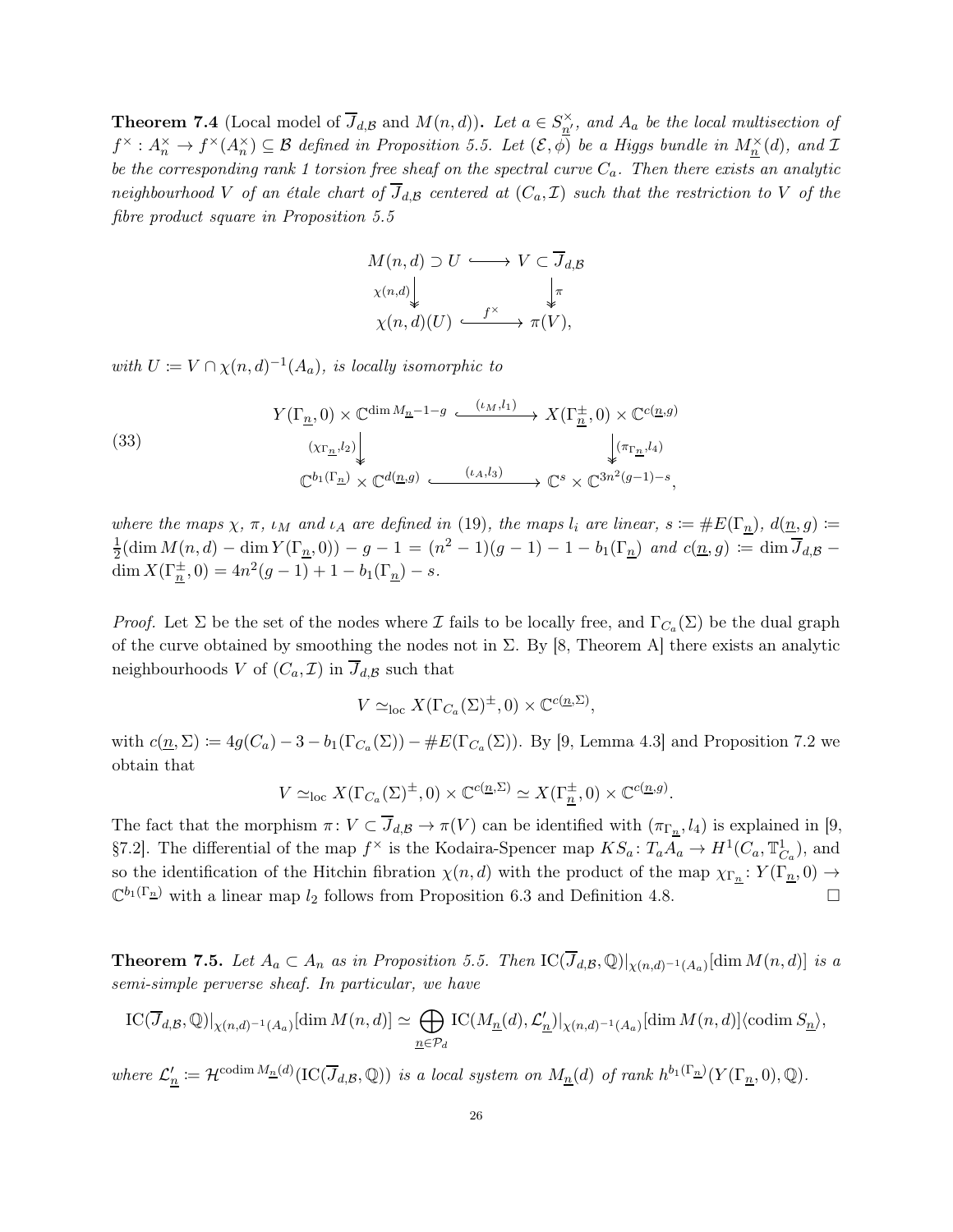**Theorem 7.4** (Local model of $\overline{J}_{d,\mathcal{B}}$ and $M(n,d)$)**.** *Let $a \in S^{\times}_{\underline{n}'}$, and $A_a$ be the local multisection of $f^{\times}: A_n^{\times} \to f^{\times}(A_n^{\times}) \subseteq \mathcal{B}$ defined in Proposition 5.5. Let $(\mathcal{E}, \phi)$ be a Higgs bundle in $M^{\times}_{\underline{n}}(d)$, and $\mathcal{I}$ be the corresponding rank 1 torsion free sheaf on the spectral curve $C_a$. Then there exists an analytic neighbourhood $V$ of an étale chart of $\overline{J}_{d,\mathcal{B}}$ centered at $(C_a, \mathcal{I})$ such that the restriction to $V$ of the fibre product square in Proposition 5.5*

$$\begin{array}{ccc} M(n,d) \supset U & \hookrightarrow & V \subset \overline{J}_{d,\mathcal{B}} \\ {\scriptstyle \chi(n,d)} \downarrow & & \downarrow {\scriptstyle \pi} \\ \chi(n,d)(U) & \xhookrightarrow{f^{\times}} & \pi(V), \end{array}$$

*with $U \coloneqq V \cap \chi(n,d)^{-1}(A_a)$, is locally isomorphic to*

$$\begin{array}{ccc} Y(\Gamma_{\underline{n}}, 0) \times \mathbb{C}^{\dim M_{\underline{n}} - 1 - g} & \xhookrightarrow{(\iota_M, l_1)} & X(\Gamma^{\pm}_{\underline{n}}, 0) \times \mathbb{C}^{c(\underline{n}, g)} \\ {\scriptstyle (\chi_{\Gamma_{\underline{n}}}, l_2)} \downarrow & & \downarrow {\scriptstyle (\pi_{\Gamma_{\underline{n}}}, l_4)} \\ \mathbb{C}^{b_1(\Gamma_{\underline{n}})} \times \mathbb{C}^{d(\underline{n}, g)} & \xhookrightarrow{(\iota_A, l_3)} & \mathbb{C}^{s} \times \mathbb{C}^{3n^2(g-1) - s}, \end{array} \tag{33}$$

*where the maps $\chi$, $\pi$, $\iota_M$ and $\iota_A$ are defined in (19), the maps $l_i$ are linear, $s \coloneqq \#E(\Gamma_{\underline{n}})$, $d(\underline{n}, g) \coloneqq \frac{1}{2}(\dim M(n,d) - \dim Y(\Gamma_{\underline{n}}, 0)) - g - 1 = (n^2-1)(g-1) - 1 - b_1(\Gamma_{\underline{n}})$ and $c(\underline{n}, g) \coloneqq \dim \overline{J}_{d,\mathcal{B}} - \dim X(\Gamma^{\pm}_{\underline{n}}, 0) = 4n^2(g-1) + 1 - b_1(\Gamma_{\underline{n}}) - s$.*

*Proof.* Let $\Sigma$ be the set of the nodes where $\mathcal{I}$ fails to be locally free, and $\Gamma_{C_a}(\Sigma)$ be the dual graph of the curve obtained by smoothing the nodes not in $\Sigma$. By [8, Theorem A] there exists an analytic neighbourhoods $V$ of $(C_a, \mathcal{I})$ in $\overline{J}_{d,\mathcal{B}}$ such that

$$V \simeq_{\mathrm{loc}} X(\Gamma_{C_a}(\Sigma)^{\pm}, 0) \times \mathbb{C}^{c(\underline{n}, \Sigma)},$$

with $c(\underline{n}, \Sigma) \coloneqq 4g(C_a) - 3 - b_1(\Gamma_{C_a}(\Sigma)) - \#E(\Gamma_{C_a}(\Sigma))$. By [9, Lemma 4.3] and Proposition 7.2 we obtain that

$$V \simeq_{\mathrm{loc}} X(\Gamma_{C_a}(\Sigma)^{\pm}, 0) \times \mathbb{C}^{c(\underline{n}, \Sigma)} \simeq X(\Gamma^{\pm}_{\underline{n}}, 0) \times \mathbb{C}^{c(\underline{n}, g)}.$$

The fact that the morphism $\pi: V \subset \overline{J}_{d,\mathcal{B}} \to \pi(V)$ can be identified with $(\pi_{\Gamma_{\underline{n}}}, l_4)$ is explained in [9, §7.2]. The differential of the map $f^{\times}$ is the Kodaira-Spencer map $KS_a: T_a A_a \to H^1(C_a, \mathbb{T}^1_{C_a})$, and so the identification of the Hitchin fibration $\chi(n,d)$ with the product of the map $\chi_{\Gamma_{\underline{n}}}: Y(\Gamma_{\underline{n}}, 0) \to \mathbb{C}^{b_1(\Gamma_{\underline{n}})}$ with a linear map $l_2$ follows from Proposition 6.3 and Definition 4.8. $\square$

**Theorem 7.5.** *Let $A_a \subset A_n$ as in Proposition 5.5. Then $\mathrm{IC}(\overline{J}_{d,\mathcal{B}}, \mathbb{Q})|_{\chi(n,d)^{-1}(A_a)}[\dim M(n,d)]$ is a semi-simple perverse sheaf. In particular, we have*

$$\mathrm{IC}(\overline{J}_{d,\mathcal{B}}, \mathbb{Q})|_{\chi(n,d)^{-1}(A_a)}[\dim M(n,d)] \simeq \bigoplus_{\underline{n} \in \mathcal{P}_d} \mathrm{IC}(M_{\underline{n}}(d), \mathcal{L}'_{\underline{n}})|_{\chi(n,d)^{-1}(A_a)}[\dim M(n,d)]\langle \operatorname{codim} S_{\underline{n}} \rangle,$$

*where $\mathcal{L}'_{\underline{n}} \coloneqq \mathcal{H}^{\operatorname{codim} M_{\underline{n}}(d)}(\mathrm{IC}(\overline{J}_{d,\mathcal{B}}, \mathbb{Q}))$ is a local system on $M_{\underline{n}}(d)$ of rank $h^{b_1(\Gamma_{\underline{n}})}(Y(\Gamma_{\underline{n}}, 0), \mathbb{Q})$.*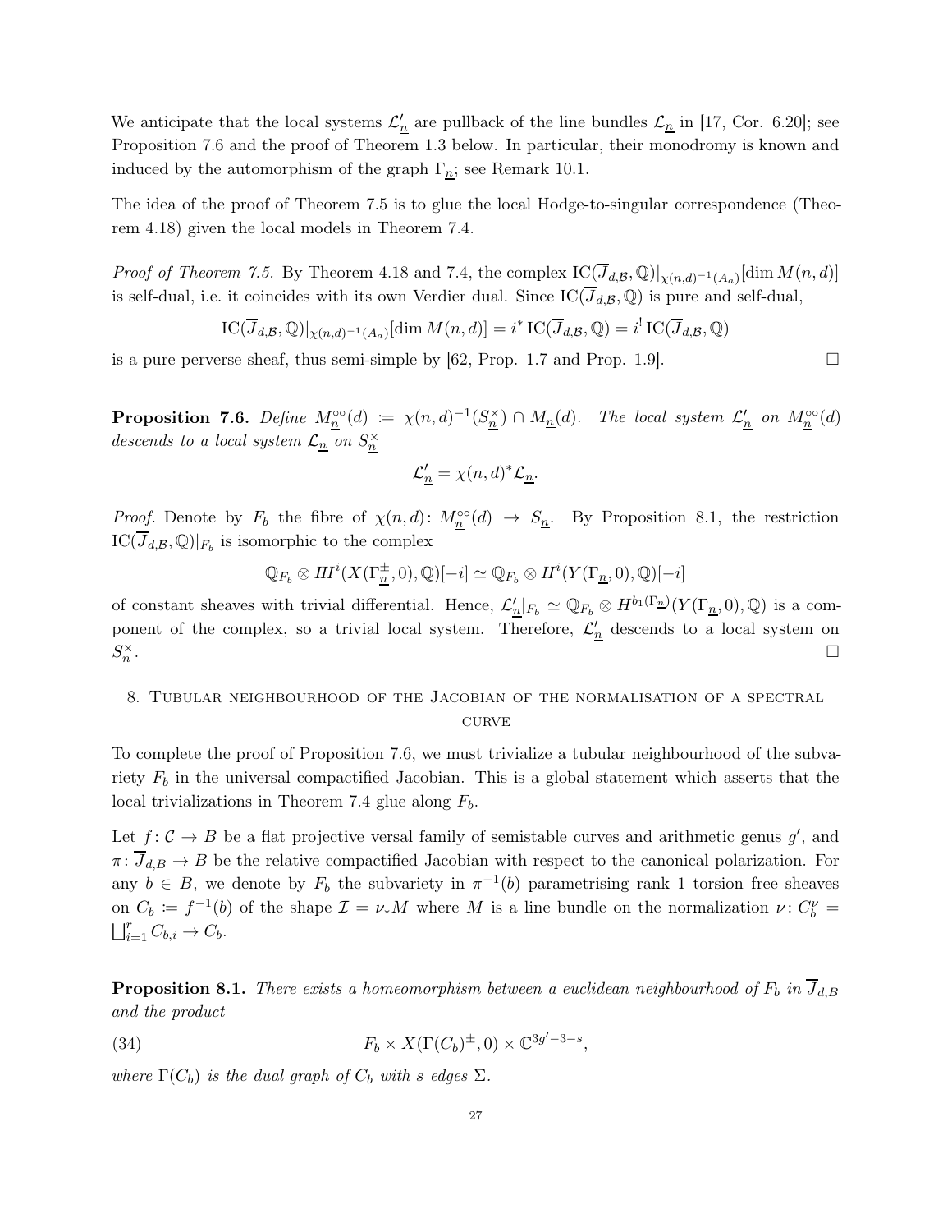We anticipate that the local systems $\mathcal{L}'_{\underline{n}}$ are pullback of the line bundles $\mathcal{L}_{\underline{n}}$ in [17, Cor. 6.20]; see Proposition 7.6 and the proof of Theorem 1.3 below. In particular, their monodromy is known and induced by the automorphism of the graph $\Gamma_{\underline{n}}$; see Remark 10.1.

The idea of the proof of Theorem 7.5 is to glue the local Hodge-to-singular correspondence (Theorem 4.18) given the local models in Theorem 7.4.

*Proof of Theorem 7.5.* By Theorem 4.18 and 7.4, the complex $\mathrm{IC}(\overline{J}_{d,\mathcal{B}},\mathbb{Q})|_{\chi(n,d)^{-1}(A_a)}[\dim M(n,d)]$ is self-dual, i.e. it coincides with its own Verdier dual. Since $\mathrm{IC}(\overline{J}_{d,\mathcal{B}},\mathbb{Q})$ is pure and self-dual,

$$\mathrm{IC}(\overline{J}_{d,\mathcal{B}},\mathbb{Q})|_{\chi(n,d)^{-1}(A_a)}[\dim M(n,d)] = i^* \,\mathrm{IC}(\overline{J}_{d,\mathcal{B}},\mathbb{Q}) = i^! \,\mathrm{IC}(\overline{J}_{d,\mathcal{B}},\mathbb{Q})$$

is a pure perverse sheaf, thus semi-simple by [62, Prop. 1.7 and Prop. 1.9]. $\square$

**Proposition 7.6.** *Define $M^{\circ\circ}_{\underline{n}}(d) := \chi(n,d)^{-1}(S^{\times}_{\underline{n}}) \cap M_{\underline{n}}(d)$. The local system $\mathcal{L}'_{\underline{n}}$ on $M^{\circ\circ}_{\underline{n}}(d)$ descends to a local system $\mathcal{L}_{\underline{n}}$ on $S^{\times}_{\underline{n}}$*

$$\mathcal{L}'_{\underline{n}} = \chi(n,d)^*\mathcal{L}_{\underline{n}}.$$

*Proof.* Denote by $F_b$ the fibre of $\chi(n,d)\colon M^{\circ\circ}_{\underline{n}}(d) \to S_{\underline{n}}$. By Proposition 8.1, the restriction $\mathrm{IC}(\overline{J}_{d,\mathcal{B}},\mathbb{Q})|_{F_b}$ is isomorphic to the complex

$$\mathbb{Q}_{F_b} \otimes I\!H^i(X(\Gamma^{\pm}_{\underline{n}},0),\mathbb{Q})[-i] \simeq \mathbb{Q}_{F_b} \otimes H^i(Y(\Gamma_{\underline{n}},0),\mathbb{Q})[-i]$$

of constant sheaves with trivial differential. Hence, $\mathcal{L}'_{\underline{n}}|_{F_b} \simeq \mathbb{Q}_{F_b} \otimes H^{b_1(\Gamma_{\underline{n}})}(Y(\Gamma_{\underline{n}},0),\mathbb{Q})$ is a component of the complex, so a trivial local system. Therefore, $\mathcal{L}'_{\underline{n}}$ descends to a local system on $S^{\times}_{\underline{n}}$. $\square$

## 8. Tubular neighbourhood of the Jacobian of the normalisation of a spectral curve

To complete the proof of Proposition 7.6, we must trivialize a tubular neighbourhood of the subvariety $F_b$ in the universal compactified Jacobian. This is a global statement which asserts that the local trivializations in Theorem 7.4 glue along $F_b$.

Let $f\colon \mathcal{C} \to B$ be a flat projective versal family of semistable curves and arithmetic genus $g'$, and $\pi\colon \overline{J}_{d,B} \to B$ be the relative compactified Jacobian with respect to the canonical polarization. For any $b \in B$, we denote by $F_b$ the subvariety in $\pi^{-1}(b)$ parametrising rank 1 torsion free sheaves on $C_b := f^{-1}(b)$ of the shape $\mathcal{I} = \nu_*M$ where $M$ is a line bundle on the normalization $\nu\colon C^{\nu}_b = \bigsqcup_{i=1}^r C_{b,i} \to C_b$.

**Proposition 8.1.** *There exists a homeomorphism between a euclidean neighbourhood of $F_b$ in $\overline{J}_{d,B}$ and the product*

$$F_b \times X(\Gamma(C_b)^{\pm},0) \times \mathbb{C}^{3g'-3-s}, \tag{34}$$

*where $\Gamma(C_b)$ is the dual graph of $C_b$ with $s$ edges $\Sigma$.*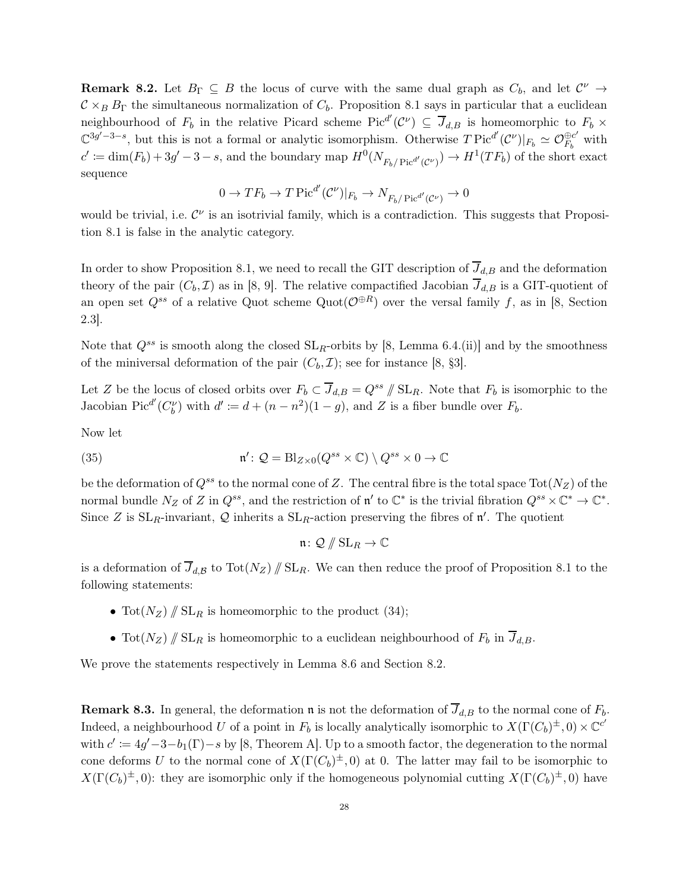**Remark 8.2.** Let $B_\Gamma \subseteq B$ the locus of curve with the same dual graph as $C_b$, and let $\mathcal{C}^\nu \to \mathcal{C} \times_B B_\Gamma$ the simultaneous normalization of $C_b$. Proposition 8.1 says in particular that a euclidean neighbourhood of $F_b$ in the relative Picard scheme $\mathrm{Pic}^{d'}(\mathcal{C}^\nu) \subseteq \overline{J}_{d,B}$ is homeomorphic to $F_b \times \mathbb{C}^{3g'-3-s}$, but this is not a formal or analytic isomorphism. Otherwise $T\,\mathrm{Pic}^{d'}(\mathcal{C}^\nu)|_{F_b} \simeq \mathcal{O}_{F_b}^{\oplus c'}$ with $c' := \dim(F_b) + 3g' - 3 - s$, and the boundary map $H^0(N_{F_b/\mathrm{Pic}^{d'}(\mathcal{C}^\nu)}) \to H^1(TF_b)$ of the short exact sequence

$$0 \to TF_b \to T\,\mathrm{Pic}^{d'}(\mathcal{C}^\nu)|_{F_b} \to N_{F_b/\mathrm{Pic}^{d'}(\mathcal{C}^\nu)} \to 0$$

would be trivial, i.e. $\mathcal{C}^\nu$ is an isotrivial family, which is a contradiction. This suggests that Proposition 8.1 is false in the analytic category.

In order to show Proposition 8.1, we need to recall the GIT description of $\overline{J}_{d,B}$ and the deformation theory of the pair $(C_b, \mathcal{I})$ as in [8, 9]. The relative compactified Jacobian $\overline{J}_{d,B}$ is a GIT-quotient of an open set $Q^{ss}$ of a relative Quot scheme $\mathrm{Quot}(\mathcal{O}^{\oplus R})$ over the versal family $f$, as in [8, Section 2.3].

Note that $Q^{ss}$ is smooth along the closed $\mathrm{SL}_R$-orbits by [8, Lemma 6.4.(ii)] and by the smoothness of the miniversal deformation of the pair $(C_b, \mathcal{I})$; see for instance [8, §3].

Let $Z$ be the locus of closed orbits over $F_b \subset \overline{J}_{d,B} = Q^{ss} /\!\!/ \mathrm{SL}_R$. Note that $F_b$ is isomorphic to the Jacobian $\mathrm{Pic}^{d'}(C_b^\nu)$ with $d' := d + (n - n^2)(1-g)$, and $Z$ is a fiber bundle over $F_b$.

Now let

$$\mathfrak{n}' \colon \mathcal{Q} = \mathrm{Bl}_{Z \times 0}(Q^{ss} \times \mathbb{C}) \setminus Q^{ss} \times 0 \to \mathbb{C} \tag{35}$$

be the deformation of $Q^{ss}$ to the normal cone of $Z$. The central fibre is the total space $\mathrm{Tot}(N_Z)$ of the normal bundle $N_Z$ of $Z$ in $Q^{ss}$, and the restriction of $\mathfrak{n}'$ to $\mathbb{C}^*$ is the trivial fibration $Q^{ss} \times \mathbb{C}^* \to \mathbb{C}^*$. Since $Z$ is $\mathrm{SL}_R$-invariant, $\mathcal{Q}$ inherits a $\mathrm{SL}_R$-action preserving the fibres of $\mathfrak{n}'$. The quotient

$$\mathfrak{n} \colon \mathcal{Q} /\!\!/ \mathrm{SL}_R \to \mathbb{C}$$

is a deformation of $\overline{J}_{d,\mathcal{B}}$ to $\mathrm{Tot}(N_Z) /\!\!/ \mathrm{SL}_R$. We can then reduce the proof of Proposition 8.1 to the following statements:

- $\mathrm{Tot}(N_Z) /\!\!/ \mathrm{SL}_R$ is homeomorphic to the product (34);
- $\mathrm{Tot}(N_Z) /\!\!/ \mathrm{SL}_R$ is homeomorphic to a euclidean neighbourhood of $F_b$ in $\overline{J}_{d,B}$.

We prove the statements respectively in Lemma 8.6 and Section 8.2.

**Remark 8.3.** In general, the deformation $\mathfrak{n}$ is not the deformation of $\overline{J}_{d,B}$ to the normal cone of $F_b$. Indeed, a neighbourhood $U$ of a point in $F_b$ is locally analytically isomorphic to $X(\Gamma(C_b)^\pm, 0) \times \mathbb{C}^{c'}$ with $c' := 4g' - 3 - b_1(\Gamma) - s$ by [8, Theorem A]. Up to a smooth factor, the degeneration to the normal cone deforms $U$ to the normal cone of $X(\Gamma(C_b)^\pm, 0)$ at 0. The latter may fail to be isomorphic to $X(\Gamma(C_b)^\pm, 0)$: they are isomorphic only if the homogeneous polynomial cutting $X(\Gamma(C_b)^\pm, 0)$ have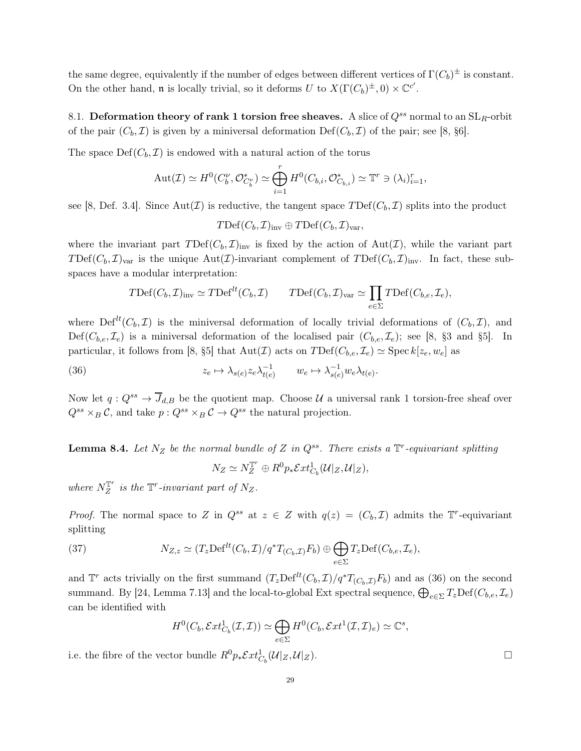the same degree, equivalently if the number of edges between different vertices of $\Gamma(C_b)^{\pm}$ is constant. On the other hand, $\mathfrak{n}$ is locally trivial, so it deforms $U$ to $X(\Gamma(C_b)^{\pm}, 0) \times \mathbb{C}^{c'}$.

8.1. **Deformation theory of rank 1 torsion free sheaves.** A slice of $Q^{ss}$ normal to an $\mathrm{SL}_R$-orbit of the pair $(C_b, \mathcal{I})$ is given by a miniversal deformation $\mathrm{Def}(C_b, \mathcal{I})$ of the pair; see [8, §6].

The space $\mathrm{Def}(C_b, \mathcal{I})$ is endowed with a natural action of the torus

$$\mathrm{Aut}(\mathcal{I}) \simeq H^0(C_b^\nu, \mathcal{O}^*_{C_b^\nu}) \simeq \bigoplus_{i=1}^r H^0(C_{b,i}, \mathcal{O}^*_{C_{b,i}}) \simeq \mathbb{T}^r \ni (\lambda_i)_{i=1}^r,$$

see [8, Def. 3.4]. Since $\mathrm{Aut}(\mathcal{I})$ is reductive, the tangent space $T\mathrm{Def}(C_b, \mathcal{I})$ splits into the product

$$T\mathrm{Def}(C_b, \mathcal{I})_{\mathrm{inv}} \oplus T\mathrm{Def}(C_b, \mathcal{I})_{\mathrm{var}},$$

where the invariant part $T\mathrm{Def}(C_b, \mathcal{I})_{\mathrm{inv}}$ is fixed by the action of $\mathrm{Aut}(\mathcal{I})$, while the variant part $T\mathrm{Def}(C_b, \mathcal{I})_{\mathrm{var}}$ is the unique $\mathrm{Aut}(\mathcal{I})$-invariant complement of $T\mathrm{Def}(C_b, \mathcal{I})_{\mathrm{inv}}$. In fact, these subspaces have a modular interpretation:

$$T\mathrm{Def}(C_b, \mathcal{I})_{\mathrm{inv}} \simeq T\mathrm{Def}^{lt}(C_b, \mathcal{I}) \qquad T\mathrm{Def}(C_b, \mathcal{I})_{\mathrm{var}} \simeq \prod_{e \in \Sigma} T\mathrm{Def}(C_{b,e}, \mathcal{I}_e),$$

where $\mathrm{Def}^{lt}(C_b, \mathcal{I})$ is the miniversal deformation of locally trivial deformations of $(C_b, \mathcal{I})$, and $\mathrm{Def}(C_{b,e}, \mathcal{I}_e)$ is a miniversal deformation of the localised pair $(C_{b,e}, \mathcal{I}_e)$; see [8, §3 and §5]. In particular, it follows from [8, §5] that $\mathrm{Aut}(\mathcal{I})$ acts on $T\mathrm{Def}(C_{b,e}, \mathcal{I}_e) \simeq \mathrm{Spec}\, k[z_e, w_e]$ as

$$z_e \mapsto \lambda_{s(e)} z_e \lambda_{t(e)}^{-1} \qquad w_e \mapsto \lambda_{s(e)}^{-1} w_e \lambda_{t(e)}. \tag{36}$$

Now let $q : Q^{ss} \to \overline{J}_{d,B}$ be the quotient map. Choose $\mathcal{U}$ a universal rank 1 torsion-free sheaf over $Q^{ss} \times_B \mathcal{C}$, and take $p : Q^{ss} \times_B \mathcal{C} \to Q^{ss}$ the natural projection.

**Lemma 8.4.** *Let $N_Z$ be the normal bundle of $Z$ in $Q^{ss}$. There exists a $\mathbb{T}^r$-equivariant splitting*

$$N_Z \simeq N_Z^{\mathbb{T}^r} \oplus R^0 p_* \mathcal{E}xt^1_{C_b}(\mathcal{U}|_Z, \mathcal{U}|_Z),$$

*where $N_Z^{\mathbb{T}^r}$ is the $\mathbb{T}^r$-invariant part of $N_Z$.*

*Proof.* The normal space to $Z$ in $Q^{ss}$ at $z \in Z$ with $q(z) = (C_b, \mathcal{I})$ admits the $\mathbb{T}^r$-equivariant splitting

$$N_{Z,z} \simeq (T_z\mathrm{Def}^{lt}(C_b, \mathcal{I})/q^* T_{(C_b,\mathcal{I})} F_b) \oplus \bigoplus_{e \in \Sigma} T_z \mathrm{Def}(C_{b,e}, \mathcal{I}_e), \tag{37}$$

and $\mathbb{T}^r$ acts trivially on the first summand $(T_z\mathrm{Def}^{lt}(C_b, \mathcal{I})/q^* T_{(C_b,\mathcal{I})} F_b)$ and as (36) on the second summand. By [24, Lemma 7.13] and the local-to-global Ext spectral sequence, $\bigoplus_{e \in \Sigma} T_z \mathrm{Def}(C_{b,e}, \mathcal{I}_e)$ can be identified with

$$H^0(C_b, \mathcal{E}xt^1_{C_b}(\mathcal{I}, \mathcal{I})) \simeq \bigoplus_{e \in \Sigma} H^0(C_b, \mathcal{E}xt^1(\mathcal{I}, \mathcal{I})_e) \simeq \mathbb{C}^s,$$

i.e. the fibre of the vector bundle $R^0 p_* \mathcal{E}xt^1_{C_b}(\mathcal{U}|_Z, \mathcal{U}|_Z)$. □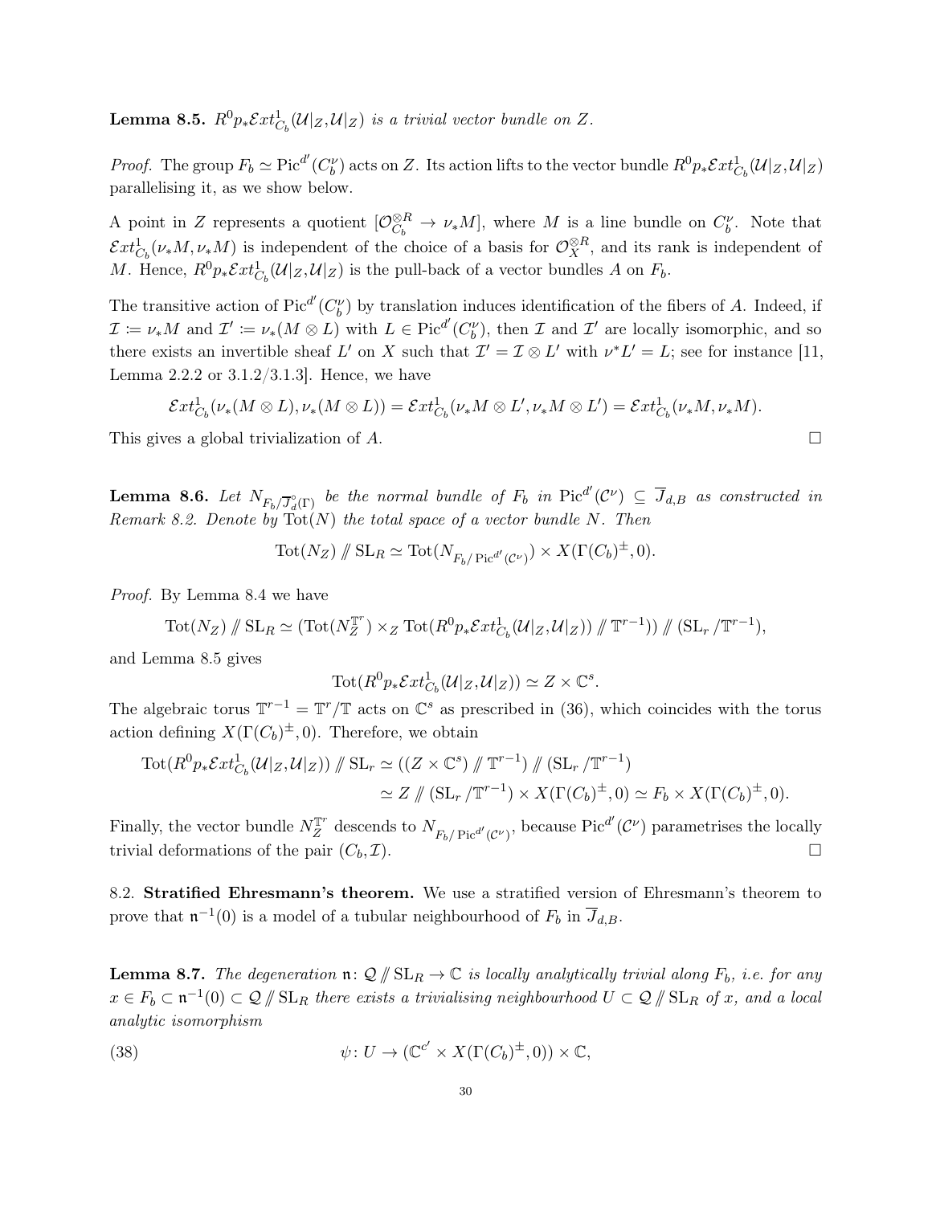**Lemma 8.5.** *$R^0p_*\mathcal{E}xt^1_{C_b}(\mathcal{U}|_Z, \mathcal{U}|_Z)$ is a trivial vector bundle on $Z$.*

*Proof.* The group $F_b \simeq \operatorname{Pic}^{d'}(C_b^\nu)$ acts on $Z$. Its action lifts to the vector bundle $R^0p_*\mathcal{E}xt^1_{C_b}(\mathcal{U}|_Z, \mathcal{U}|_Z)$ parallelising it, as we show below.

A point in $Z$ represents a quotient $[\mathcal{O}_{C_b}^{\otimes R} \to \nu_*M]$, where $M$ is a line bundle on $C_b^\nu$. Note that $\mathcal{E}xt^1_{C_b}(\nu_*M, \nu_*M)$ is independent of the choice of a basis for $\mathcal{O}_X^{\otimes R}$, and its rank is independent of $M$. Hence, $R^0p_*\mathcal{E}xt^1_{C_b}(\mathcal{U}|_Z, \mathcal{U}|_Z)$ is the pull-back of a vector bundles $A$ on $F_b$.

The transitive action of $\operatorname{Pic}^{d'}(C_b^\nu)$ by translation induces identification of the fibers of $A$. Indeed, if $\mathcal{I} := \nu_*M$ and $\mathcal{I}' := \nu_*(M \otimes L)$ with $L \in \operatorname{Pic}^{d'}(C_b^\nu)$, then $\mathcal{I}$ and $\mathcal{I}'$ are locally isomorphic, and so there exists an invertible sheaf $L'$ on $X$ such that $\mathcal{I}' = \mathcal{I} \otimes L'$ with $\nu^*L' = L$; see for instance [11, Lemma 2.2.2 or 3.1.2/3.1.3]. Hence, we have

$$\mathcal{E}xt^1_{C_b}(\nu_*(M \otimes L), \nu_*(M \otimes L)) = \mathcal{E}xt^1_{C_b}(\nu_*M \otimes L', \nu_*M \otimes L') = \mathcal{E}xt^1_{C_b}(\nu_*M, \nu_*M).$$

This gives a global trivialization of $A$. $\square$

**Lemma 8.6.** *Let $N_{F_b/\overline{J}^\circ_d(\Gamma)}$ be the normal bundle of $F_b$ in $\operatorname{Pic}^{d'}(\mathcal{C}^\nu) \subseteq \overline{J}_{d,B}$ as constructed in Remark 8.2. Denote by $\operatorname{Tot}(N)$ the total space of a vector bundle $N$. Then*

$$\operatorname{Tot}(N_Z) /\!\!/ \operatorname{SL}_R \simeq \operatorname{Tot}(N_{F_b/\operatorname{Pic}^{d'}(\mathcal{C}^\nu)}) \times X(\Gamma(C_b)^\pm, 0).$$

*Proof.* By Lemma 8.4 we have

$$\operatorname{Tot}(N_Z) /\!\!/ \operatorname{SL}_R \simeq (\operatorname{Tot}(N_Z^{\mathbb{T}^r}) \times_Z \operatorname{Tot}(R^0p_*\mathcal{E}xt^1_{C_b}(\mathcal{U}|_Z, \mathcal{U}|_Z)) /\!\!/ \mathbb{T}^{r-1})) /\!\!/ (\operatorname{SL}_r / \mathbb{T}^{r-1}),$$

and Lemma 8.5 gives

$$\operatorname{Tot}(R^0p_*\mathcal{E}xt^1_{C_b}(\mathcal{U}|_Z, \mathcal{U}|_Z)) \simeq Z \times \mathbb{C}^s.$$

The algebraic torus $\mathbb{T}^{r-1} = \mathbb{T}^r/\mathbb{T}$ acts on $\mathbb{C}^s$ as prescribed in (36), which coincides with the torus action defining $X(\Gamma(C_b)^\pm, 0)$. Therefore, we obtain

$$\begin{aligned}\operatorname{Tot}(R^0p_*\mathcal{E}xt^1_{C_b}(\mathcal{U}|_Z, \mathcal{U}|_Z)) /\!\!/ \operatorname{SL}_r &\simeq ((Z \times \mathbb{C}^s) /\!\!/ \mathbb{T}^{r-1}) /\!\!/ (\operatorname{SL}_r / \mathbb{T}^{r-1}) \\ &\simeq Z /\!\!/ (\operatorname{SL}_r / \mathbb{T}^{r-1}) \times X(\Gamma(C_b)^\pm, 0) \simeq F_b \times X(\Gamma(C_b)^\pm, 0).\end{aligned}$$

Finally, the vector bundle $N_Z^{\mathbb{T}^r}$ descends to $N_{F_b/\operatorname{Pic}^{d'}(\mathcal{C}^\nu)}$, because $\operatorname{Pic}^{d'}(\mathcal{C}^\nu)$ parametrises the locally trivial deformations of the pair $(C_b, \mathcal{I})$. $\square$

8.2. **Stratified Ehresmann's theorem.** We use a stratified version of Ehresmann's theorem to prove that $\mathfrak{n}^{-1}(0)$ is a model of a tubular neighbourhood of $F_b$ in $\overline{J}_{d,B}$.

**Lemma 8.7.** *The degeneration $\mathfrak{n}\colon \mathcal{Q} /\!\!/ \operatorname{SL}_R \to \mathbb{C}$ is locally analytically trivial along $F_b$, i.e. for any $x \in F_b \subset \mathfrak{n}^{-1}(0) \subset \mathcal{Q} /\!\!/ \operatorname{SL}_R$ there exists a trivialising neighbourhood $U \subset \mathcal{Q} /\!\!/ \operatorname{SL}_R$ of $x$, and a local analytic isomorphism*

$$\psi\colon U \to (\mathbb{C}^{c'} \times X(\Gamma(C_b)^\pm, 0)) \times \mathbb{C}, \tag{38}$$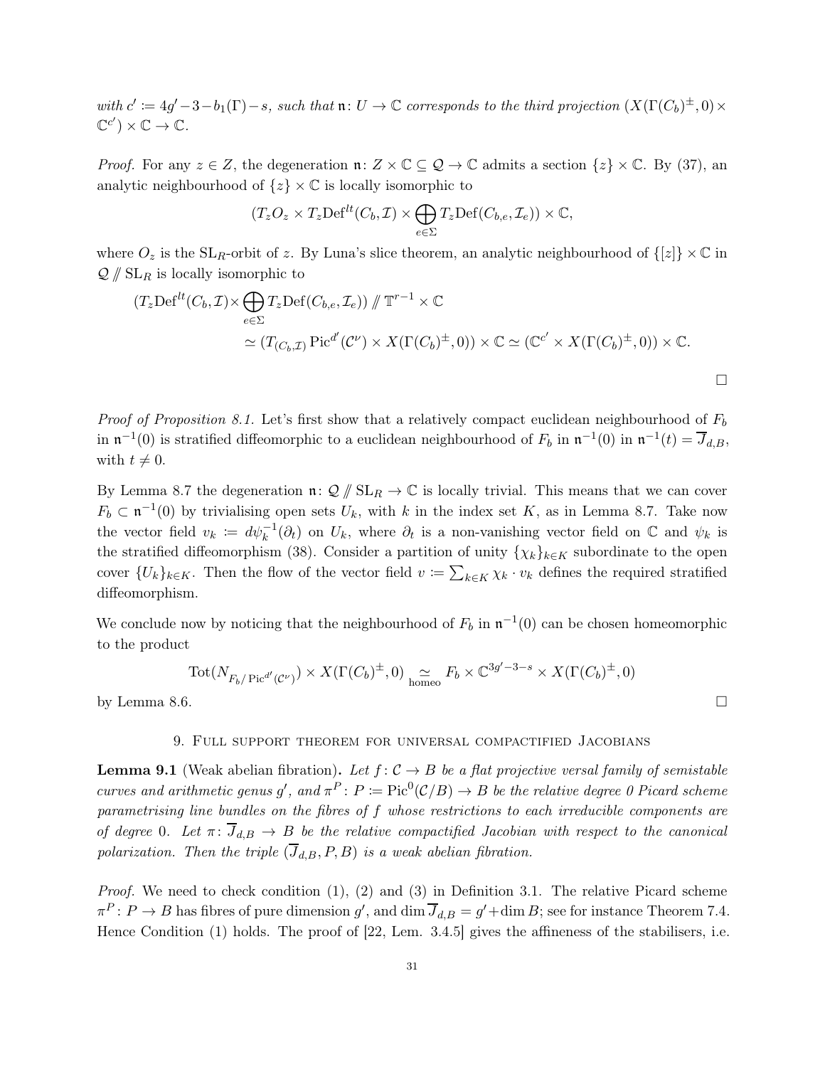*with* $c' := 4g' - 3 - b_1(\Gamma) - s$*, such that* $\mathfrak{n}\colon U \to \mathbb{C}$ *corresponds to the third projection* $(X(\Gamma(C_b)^{\pm}, 0) \times \mathbb{C}^{c'}) \times \mathbb{C} \to \mathbb{C}$*.*

*Proof.* For any $z \in Z$, the degeneration $\mathfrak{n}\colon Z \times \mathbb{C} \subseteq \mathcal{Q} \to \mathbb{C}$ admits a section $\{z\} \times \mathbb{C}$. By (37), an analytic neighbourhood of $\{z\} \times \mathbb{C}$ is locally isomorphic to

$$(T_z O_z \times T_z \mathrm{Def}^{lt}(C_b, \mathcal{I}) \times \bigoplus_{e \in \Sigma} T_z \mathrm{Def}(C_{b,e}, \mathcal{I}_e)) \times \mathbb{C},$$

where $O_z$ is the $\mathrm{SL}_R$-orbit of $z$. By Luna's slice theorem, an analytic neighbourhood of $\{[z]\} \times \mathbb{C}$ in $\mathcal{Q} /\!\!/ \mathrm{SL}_R$ is locally isomorphic to

$$\begin{aligned}
(T_z \mathrm{Def}^{lt}(C_b, \mathcal{I}) \times & \bigoplus_{e \in \Sigma} T_z \mathrm{Def}(C_{b,e}, \mathcal{I}_e)) /\!\!/ \mathbb{T}^{r-1} \times \mathbb{C} \\
&\simeq (T_{(C_b, \mathcal{I})} \mathrm{Pic}^{d'}(\mathcal{C}^{\nu}) \times X(\Gamma(C_b)^{\pm}, 0)) \times \mathbb{C} \simeq (\mathbb{C}^{c'} \times X(\Gamma(C_b)^{\pm}, 0)) \times \mathbb{C}.
\end{aligned}$$

□

*Proof of Proposition 8.1.* Let's first show that a relatively compact euclidean neighbourhood of $F_b$ in $\mathfrak{n}^{-1}(0)$ is stratified diffeomorphic to a euclidean neighbourhood of $F_b$ in $\mathfrak{n}^{-1}(0)$ in $\mathfrak{n}^{-1}(t) = \overline{J}_{d,B}$, with $t \neq 0$.

By Lemma 8.7 the degeneration $\mathfrak{n}\colon \mathcal{Q} /\!\!/ \mathrm{SL}_R \to \mathbb{C}$ is locally trivial. This means that we can cover $F_b \subset \mathfrak{n}^{-1}(0)$ by trivialising open sets $U_k$, with $k$ in the index set $K$, as in Lemma 8.7. Take now the vector field $v_k := d\psi_k^{-1}(\partial_t)$ on $U_k$, where $\partial_t$ is a non-vanishing vector field on $\mathbb{C}$ and $\psi_k$ is the stratified diffeomorphism (38). Consider a partition of unity $\{\chi_k\}_{k \in K}$ subordinate to the open cover $\{U_k\}_{k \in K}$. Then the flow of the vector field $v := \sum_{k \in K} \chi_k \cdot v_k$ defines the required stratified diffeomorphism.

We conclude now by noticing that the neighbourhood of $F_b$ in $\mathfrak{n}^{-1}(0)$ can be chosen homeomorphic to the product

$$\mathrm{Tot}(N_{F_b / \mathrm{Pic}^{d'}(\mathcal{C}^{\nu})}) \times X(\Gamma(C_b)^{\pm}, 0) \underset{\text{homeo}}{\simeq} F_b \times \mathbb{C}^{3g'-3-s} \times X(\Gamma(C_b)^{\pm}, 0)$$

by Lemma 8.6. □

## 9. Full support theorem for universal compactified Jacobians

**Lemma 9.1** (Weak abelian fibration)**.** *Let* $f\colon \mathcal{C} \to B$ *be a flat projective versal family of semistable curves and arithmetic genus* $g'$*, and* $\pi^P\colon P := \mathrm{Pic}^0(\mathcal{C}/B) \to B$ *be the relative degree 0 Picard scheme parametrising line bundles on the fibres of* $f$ *whose restrictions to each irreducible components are of degree* 0*. Let* $\pi\colon \overline{J}_{d,B} \to B$ *be the relative compactified Jacobian with respect to the canonical polarization. Then the triple* $(\overline{J}_{d,B}, P, B)$ *is a weak abelian fibration.*

*Proof.* We need to check condition (1), (2) and (3) in Definition 3.1. The relative Picard scheme $\pi^P\colon P \to B$ has fibres of pure dimension $g'$, and $\dim \overline{J}_{d,B} = g' + \dim B$; see for instance Theorem 7.4. Hence Condition (1) holds. The proof of [22, Lem. 3.4.5] gives the affineness of the stabilisers, i.e.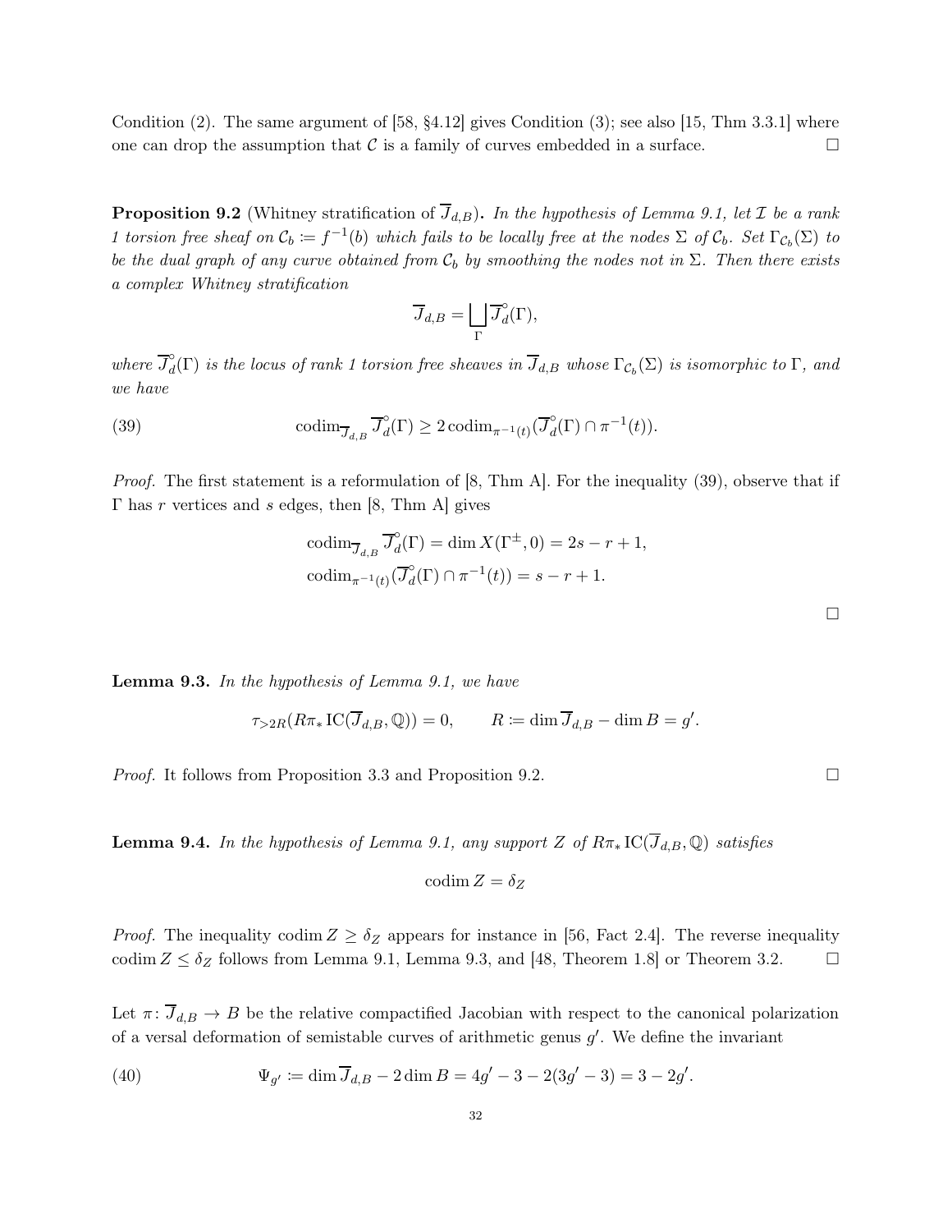Condition (2). The same argument of [58, §4.12] gives Condition (3); see also [15, Thm 3.3.1] where one can drop the assumption that $\mathcal{C}$ is a family of curves embedded in a surface. □

**Proposition 9.2** (Whitney stratification of $\overline{J}_{d,B}$). *In the hypothesis of Lemma 9.1, let $\mathcal{I}$ be a rank 1 torsion free sheaf on $\mathcal{C}_b := f^{-1}(b)$ which fails to be locally free at the nodes $\Sigma$ of $\mathcal{C}_b$. Set $\Gamma_{\mathcal{C}_b}(\Sigma)$ to be the dual graph of any curve obtained from $\mathcal{C}_b$ by smoothing the nodes not in $\Sigma$. Then there exists a complex Whitney stratification*

$$\overline{J}_{d,B} = \bigsqcup_{\Gamma} \overline{J}^{\circ}_{d}(\Gamma),$$

*where $\overline{J}^{\circ}_{d}(\Gamma)$ is the locus of rank 1 torsion free sheaves in $\overline{J}_{d,B}$ whose $\Gamma_{\mathcal{C}_b}(\Sigma)$ is isomorphic to $\Gamma$, and we have*

$$\operatorname{codim}_{\overline{J}_{d,B}} \overline{J}^{\circ}_{d}(\Gamma) \geq 2 \operatorname{codim}_{\pi^{-1}(t)}(\overline{J}^{\circ}_{d}(\Gamma) \cap \pi^{-1}(t)). \tag{39}$$

*Proof.* The first statement is a reformulation of [8, Thm A]. For the inequality (39), observe that if $\Gamma$ has $r$ vertices and $s$ edges, then [8, Thm A] gives

$$\operatorname{codim}_{\overline{J}_{d,B}} \overline{J}^{\circ}_{d}(\Gamma) = \dim X(\Gamma^{\pm}, 0) = 2s - r + 1,$$
$$\operatorname{codim}_{\pi^{-1}(t)}(\overline{J}^{\circ}_{d}(\Gamma) \cap \pi^{-1}(t)) = s - r + 1.$$

□

**Lemma 9.3.** *In the hypothesis of Lemma 9.1, we have*

$$\tau_{>2R}(R\pi_* \operatorname{IC}(\overline{J}_{d,B}, \mathbb{Q})) = 0, \qquad R := \dim \overline{J}_{d,B} - \dim B = g'.$$

*Proof.* It follows from Proposition 3.3 and Proposition 9.2. □

**Lemma 9.4.** *In the hypothesis of Lemma 9.1, any support $Z$ of $R\pi_* \operatorname{IC}(\overline{J}_{d,B}, \mathbb{Q})$ satisfies*

$$\operatorname{codim} Z = \delta_Z$$

*Proof.* The inequality $\operatorname{codim} Z \geq \delta_Z$ appears for instance in [56, Fact 2.4]. The reverse inequality $\operatorname{codim} Z \leq \delta_Z$ follows from Lemma 9.1, Lemma 9.3, and [48, Theorem 1.8] or Theorem 3.2. □

Let $\pi\colon \overline{J}_{d,B} \to B$ be the relative compactified Jacobian with respect to the canonical polarization of a versal deformation of semistable curves of arithmetic genus $g'$. We define the invariant

$$\Psi_{g'} := \dim \overline{J}_{d,B} - 2 \dim B = 4g' - 3 - 2(3g' - 3) = 3 - 2g'. \tag{40}$$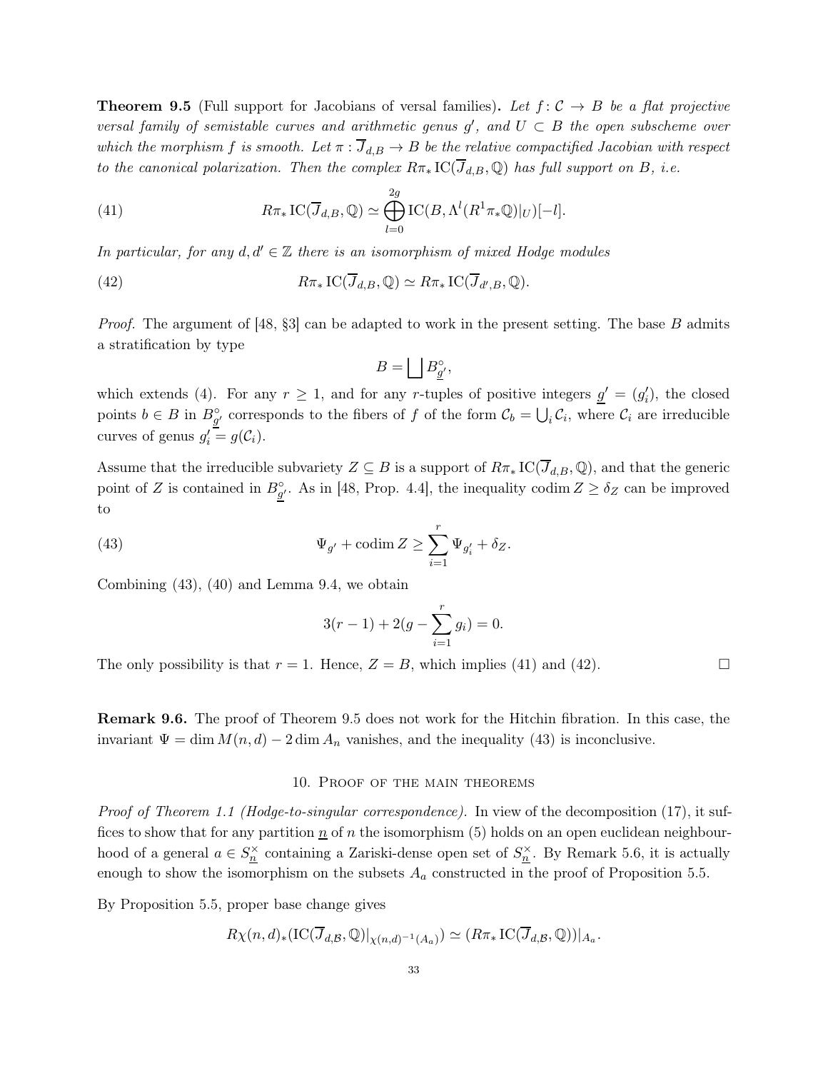**Theorem 9.5** (Full support for Jacobians of versal families)**.** *Let $f\colon \mathcal{C} \to B$ be a flat projective versal family of semistable curves and arithmetic genus $g'$, and $U \subset B$ the open subscheme over which the morphism $f$ is smooth. Let $\pi : \overline{J}_{d,B} \to B$ be the relative compactified Jacobian with respect to the canonical polarization. Then the complex $R\pi_* \operatorname{IC}(\overline{J}_{d,B}, \mathbb{Q})$ has full support on $B$, i.e.*

$$R\pi_* \operatorname{IC}(\overline{J}_{d,B}, \mathbb{Q}) \simeq \bigoplus_{l=0}^{2g} \operatorname{IC}(B, \Lambda^l(R^1\pi_*\mathbb{Q})|_U)[-l]. \tag{41}$$

*In particular, for any $d, d' \in \mathbb{Z}$ there is an isomorphism of mixed Hodge modules*

$$R\pi_* \operatorname{IC}(\overline{J}_{d,B}, \mathbb{Q}) \simeq R\pi_* \operatorname{IC}(\overline{J}_{d',B}, \mathbb{Q}). \tag{42}$$

*Proof.* The argument of [48, §3] can be adapted to work in the present setting. The base $B$ admits a stratification by type

$$B = \bigsqcup B^{\circ}_{\underline{g}'},$$

which extends (4). For any $r \geq 1$, and for any $r$-tuples of positive integers $\underline{g}' = (g'_i)$, the closed points $b \in B$ in $B^{\circ}_{\underline{g}'}$ corresponds to the fibers of $f$ of the form $\mathcal{C}_b = \bigcup_i \mathcal{C}_i$, where $\mathcal{C}_i$ are irreducible curves of genus $g'_i = g(\mathcal{C}_i)$.

Assume that the irreducible subvariety $Z \subseteq B$ is a support of $R\pi_* \operatorname{IC}(\overline{J}_{d,B}, \mathbb{Q})$, and that the generic point of $Z$ is contained in $B^{\circ}_{\underline{g}'}$. As in [48, Prop. 4.4], the inequality $\operatorname{codim} Z \geq \delta_Z$ can be improved to

$$\Psi_{g'} + \operatorname{codim} Z \geq \sum_{i=1}^{r} \Psi_{g'_i} + \delta_Z. \tag{43}$$

Combining (43), (40) and Lemma 9.4, we obtain

$$3(r-1) + 2(g - \sum_{i=1}^{r} g_i) = 0.$$

The only possibility is that $r = 1$. Hence, $Z = B$, which implies (41) and (42). $\square$

**Remark 9.6.** The proof of Theorem 9.5 does not work for the Hitchin fibration. In this case, the invariant $\Psi = \dim M(n,d) - 2\dim A_n$ vanishes, and the inequality (43) is inconclusive.

## 10. Proof of the main theorems

*Proof of Theorem 1.1 (Hodge-to-singular correspondence).* In view of the decomposition (17), it suffices to show that for any partition $\underline{n}$ of $n$ the isomorphism (5) holds on an open euclidean neighbourhood of a general $a \in S^{\times}_{\underline{n}}$ containing a Zariski-dense open set of $S^{\times}_{\underline{n}}$. By Remark 5.6, it is actually enough to show the isomorphism on the subsets $A_a$ constructed in the proof of Proposition 5.5.

By Proposition 5.5, proper base change gives

$$R\chi(n,d)_*(\operatorname{IC}(\overline{J}_{d,\mathcal{B}}, \mathbb{Q})|_{\chi(n,d)^{-1}(A_a)}) \simeq (R\pi_* \operatorname{IC}(\overline{J}_{d,\mathcal{B}}, \mathbb{Q}))|_{A_a}.$$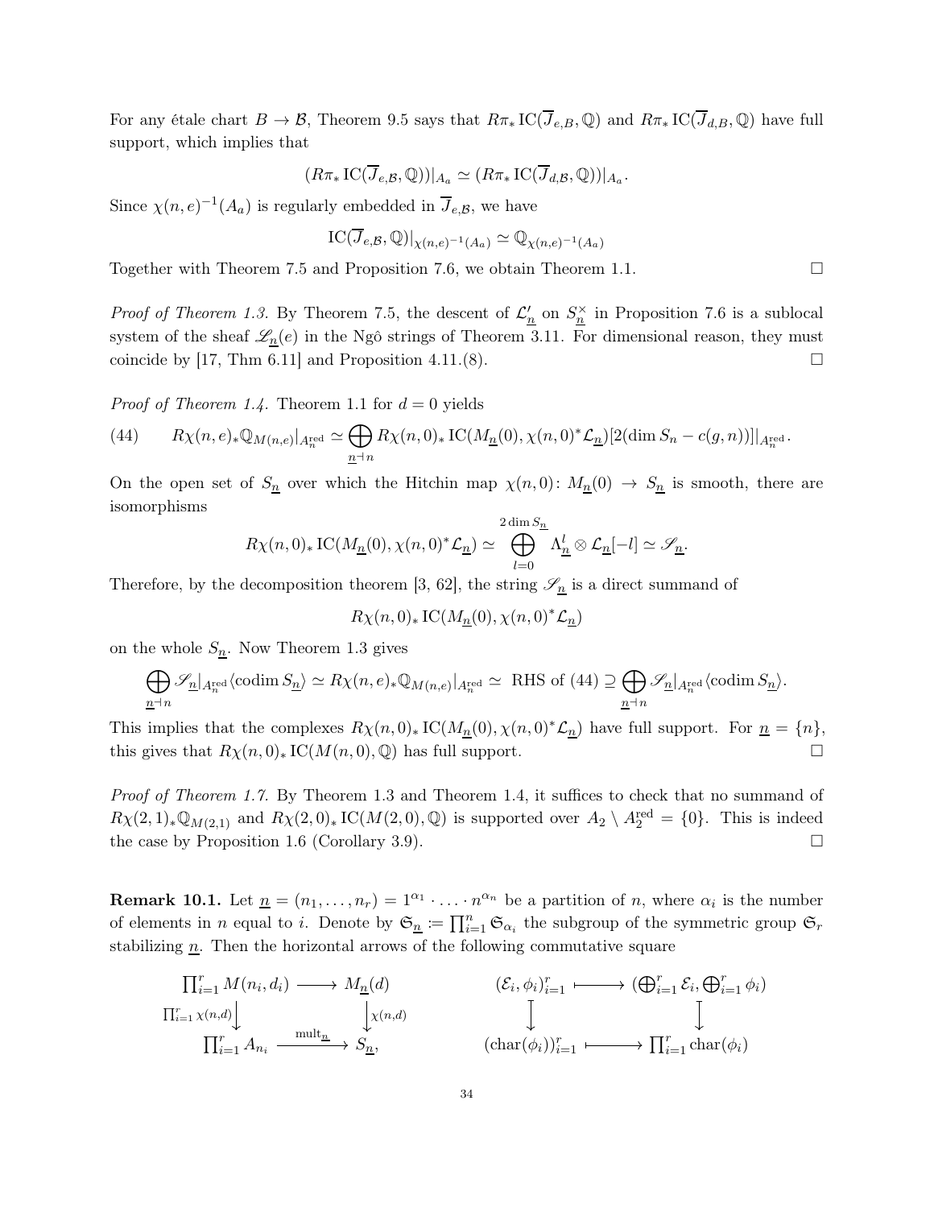For any étale chart $B \to \mathcal{B}$, Theorem 9.5 says that $R\pi_* \operatorname{IC}(\overline{J}_{e,B}, \mathbb{Q})$ and $R\pi_* \operatorname{IC}(\overline{J}_{d,B}, \mathbb{Q})$ have full support, which implies that

$$(R\pi_* \operatorname{IC}(\overline{J}_{e,\mathcal{B}}, \mathbb{Q}))|_{A_a} \simeq (R\pi_* \operatorname{IC}(\overline{J}_{d,\mathcal{B}}, \mathbb{Q}))|_{A_a}.$$

Since $\chi(n,e)^{-1}(A_a)$ is regularly embedded in $\overline{J}_{e,\mathcal{B}}$, we have

$$\operatorname{IC}(\overline{J}_{e,\mathcal{B}}, \mathbb{Q})|_{\chi(n,e)^{-1}(A_a)} \simeq \mathbb{Q}_{\chi(n,e)^{-1}(A_a)}$$

Together with Theorem 7.5 and Proposition 7.6, we obtain Theorem 1.1. $\square$

*Proof of Theorem 1.3.* By Theorem 7.5, the descent of $\mathcal{L}'_{\underline{n}}$ on $S^{\times}_{\underline{n}}$ in Proposition 7.6 is a sublocal system of the sheaf $\mathscr{L}_{\underline{n}}(e)$ in the Ngô strings of Theorem 3.11. For dimensional reason, they must coincide by [17, Thm 6.11] and Proposition 4.11.(8). $\square$

*Proof of Theorem 1.4.* Theorem 1.1 for $d = 0$ yields

$$R\chi(n,e)_* \mathbb{Q}_{M(n,e)}|_{A_n^{\mathrm{red}}} \simeq \bigoplus_{\underline{n} \dashv n} R\chi(n,0)_* \operatorname{IC}(M_{\underline{n}}(0), \chi(n,0)^* \mathcal{L}_{\underline{n}})[2(\dim S_n - c(g,n))]|_{A_n^{\mathrm{red}}}. \tag{44}$$

On the open set of $S_{\underline{n}}$ over which the Hitchin map $\chi(n,0) \colon M_{\underline{n}}(0) \to S_{\underline{n}}$ is smooth, there are isomorphisms

$$R\chi(n,0)_* \operatorname{IC}(M_{\underline{n}}(0), \chi(n,0)^* \mathcal{L}_{\underline{n}}) \simeq \bigoplus_{l=0}^{2\dim S_{\underline{n}}} \Lambda^l_{\underline{n}} \otimes \mathcal{L}_{\underline{n}}[-l] \simeq \mathscr{S}_{\underline{n}}.$$

Therefore, by the decomposition theorem [3, 62], the string $\mathscr{S}_{\underline{n}}$ is a direct summand of

$$R\chi(n,0)_* \operatorname{IC}(M_{\underline{n}}(0), \chi(n,0)^* \mathcal{L}_{\underline{n}})$$

on the whole $S_{\underline{n}}$. Now Theorem 1.3 gives

$$\bigoplus_{\underline{n} \dashv n} \mathscr{S}_{\underline{n}}|_{A_n^{\mathrm{red}}} \langle \operatorname{codim} S_{\underline{n}} \rangle \simeq R\chi(n,e)_* \mathbb{Q}_{M(n,e)}|_{A_n^{\mathrm{red}}} \simeq \text{ RHS of (44)} \supseteq \bigoplus_{\underline{n} \dashv n} \mathscr{S}_{\underline{n}}|_{A_n^{\mathrm{red}}} \langle \operatorname{codim} S_{\underline{n}} \rangle.$$

This implies that the complexes $R\chi(n,0)_* \operatorname{IC}(M_{\underline{n}}(0), \chi(n,0)^* \mathcal{L}_{\underline{n}})$ have full support. For $\underline{n} = \{n\}$, this gives that $R\chi(n,0)_* \operatorname{IC}(M(n,0), \mathbb{Q})$ has full support. $\square$

*Proof of Theorem 1.7.* By Theorem 1.3 and Theorem 1.4, it suffices to check that no summand of $R\chi(2,1)_* \mathbb{Q}_{M(2,1)}$ and $R\chi(2,0)_* \operatorname{IC}(M(2,0), \mathbb{Q})$ is supported over $A_2 \setminus A_2^{\mathrm{red}} = \{0\}$. This is indeed the case by Proposition 1.6 (Corollary 3.9). $\square$

**Remark 10.1.** Let $\underline{n} = (n_1, \ldots, n_r) = 1^{\alpha_1} \cdot \ldots \cdot n^{\alpha_n}$ be a partition of $n$, where $\alpha_i$ is the number of elements in $n$ equal to $i$. Denote by $\mathfrak{S}_{\underline{n}} \coloneqq \prod_{i=1}^n \mathfrak{S}_{\alpha_i}$ the subgroup of the symmetric group $\mathfrak{S}_r$ stabilizing $\underline{n}$. Then the horizontal arrows of the following commutative square

$$\begin{array}{ccc} \prod_{i=1}^r M(n_i, d_i) & \longrightarrow & M_{\underline{n}}(d) \\ \downarrow {\scriptstyle \prod_{i=1}^r \chi(n,d)} & & \downarrow {\scriptstyle \chi(n,d)} \\ \prod_{i=1}^r A_{n_i} & \xrightarrow{\mathrm{mult}_{\underline{n}}} & S_{\underline{n}}, \end{array} \qquad \begin{array}{ccc} (\mathcal{E}_i, \phi_i)_{i=1}^r & \longmapsto & (\bigoplus_{i=1}^r \mathcal{E}_i, \bigoplus_{i=1}^r \phi_i) \\ \downarrow & & \downarrow \\ (\operatorname{char}(\phi_i))_{i=1}^r & \longmapsto & \prod_{i=1}^r \operatorname{char}(\phi_i) \end{array}$$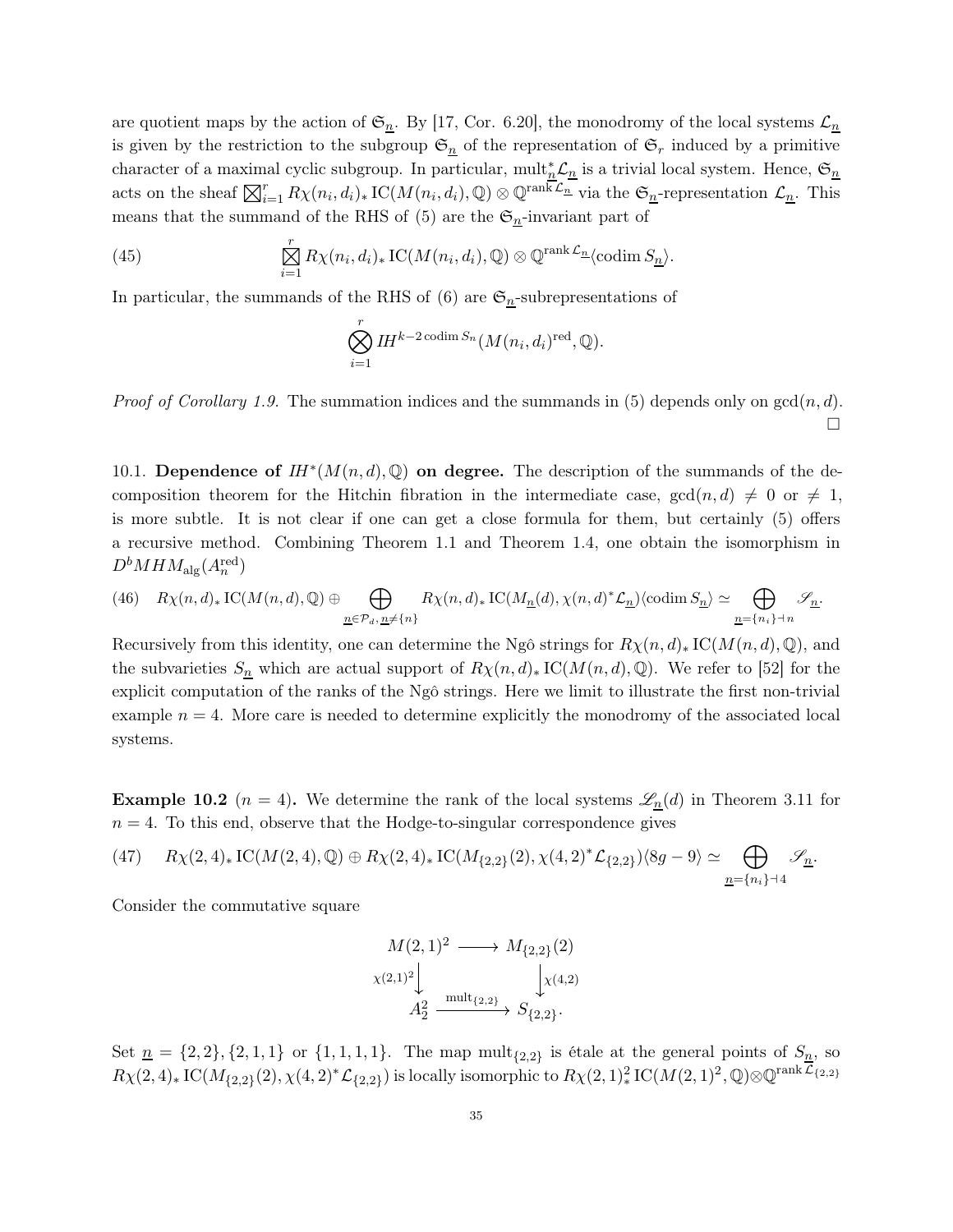are quotient maps by the action of $\mathfrak{S}_{\underline{n}}$. By [17, Cor. 6.20], the monodromy of the local systems $\mathcal{L}_{\underline{n}}$ is given by the restriction to the subgroup $\mathfrak{S}_{\underline{n}}$ of the representation of $\mathfrak{S}_r$ induced by a primitive character of a maximal cyclic subgroup. In particular, $\mathrm{mult}_{\underline{n}}^* \mathcal{L}_{\underline{n}}$ is a trivial local system. Hence, $\mathfrak{S}_{\underline{n}}$ acts on the sheaf $\boxtimes_{i=1}^r R\chi(n_i, d_i)_* \operatorname{IC}(M(n_i,d_i), \mathbb{Q}) \otimes \mathbb{Q}^{\operatorname{rank} \mathcal{L}_{\underline{n}}}$ via the $\mathfrak{S}_{\underline{n}}$-representation $\mathcal{L}_{\underline{n}}$. This means that the summand of the RHS of (5) are the $\mathfrak{S}_{\underline{n}}$-invariant part of

$$\boxtimes_{i=1}^{r} R\chi(n_i, d_i)_* \operatorname{IC}(M(n_i,d_i), \mathbb{Q}) \otimes \mathbb{Q}^{\operatorname{rank} \mathcal{L}_{\underline{n}}} \langle \operatorname{codim} S_{\underline{n}} \rangle. \tag{45}$$

In particular, the summands of the RHS of (6) are $\mathfrak{S}_{\underline{n}}$-subrepresentations of

$$\bigotimes_{i=1}^{r} IH^{k-2\operatorname{codim} S_n}(M(n_i,d_i)^{\mathrm{red}}, \mathbb{Q}).$$

*Proof of Corollary 1.9.* The summation indices and the summands in (5) depends only on $\gcd(n,d)$. $\square$

10.1. **Dependence of $IH^*(M(n,d),\mathbb{Q})$ on degree.** The description of the summands of the decomposition theorem for the Hitchin fibration in the intermediate case, $\gcd(n,d) \neq 0$ or $\neq 1$, is more subtle. It is not clear if one can get a close formula for them, but certainly (5) offers a recursive method. Combining Theorem 1.1 and Theorem 1.4, one obtain the isomorphism in $D^b MHM_{\mathrm{alg}}(A_n^{\mathrm{red}})$

$$R\chi(n,d)_* \operatorname{IC}(M(n,d),\mathbb{Q}) \oplus \bigoplus_{\underline{n}\in \mathcal{P}_d,\, \underline{n}\neq \{n\}} R\chi(n,d)_* \operatorname{IC}(M_{\underline{n}}(d), \chi(n,d)^*\mathcal{L}_{\underline{n}})\langle \operatorname{codim} S_{\underline{n}}\rangle \simeq \bigoplus_{\underline{n}=\{n_i\}\dashv n} \mathscr{S}_{\underline{n}}. \tag{46}$$

Recursively from this identity, one can determine the Ngô strings for $R\chi(n,d)_* \operatorname{IC}(M(n,d),\mathbb{Q})$, and the subvarieties $S_{\underline{n}}$ which are actual support of $R\chi(n,d)_* \operatorname{IC}(M(n,d),\mathbb{Q})$. We refer to [52] for the explicit computation of the ranks of the Ngô strings. Here we limit to illustrate the first non-trivial example $n = 4$. More care is needed to determine explicitly the monodromy of the associated local systems.

**Example 10.2** ($n = 4$)**.** We determine the rank of the local systems $\mathscr{L}_{\underline{n}}(d)$ in Theorem 3.11 for $n = 4$. To this end, observe that the Hodge-to-singular correspondence gives

$$R\chi(2,4)_* \operatorname{IC}(M(2,4),\mathbb{Q}) \oplus R\chi(2,4)_* \operatorname{IC}(M_{\{2,2\}}(2), \chi(4,2)^*\mathcal{L}_{\{2,2\}})\langle 8g-9\rangle \simeq \bigoplus_{\underline{n}=\{n_i\}\dashv 4} \mathscr{S}_{\underline{n}}. \tag{47}$$

Consider the commutative square

$$\begin{array}{ccc} M(2,1)^2 & \longrightarrow & M_{\{2,2\}}(2) \\ \downarrow{\scriptstyle \chi(2,1)^2} & & \downarrow{\scriptstyle \chi(4,2)} \\ A_2^2 & \xrightarrow{\mathrm{mult}_{\{2,2\}}} & S_{\{2,2\}}. \end{array}$$

Set $\underline{n} = \{2,2\}, \{2,1,1\}$ or $\{1,1,1,1\}$. The map $\mathrm{mult}_{\{2,2\}}$ is étale at the general points of $S_{\underline{n}}$, so $R\chi(2,4)_* \operatorname{IC}(M_{\{2,2\}}(2), \chi(4,2)^*\mathcal{L}_{\{2,2\}})$ is locally isomorphic to $R\chi(2,1)^2_* \operatorname{IC}(M(2,1)^2,\mathbb{Q}) \otimes \mathbb{Q}^{\operatorname{rank} \mathcal{L}_{\{2,2\}}}$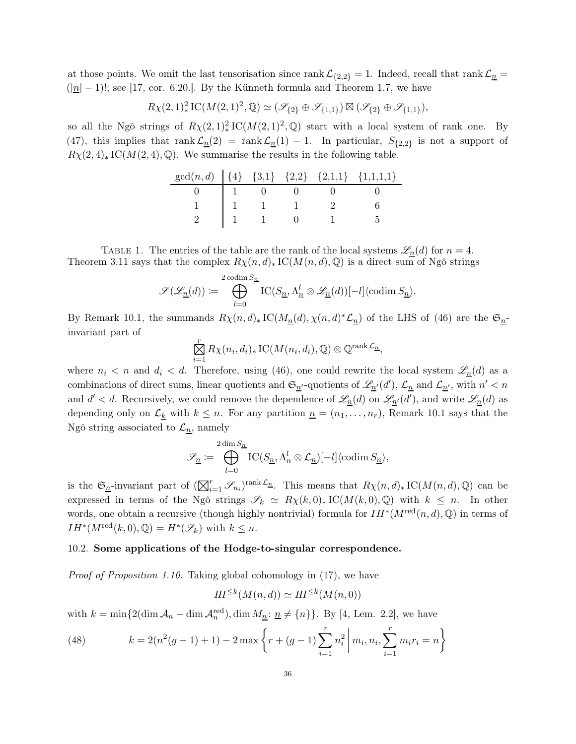at those points. We omit the last tensorisation since $\operatorname{rank} \mathcal{L}_{\{2,2\}} = 1$. Indeed, recall that $\operatorname{rank} \mathcal{L}_{\underline{n}} = (|\underline{n}| - 1)!$; see [17, cor. 6.20.]. By the Künneth formula and Theorem 1.7, we have

$$R\chi(2,1)^2_* \operatorname{IC}(M(2,1)^2, \mathbb{Q}) \simeq (\mathscr{S}_{\{2\}} \oplus \mathscr{S}_{\{1,1\}}) \boxtimes (\mathscr{S}_{\{2\}} \oplus \mathscr{S}_{\{1,1\}}),$$

so all the Ngô strings of $R\chi(2,1)^2_* \operatorname{IC}(M(2,1)^2, \mathbb{Q})$ start with a local system of rank one. By (47), this implies that $\operatorname{rank} \mathcal{L}_{\underline{n}}(2) = \operatorname{rank} \mathcal{L}_{\underline{n}}(1) - 1$. In particular, $S_{\{2,2\}}$ is not a support of $R\chi(2,4)_* \operatorname{IC}(M(2,4), \mathbb{Q})$. We summarise the results in the following table.

| $\gcd(n,d)$ | {4} | {3,1} | {2,2} | {2,1,1} | {1,1,1,1} |
|---|---|---|---|---|---|
| 0 | 1 | 0 | 0 | 0 | 0 |
| 1 | 1 | 1 | 1 | 2 | 6 |
| 2 | 1 | 1 | 0 | 1 | 5 |

Table 1. The entries of the table are the rank of the local systems $\mathscr{L}_{\underline{n}}(d)$ for $n = 4$.

Theorem 3.11 says that the complex $R\chi(n,d)_* \operatorname{IC}(M(n,d), \mathbb{Q})$ is a direct sum of Ngô strings

$$\mathscr{S}(\mathscr{L}_{\underline{n}}(d)) := \bigoplus_{l=0}^{2 \operatorname{codim} S_{\underline{n}}} \operatorname{IC}(S_{\underline{n}}, \Lambda^l_{\underline{n}} \otimes \mathscr{L}_{\underline{n}}(d))[-l]\langle \operatorname{codim} S_{\underline{n}} \rangle.$$

By Remark 10.1, the summands $R\chi(n,d)_* \operatorname{IC}(M_{\underline{n}}(d), \chi(n,d)^* \mathcal{L}_{\underline{n}})$ of the LHS of (46) are the $\mathfrak{S}_{\underline{n}}$-invariant part of

$$\bigboxtimes_{i=1}^{r} R\chi(n_i, d_i)_* \operatorname{IC}(M(n_i, d_i), \mathbb{Q}) \otimes \mathbb{Q}^{\operatorname{rank} \mathcal{L}_{\underline{n}}},$$

where $n_i < n$ and $d_i < d$. Therefore, using (46), one could rewrite the local system $\mathscr{L}_{\underline{n}}(d)$ as a combinations of direct sums, linear quotients and $\mathfrak{S}_{\underline{n}'}$-quotients of $\mathscr{L}_{\underline{n}'}(d')$, $\mathcal{L}_{\underline{n}}$ and $\mathcal{L}_{\underline{n}'}$, with $n' < n$ and $d' < d$. Recursively, we could remove the dependence of $\mathscr{L}_{\underline{n}}(d)$ on $\mathscr{L}_{\underline{n}'}(d')$, and write $\mathscr{L}_{\underline{n}}(d)$ as depending only on $\mathcal{L}_{\underline{k}}$ with $k \leq n$. For any partition $\underline{n} = (n_1, \ldots, n_r)$, Remark 10.1 says that the Ngô string associated to $\mathcal{L}_{\underline{n}}$, namely

$$\mathscr{S}_{\underline{n}} := \bigoplus_{l=0}^{2 \dim S_{\underline{n}}} \operatorname{IC}(S_{\underline{n}}, \Lambda^l_{\underline{n}} \otimes \mathcal{L}_{\underline{n}})[-l]\langle \operatorname{codim} S_{\underline{n}} \rangle,$$

is the $\mathfrak{S}_{\underline{n}}$-invariant part of $(\bigboxtimes_{i=1}^{r} \mathscr{S}_{n_i})^{\operatorname{rank} \mathcal{L}_{\underline{n}}}$. This means that $R\chi(n,d)_* \operatorname{IC}(M(n,d), \mathbb{Q})$ can be expressed in terms of the Ngô strings $\mathscr{S}_k \simeq R\chi(k,0)_* \operatorname{IC}(M(k,0), \mathbb{Q})$ with $k \leq n$. In other words, one obtain a recursive (though highly nontrivial) formula for $IH^*(M^{\mathrm{red}}(n,d), \mathbb{Q})$ in terms of $IH^*(M^{\mathrm{red}}(k,0), \mathbb{Q}) = H^*(\mathscr{S}_k)$ with $k \leq n$.

## 10.2. Some applications of the Hodge-to-singular correspondence.

*Proof of Proposition 1.10.* Taking global cohomology in (17), we have

$$IH^{\leq k}(M(n,d)) \simeq IH^{\leq k}(M(n,0))$$

with $k = \min\{2(\dim \mathcal{A}_n - \dim \mathcal{A}_n^{\mathrm{red}}), \dim M_{\underline{n}} \colon \underline{n} \neq \{n\}\}$. By [4, Lem. 2.2], we have

$$k = 2(n^2(g-1)+1) - 2\max\left\{ r + (g-1)\sum_{i=1}^{r} n_i^2 \,\middle|\, m_i, n_i, \sum_{i=1}^{r} m_i r_i = n \right\} \tag{48}$$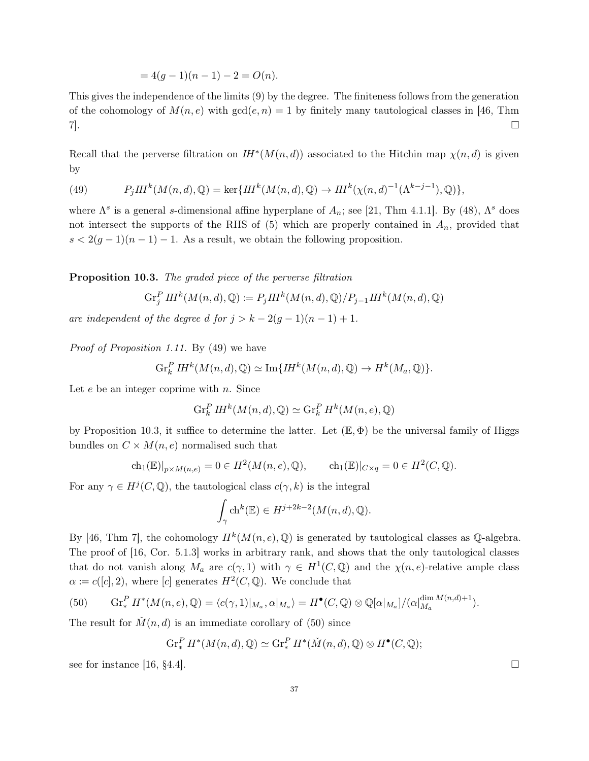$$= 4(g-1)(n-1) - 2 = O(n).$$

This gives the independence of the limits (9) by the degree. The finiteness follows from the generation of the cohomology of $M(n,e)$ with $\gcd(e,n) = 1$ by finitely many tautological classes in [46, Thm 7]. $\square$

Recall that the perverse filtration on $IH^*(M(n,d))$ associated to the Hitchin map $\chi(n,d)$ is given by

$$P_j IH^k(M(n,d),\mathbb{Q}) = \ker\{IH^k(M(n,d),\mathbb{Q}) \to IH^k(\chi(n,d)^{-1}(\Lambda^{k-j-1}),\mathbb{Q})\}, \tag{49}$$

where $\Lambda^s$ is a general $s$-dimensional affine hyperplane of $A_n$; see [21, Thm 4.1.1]. By (48), $\Lambda^s$ does not intersect the supports of the RHS of (5) which are properly contained in $A_n$, provided that $s < 2(g-1)(n-1) - 1$. As a result, we obtain the following proposition.

**Proposition 10.3.** *The graded piece of the perverse filtration*

$$\mathrm{Gr}^P_j\, IH^k(M(n,d),\mathbb{Q}) := P_j IH^k(M(n,d),\mathbb{Q})/P_{j-1} IH^k(M(n,d),\mathbb{Q})$$

*are independent of the degree $d$ for $j > k - 2(g-1)(n-1) + 1$.*

*Proof of Proposition 1.11.* By (49) we have

$$\mathrm{Gr}^P_k\, IH^k(M(n,d),\mathbb{Q}) \simeq \mathrm{Im}\{IH^k(M(n,d),\mathbb{Q}) \to H^k(M_a,\mathbb{Q})\}.$$

Let $e$ be an integer coprime with $n$. Since

$$\mathrm{Gr}^P_k\, IH^k(M(n,d),\mathbb{Q}) \simeq \mathrm{Gr}^P_k\, H^k(M(n,e),\mathbb{Q})$$

by Proposition 10.3, it suffice to determine the latter. Let $(\mathbb{E},\Phi)$ be the universal family of Higgs bundles on $C \times M(n,e)$ normalised such that

$$\mathrm{ch}_1(\mathbb{E})|_{p\times M(n,e)} = 0 \in H^2(M(n,e),\mathbb{Q}), \qquad \mathrm{ch}_1(\mathbb{E})|_{C\times q} = 0 \in H^2(C,\mathbb{Q}).$$

For any $\gamma \in H^j(C,\mathbb{Q})$, the tautological class $c(\gamma,k)$ is the integral

$$\int_\gamma \mathrm{ch}^k(\mathbb{E}) \in H^{j+2k-2}(M(n,d),\mathbb{Q}).$$

By [46, Thm 7], the cohomology $H^k(M(n,e),\mathbb{Q})$ is generated by tautological classes as $\mathbb{Q}$-algebra. The proof of [16, Cor. 5.1.3] works in arbitrary rank, and shows that the only tautological classes that do not vanish along $M_a$ are $c(\gamma,1)$ with $\gamma \in H^1(C,\mathbb{Q})$ and the $\chi(n,e)$-relative ample class $\alpha := c([c],2)$, where $[c]$ generates $H^2(C,\mathbb{Q})$. We conclude that

$$\mathrm{Gr}^P_*\, H^*(M(n,e),\mathbb{Q}) = \langle c(\gamma,1)|_{M_a}, \alpha|_{M_a}\rangle = H^\bullet(C,\mathbb{Q}) \otimes \mathbb{Q}[\alpha|_{M_a}]/(\alpha|_{M_a}^{\dim M(n,d)+1}). \tag{50}$$

The result for $\check{M}(n,d)$ is an immediate corollary of (50) since

$$\mathrm{Gr}^P_*\, H^*(M(n,d),\mathbb{Q}) \simeq \mathrm{Gr}^P_*\, H^*(\check{M}(n,d),\mathbb{Q}) \otimes H^\bullet(C,\mathbb{Q});$$

see for instance [16, §4.4]. $\square$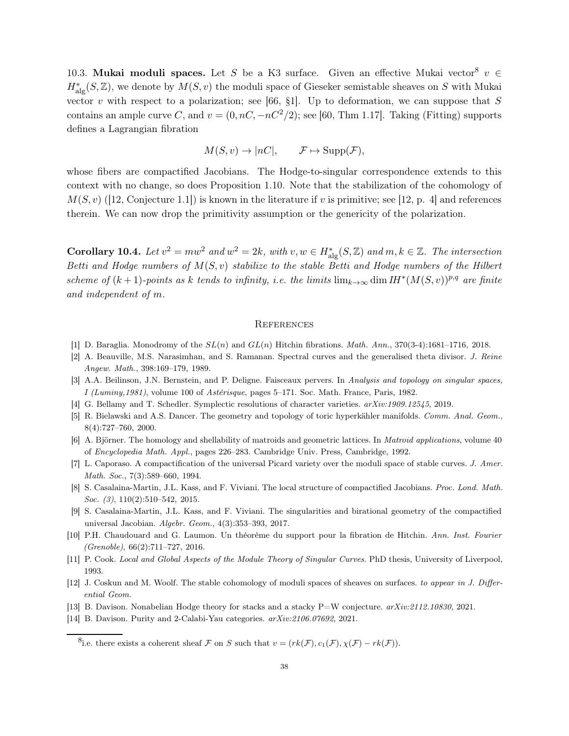10.3. **Mukai moduli spaces.** Let $S$ be a K3 surface. Given an effective Mukai vector[8] $v \in H^*_{\mathrm{alg}}(S, \mathbb{Z})$, we denote by $M(S, v)$ the moduli space of Gieseker semistable sheaves on $S$ with Mukai vector $v$ with respect to a polarization; see [66, §1]. Up to deformation, we can suppose that $S$ contains an ample curve $C$, and $v = (0, nC, -nC^2/2)$; see [60, Thm 1.17]. Taking (Fitting) supports defines a Lagrangian fibration

$$M(S, v) \to |nC|, \qquad \mathcal{F} \mapsto \mathrm{Supp}(\mathcal{F}),$$

whose fibers are compactified Jacobians. The Hodge-to-singular correspondence extends to this context with no change, so does Proposition 1.10. Note that the stabilization of the cohomology of $M(S, v)$ ([12, Conjecture 1.1]) is known in the literature if $v$ is primitive; see [12, p. 4] and references therein. We can now drop the primitivity assumption or the genericity of the polarization.

**Corollary 10.4.** *Let $v^2 = mw^2$ and $w^2 = 2k$, with $v, w \in H^*_{\mathrm{alg}}(S, \mathbb{Z})$ and $m, k \in \mathbb{Z}$. The intersection Betti and Hodge numbers of $M(S, v)$ stabilize to the stable Betti and Hodge numbers of the Hilbert scheme of $(k+1)$-points as $k$ tends to infinity, i.e. the limits $\lim_{k\to\infty} \dim IH^*(M(S, v))^{p,q}$ are finite and independent of $m$.*

## References

[1] D. Baraglia. Monodromy of the $SL(n)$ and $GL(n)$ Hitchin fibrations. *Math. Ann.*, 370(3-4):1681–1716, 2018.

[2] A. Beauville, M.S. Narasimhan, and S. Ramanan. Spectral curves and the generalised theta divisor. *J. Reine Angew. Math.*, 398:169–179, 1989.

[3] A.A. Beilinson, J.N. Bernstein, and P. Deligne. Faisceaux pervers. In *Analysis and topology on singular spaces, I (Luminy,1981)*, volume 100 of *Astérisque*, pages 5–171. Soc. Math. France, Paris, 1982.

[4] G. Bellamy and T. Schedler. Symplectic resolutions of character varieties. *arXiv:1909.12545*, 2019.

[5] R. Bielawski and A.S. Dancer. The geometry and topology of toric hyperkähler manifolds. *Comm. Anal. Geom.*, 8(4):727–760, 2000.

[6] A. Björner. The homology and shellability of matroids and geometric lattices. In *Matroid applications*, volume 40 of *Encyclopedia Math. Appl.*, pages 226–283. Cambridge Univ. Press, Cambridge, 1992.

[7] L. Caporaso. A compactification of the universal Picard variety over the moduli space of stable curves. *J. Amer. Math. Soc.*, 7(3):589–660, 1994.

[8] S. Casalaina-Martin, J.L. Kass, and F. Viviani. The local structure of compactified Jacobians. *Proc. Lond. Math. Soc. (3)*, 110(2):510–542, 2015.

[9] S. Casalaina-Martin, J.L. Kass, and F. Viviani. The singularities and birational geometry of the compactified universal Jacobian. *Algebr. Geom.*, 4(3):353–393, 2017.

[10] P.H. Chaudouard and G. Laumon. Un théorème du support pour la fibration de Hitchin. *Ann. Inst. Fourier (Grenoble)*, 66(2):711–727, 2016.

[11] P. Cook. *Local and Global Aspects of the Module Theory of Singular Curves*. PhD thesis, University of Liverpool, 1993.

[12] J. Coskun and M. Woolf. The stable cohomology of moduli spaces of sheaves on surfaces. *to appear in J. Differential Geom.*

[13] B. Davison. Nonabelian Hodge theory for stacks and a stacky P=W conjecture. *arXiv:2112.10830*, 2021.

[14] B. Davison. Purity and 2-Calabi-Yau categories. *arXiv:2106.07692*, 2021.

[8] i.e. there exists a coherent sheaf $\mathcal{F}$ on $S$ such that $v = (rk(\mathcal{F}), c_1(\mathcal{F}), \chi(\mathcal{F}) - rk(\mathcal{F}))$.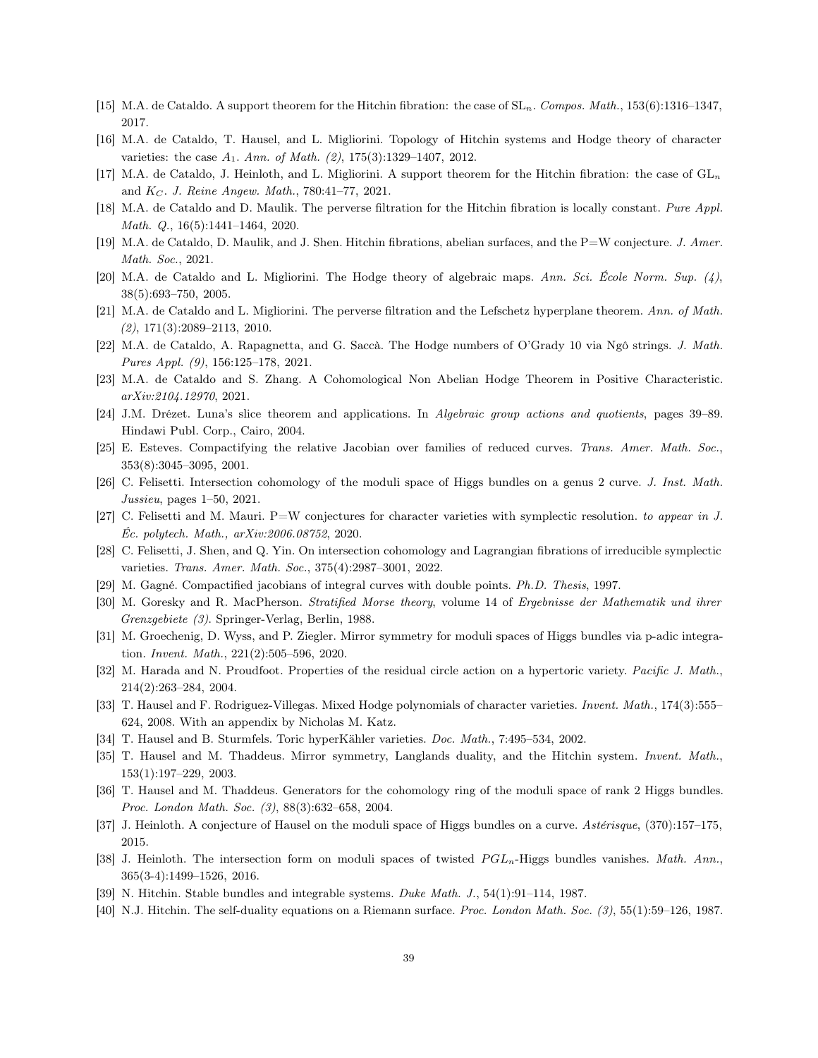[15] M.A. de Cataldo. A support theorem for the Hitchin fibration: the case of $\mathrm{SL}_n$. *Compos. Math.*, 153(6):1316–1347, 2017.

[16] M.A. de Cataldo, T. Hausel, and L. Migliorini. Topology of Hitchin systems and Hodge theory of character varieties: the case $A_1$. *Ann. of Math. (2)*, 175(3):1329–1407, 2012.

[17] M.A. de Cataldo, J. Heinloth, and L. Migliorini. A support theorem for the Hitchin fibration: the case of $\mathrm{GL}_n$ and $K_C$. *J. Reine Angew. Math.*, 780:41–77, 2021.

[18] M.A. de Cataldo and D. Maulik. The perverse filtration for the Hitchin fibration is locally constant. *Pure Appl. Math. Q.*, 16(5):1441–1464, 2020.

[19] M.A. de Cataldo, D. Maulik, and J. Shen. Hitchin fibrations, abelian surfaces, and the P=W conjecture. *J. Amer. Math. Soc.*, 2021.

[20] M.A. de Cataldo and L. Migliorini. The Hodge theory of algebraic maps. *Ann. Sci. École Norm. Sup. (4)*, 38(5):693–750, 2005.

[21] M.A. de Cataldo and L. Migliorini. The perverse filtration and the Lefschetz hyperplane theorem. *Ann. of Math. (2)*, 171(3):2089–2113, 2010.

[22] M.A. de Cataldo, A. Rapagnetta, and G. Saccà. The Hodge numbers of O'Grady 10 via Ngô strings. *J. Math. Pures Appl. (9)*, 156:125–178, 2021.

[23] M.A. de Cataldo and S. Zhang. A Cohomological Non Abelian Hodge Theorem in Positive Characteristic. *arXiv:2104.12970*, 2021.

[24] J.M. Drézet. Luna's slice theorem and applications. In *Algebraic group actions and quotients*, pages 39–89. Hindawi Publ. Corp., Cairo, 2004.

[25] E. Esteves. Compactifying the relative Jacobian over families of reduced curves. *Trans. Amer. Math. Soc.*, 353(8):3045–3095, 2001.

[26] C. Felisetti. Intersection cohomology of the moduli space of Higgs bundles on a genus 2 curve. *J. Inst. Math. Jussieu*, pages 1–50, 2021.

[27] C. Felisetti and M. Mauri. P=W conjectures for character varieties with symplectic resolution. *to appear in J. Éc. polytech. Math., arXiv:2006.08752*, 2020.

[28] C. Felisetti, J. Shen, and Q. Yin. On intersection cohomology and Lagrangian fibrations of irreducible symplectic varieties. *Trans. Amer. Math. Soc.*, 375(4):2987–3001, 2022.

[29] M. Gagné. Compactified jacobians of integral curves with double points. *Ph.D. Thesis*, 1997.

[30] M. Goresky and R. MacPherson. *Stratified Morse theory*, volume 14 of *Ergebnisse der Mathematik und ihrer Grenzgebiete (3)*. Springer-Verlag, Berlin, 1988.

[31] M. Groechenig, D. Wyss, and P. Ziegler. Mirror symmetry for moduli spaces of Higgs bundles via p-adic integration. *Invent. Math.*, 221(2):505–596, 2020.

[32] M. Harada and N. Proudfoot. Properties of the residual circle action on a hypertoric variety. *Pacific J. Math.*, 214(2):263–284, 2004.

[33] T. Hausel and F. Rodriguez-Villegas. Mixed Hodge polynomials of character varieties. *Invent. Math.*, 174(3):555–624, 2008. With an appendix by Nicholas M. Katz.

[34] T. Hausel and B. Sturmfels. Toric hyperKähler varieties. *Doc. Math.*, 7:495–534, 2002.

[35] T. Hausel and M. Thaddeus. Mirror symmetry, Langlands duality, and the Hitchin system. *Invent. Math.*, 153(1):197–229, 2003.

[36] T. Hausel and M. Thaddeus. Generators for the cohomology ring of the moduli space of rank 2 Higgs bundles. *Proc. London Math. Soc. (3)*, 88(3):632–658, 2004.

[37] J. Heinloth. A conjecture of Hausel on the moduli space of Higgs bundles on a curve. *Astérisque*, (370):157–175, 2015.

[38] J. Heinloth. The intersection form on moduli spaces of twisted $PGL_n$-Higgs bundles vanishes. *Math. Ann.*, 365(3-4):1499–1526, 2016.

[39] N. Hitchin. Stable bundles and integrable systems. *Duke Math. J.*, 54(1):91–114, 1987.

[40] N.J. Hitchin. The self-duality equations on a Riemann surface. *Proc. London Math. Soc. (3)*, 55(1):59–126, 1987.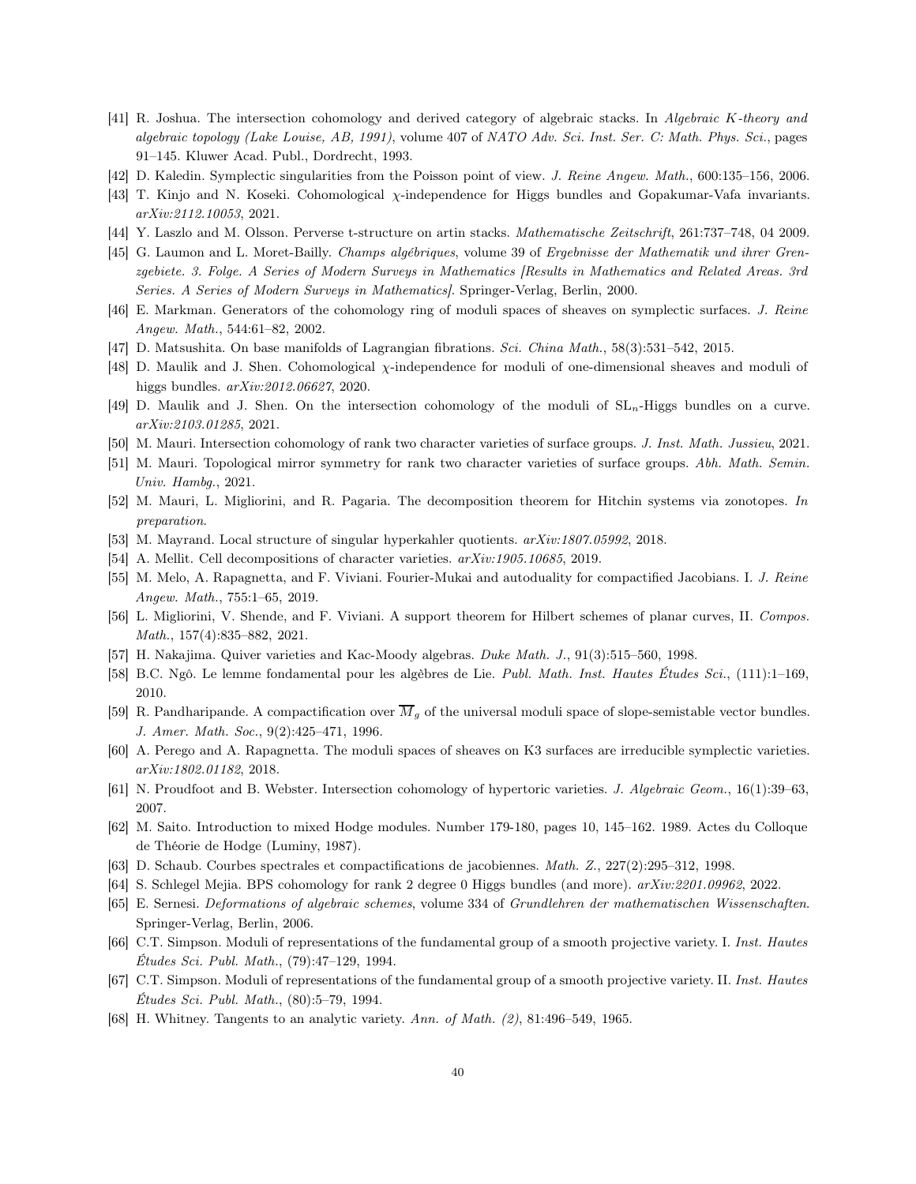- [41] R. Joshua. The intersection cohomology and derived category of algebraic stacks. In *Algebraic K-theory and algebraic topology (Lake Louise, AB, 1991)*, volume 407 of *NATO Adv. Sci. Inst. Ser. C: Math. Phys. Sci.*, pages 91–145. Kluwer Acad. Publ., Dordrecht, 1993.
- [42] D. Kaledin. Symplectic singularities from the Poisson point of view. *J. Reine Angew. Math.*, 600:135–156, 2006.
- [43] T. Kinjo and N. Koseki. Cohomological $\chi$-independence for Higgs bundles and Gopakumar-Vafa invariants. *arXiv:2112.10053*, 2021.
- [44] Y. Laszlo and M. Olsson. Perverse t-structure on artin stacks. *Mathematische Zeitschrift*, 261:737–748, 04 2009.
- [45] G. Laumon and L. Moret-Bailly. *Champs algébriques*, volume 39 of *Ergebnisse der Mathematik und ihrer Grenzgebiete. 3. Folge. A Series of Modern Surveys in Mathematics [Results in Mathematics and Related Areas. 3rd Series. A Series of Modern Surveys in Mathematics]*. Springer-Verlag, Berlin, 2000.
- [46] E. Markman. Generators of the cohomology ring of moduli spaces of sheaves on symplectic surfaces. *J. Reine Angew. Math.*, 544:61–82, 2002.
- [47] D. Matsushita. On base manifolds of Lagrangian fibrations. *Sci. China Math.*, 58(3):531–542, 2015.
- [48] D. Maulik and J. Shen. Cohomological $\chi$-independence for moduli of one-dimensional sheaves and moduli of higgs bundles. *arXiv:2012.06627*, 2020.
- [49] D. Maulik and J. Shen. On the intersection cohomology of the moduli of $\mathrm{SL}_n$-Higgs bundles on a curve. *arXiv:2103.01285*, 2021.
- [50] M. Mauri. Intersection cohomology of rank two character varieties of surface groups. *J. Inst. Math. Jussieu*, 2021.
- [51] M. Mauri. Topological mirror symmetry for rank two character varieties of surface groups. *Abh. Math. Semin. Univ. Hambg.*, 2021.
- [52] M. Mauri, L. Migliorini, and R. Pagaria. The decomposition theorem for Hitchin systems via zonotopes. *In preparation*.
- [53] M. Mayrand. Local structure of singular hyperkahler quotients. *arXiv:1807.05992*, 2018.
- [54] A. Mellit. Cell decompositions of character varieties. *arXiv:1905.10685*, 2019.
- [55] M. Melo, A. Rapagnetta, and F. Viviani. Fourier-Mukai and autoduality for compactified Jacobians. I. *J. Reine Angew. Math.*, 755:1–65, 2019.
- [56] L. Migliorini, V. Shende, and F. Viviani. A support theorem for Hilbert schemes of planar curves, II. *Compos. Math.*, 157(4):835–882, 2021.
- [57] H. Nakajima. Quiver varieties and Kac-Moody algebras. *Duke Math. J.*, 91(3):515–560, 1998.
- [58] B.C. Ngô. Le lemme fondamental pour les algèbres de Lie. *Publ. Math. Inst. Hautes Études Sci.*, (111):1–169, 2010.
- [59] R. Pandharipande. A compactification over $\overline{M}_g$ of the universal moduli space of slope-semistable vector bundles. *J. Amer. Math. Soc.*, 9(2):425–471, 1996.
- [60] A. Perego and A. Rapagnetta. The moduli spaces of sheaves on K3 surfaces are irreducible symplectic varieties. *arXiv:1802.01182*, 2018.
- [61] N. Proudfoot and B. Webster. Intersection cohomology of hypertoric varieties. *J. Algebraic Geom.*, 16(1):39–63, 2007.
- [62] M. Saito. Introduction to mixed Hodge modules. Number 179-180, pages 10, 145–162. 1989. Actes du Colloque de Théorie de Hodge (Luminy, 1987).
- [63] D. Schaub. Courbes spectrales et compactifications de jacobiennes. *Math. Z.*, 227(2):295–312, 1998.
- [64] S. Schlegel Mejia. BPS cohomology for rank 2 degree 0 Higgs bundles (and more). *arXiv:2201.09962*, 2022.
- [65] E. Sernesi. *Deformations of algebraic schemes*, volume 334 of *Grundlehren der mathematischen Wissenschaften*. Springer-Verlag, Berlin, 2006.
- [66] C.T. Simpson. Moduli of representations of the fundamental group of a smooth projective variety. I. *Inst. Hautes Études Sci. Publ. Math.*, (79):47–129, 1994.
- [67] C.T. Simpson. Moduli of representations of the fundamental group of a smooth projective variety. II. *Inst. Hautes Études Sci. Publ. Math.*, (80):5–79, 1994.
- [68] H. Whitney. Tangents to an analytic variety. *Ann. of Math. (2)*, 81:496–549, 1965.